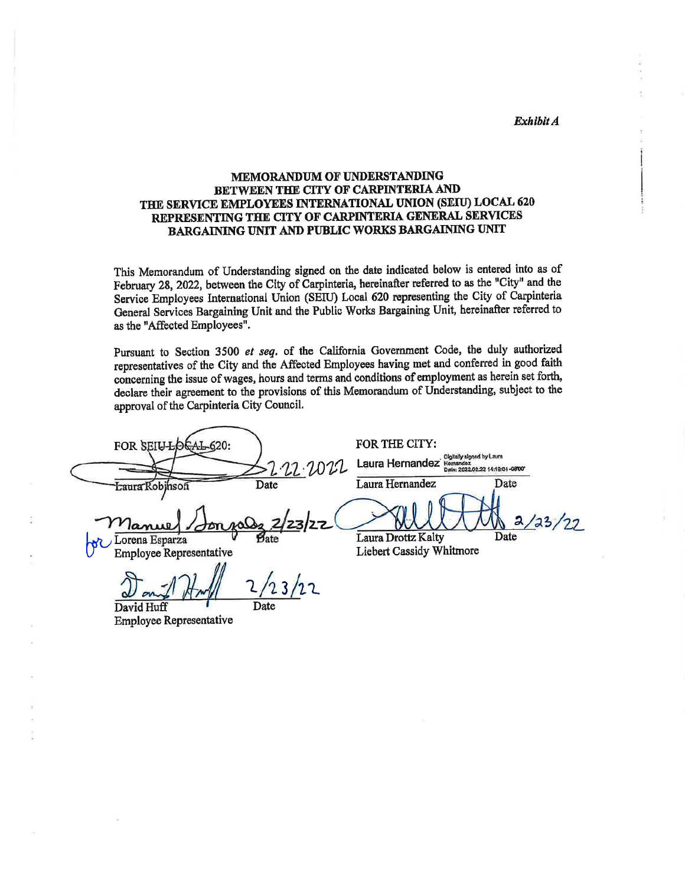*Exhibit A*

**MEMORANDUM OF UNDERSTANDING**
**BETWEEN THE CITY OF CARPINTERIA AND**
**THE SERVICE EMPLOYEES INTERNATIONAL UNION (SEIU) LOCAL 620**
**REPRESENTING THE CITY OF CARPINTERIA GENERAL SERVICES**
**BARGAINING UNIT AND PUBLIC WORKS BARGAINING UNIT**

This Memorandum of Understanding signed on the date indicated below is entered into as of February 28, 2022, between the City of Carpinteria, hereinafter referred to as the "City" and the Service Employees International Union (SEIU) Local 620 representing the City of Carpinteria General Services Bargaining Unit and the Public Works Bargaining Unit, hereinafter referred to as the "Affected Employees".

Pursuant to Section 3500 *et seq.* of the California Government Code, the duly authorized representatives of the City and the Affected Employees having met and conferred in good faith concerning the issue of wages, hours and terms and conditions of employment as herein set forth, declare their agreement to the provisions of this Memorandum of Understanding, subject to the approval of the Carpinteria City Council.

| FOR SEIU LOCAL 620: | | FOR THE CITY: | |
|---|---|---|---|
| 2.22.2022 | | Laura Hernandez (Digitally signed by Laura Hernandez Date: 2022.02.22 14:18:04 -08'00') | |
| Laura Robinson | Date | Laura Hernandez | Date |
| Manuel Gonzalez 2/23/22 | | | 2/23/22 |
| for Lorena Esparza, Employee Representative | Date | Laura Drottz Kalty, Liebert Cassidy Whitmore | Date |
| 2/23/22 | | | |
| David Huff, Employee Representative | Date | | |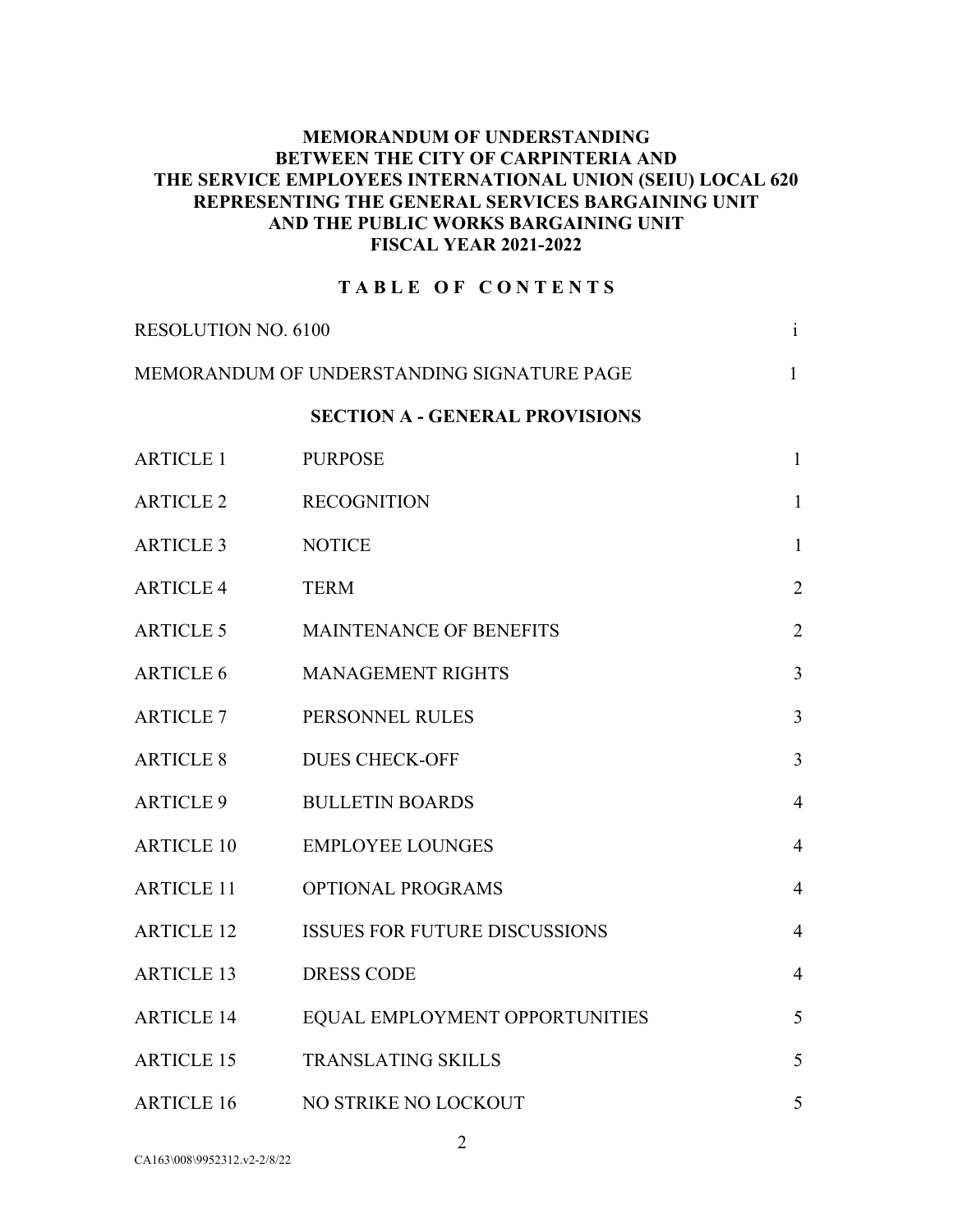**MEMORANDUM OF UNDERSTANDING**
**BETWEEN THE CITY OF CARPINTERIA AND**
**THE SERVICE EMPLOYEES INTERNATIONAL UNION (SEIU) LOCAL 620**
**REPRESENTING THE GENERAL SERVICES BARGAINING UNIT**
**AND THE PUBLIC WORKS BARGAINING UNIT**
**FISCAL YEAR 2021-2022**

## T A B L E O F C O N T E N T S

| | | |
|---|---|---|
| RESOLUTION NO. 6100 | | i |
| MEMORANDUM OF UNDERSTANDING SIGNATURE PAGE | | 1 |
| | **SECTION A - GENERAL PROVISIONS** | |
| ARTICLE 1 | PURPOSE | 1 |
| ARTICLE 2 | RECOGNITION | 1 |
| ARTICLE 3 | NOTICE | 1 |
| ARTICLE 4 | TERM | 2 |
| ARTICLE 5 | MAINTENANCE OF BENEFITS | 2 |
| ARTICLE 6 | MANAGEMENT RIGHTS | 3 |
| ARTICLE 7 | PERSONNEL RULES | 3 |
| ARTICLE 8 | DUES CHECK-OFF | 3 |
| ARTICLE 9 | BULLETIN BOARDS | 4 |
| ARTICLE 10 | EMPLOYEE LOUNGES | 4 |
| ARTICLE 11 | OPTIONAL PROGRAMS | 4 |
| ARTICLE 12 | ISSUES FOR FUTURE DISCUSSIONS | 4 |
| ARTICLE 13 | DRESS CODE | 4 |
| ARTICLE 14 | EQUAL EMPLOYMENT OPPORTUNITIES | 5 |
| ARTICLE 15 | TRANSLATING SKILLS | 5 |
| ARTICLE 16 | NO STRIKE NO LOCKOUT | 5 |

CA163\008\9952312.v2-2/8/22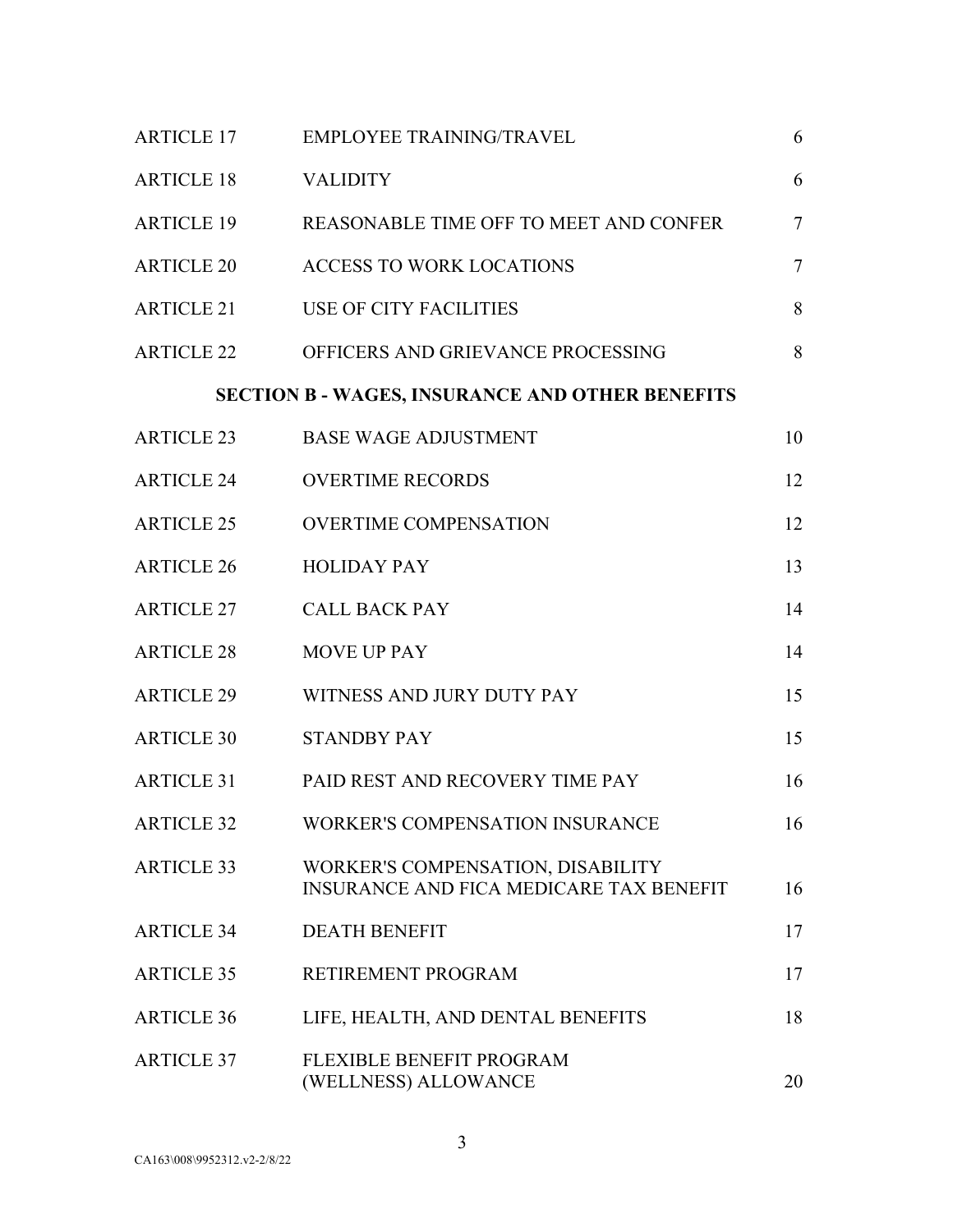| | | |
|---|---|---|
| ARTICLE 17 | EMPLOYEE TRAINING/TRAVEL | 6 |
| ARTICLE 18 | VALIDITY | 6 |
| ARTICLE 19 | REASONABLE TIME OFF TO MEET AND CONFER | 7 |
| ARTICLE 20 | ACCESS TO WORK LOCATIONS | 7 |
| ARTICLE 21 | USE OF CITY FACILITIES | 8 |
| ARTICLE 22 | OFFICERS AND GRIEVANCE PROCESSING | 8 |

**SECTION B - WAGES, INSURANCE AND OTHER BENEFITS**

| | | |
|---|---|---|
| ARTICLE 23 | BASE WAGE ADJUSTMENT | 10 |
| ARTICLE 24 | OVERTIME RECORDS | 12 |
| ARTICLE 25 | OVERTIME COMPENSATION | 12 |
| ARTICLE 26 | HOLIDAY PAY | 13 |
| ARTICLE 27 | CALL BACK PAY | 14 |
| ARTICLE 28 | MOVE UP PAY | 14 |
| ARTICLE 29 | WITNESS AND JURY DUTY PAY | 15 |
| ARTICLE 30 | STANDBY PAY | 15 |
| ARTICLE 31 | PAID REST AND RECOVERY TIME PAY | 16 |
| ARTICLE 32 | WORKER'S COMPENSATION INSURANCE | 16 |
| ARTICLE 33 | WORKER'S COMPENSATION, DISABILITY INSURANCE AND FICA MEDICARE TAX BENEFIT | 16 |
| ARTICLE 34 | DEATH BENEFIT | 17 |
| ARTICLE 35 | RETIREMENT PROGRAM | 17 |
| ARTICLE 36 | LIFE, HEALTH, AND DENTAL BENEFITS | 18 |
| ARTICLE 37 | FLEXIBLE BENEFIT PROGRAM (WELLNESS) ALLOWANCE | 20 |

CA163\008\9952312.v2-2/8/22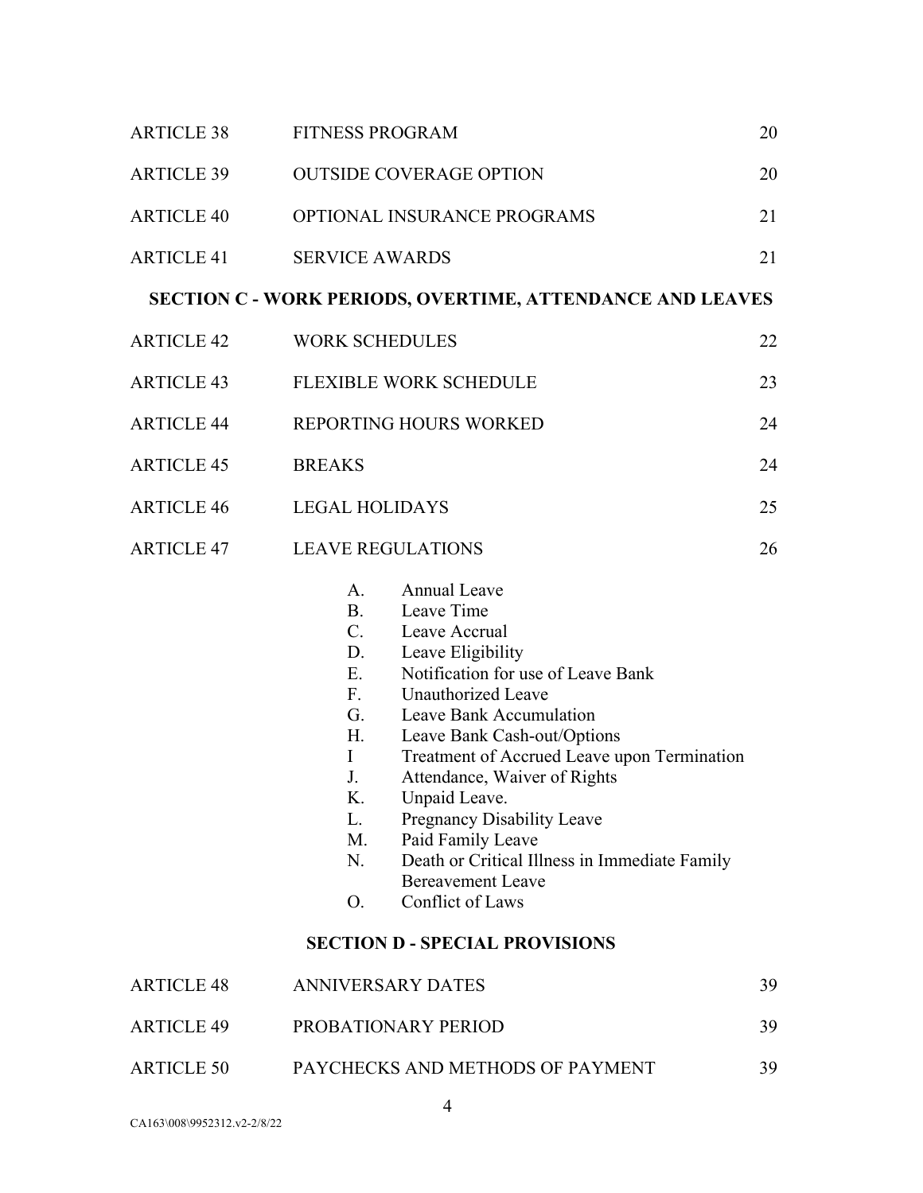| | | |
|---|---|---|
| ARTICLE 38 | FITNESS PROGRAM | 20 |
| ARTICLE 39 | OUTSIDE COVERAGE OPTION | 20 |
| ARTICLE 40 | OPTIONAL INSURANCE PROGRAMS | 21 |
| ARTICLE 41 | SERVICE AWARDS | 21 |

**SECTION C - WORK PERIODS, OVERTIME, ATTENDANCE AND LEAVES**

| | | |
|---|---|---|
| ARTICLE 42 | WORK SCHEDULES | 22 |
| ARTICLE 43 | FLEXIBLE WORK SCHEDULE | 23 |
| ARTICLE 44 | REPORTING HOURS WORKED | 24 |
| ARTICLE 45 | BREAKS | 24 |
| ARTICLE 46 | LEGAL HOLIDAYS | 25 |
| ARTICLE 47 | LEAVE REGULATIONS | 26 |

A. Annual Leave
B. Leave Time
C. Leave Accrual
D. Leave Eligibility
E. Notification for use of Leave Bank
F. Unauthorized Leave
G. Leave Bank Accumulation
H. Leave Bank Cash-out/Options
I Treatment of Accrued Leave upon Termination
J. Attendance, Waiver of Rights
K. Unpaid Leave.
L. Pregnancy Disability Leave
M. Paid Family Leave
N. Death or Critical Illness in Immediate Family Bereavement Leave
O. Conflict of Laws

**SECTION D - SPECIAL PROVISIONS**

| | | |
|---|---|---|
| ARTICLE 48 | ANNIVERSARY DATES | 39 |
| ARTICLE 49 | PROBATIONARY PERIOD | 39 |
| ARTICLE 50 | PAYCHECKS AND METHODS OF PAYMENT | 39 |

CA163\008\9952312.v2-2/8/22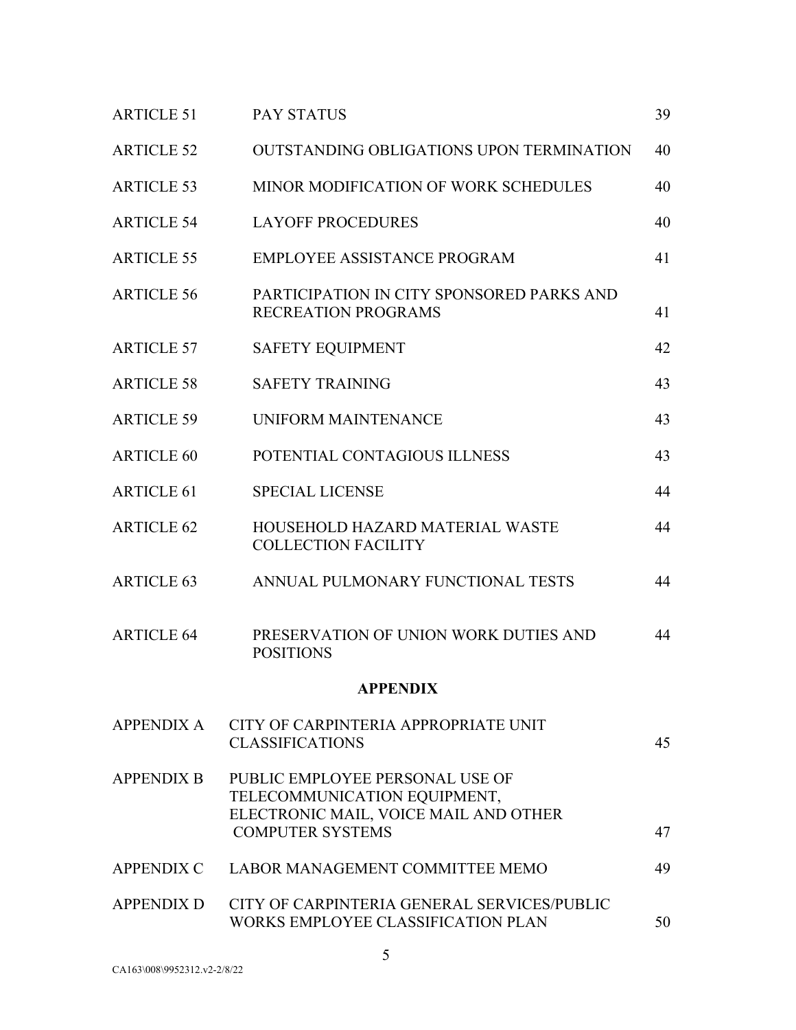| | | |
|---|---|---|
| ARTICLE 51 | PAY STATUS | 39 |
| ARTICLE 52 | OUTSTANDING OBLIGATIONS UPON TERMINATION | 40 |
| ARTICLE 53 | MINOR MODIFICATION OF WORK SCHEDULES | 40 |
| ARTICLE 54 | LAYOFF PROCEDURES | 40 |
| ARTICLE 55 | EMPLOYEE ASSISTANCE PROGRAM | 41 |
| ARTICLE 56 | PARTICIPATION IN CITY SPONSORED PARKS AND RECREATION PROGRAMS | 41 |
| ARTICLE 57 | SAFETY EQUIPMENT | 42 |
| ARTICLE 58 | SAFETY TRAINING | 43 |
| ARTICLE 59 | UNIFORM MAINTENANCE | 43 |
| ARTICLE 60 | POTENTIAL CONTAGIOUS ILLNESS | 43 |
| ARTICLE 61 | SPECIAL LICENSE | 44 |
| ARTICLE 62 | HOUSEHOLD HAZARD MATERIAL WASTE COLLECTION FACILITY | 44 |
| ARTICLE 63 | ANNUAL PULMONARY FUNCTIONAL TESTS | 44 |
| ARTICLE 64 | PRESERVATION OF UNION WORK DUTIES AND POSITIONS | 44 |

**APPENDIX**

| | | |
|---|---|---|
| APPENDIX A | CITY OF CARPINTERIA APPROPRIATE UNIT CLASSIFICATIONS | 45 |
| APPENDIX B | PUBLIC EMPLOYEE PERSONAL USE OF TELECOMMUNICATION EQUIPMENT, ELECTRONIC MAIL, VOICE MAIL AND OTHER COMPUTER SYSTEMS | 47 |
| APPENDIX C | LABOR MANAGEMENT COMMITTEE MEMO | 49 |
| APPENDIX D | CITY OF CARPINTERIA GENERAL SERVICES/PUBLIC WORKS EMPLOYEE CLASSIFICATION PLAN | 50 |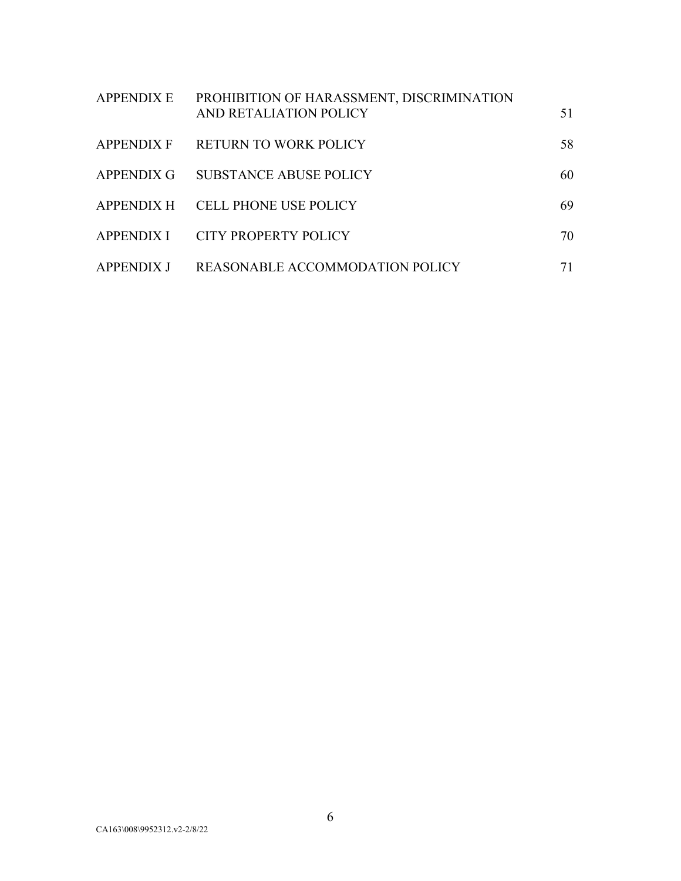| | | |
|---|---|---|
| APPENDIX E | PROHIBITION OF HARASSMENT, DISCRIMINATION AND RETALIATION POLICY | 51 |
| APPENDIX F | RETURN TO WORK POLICY | 58 |
| APPENDIX G | SUBSTANCE ABUSE POLICY | 60 |
| APPENDIX H | CELL PHONE USE POLICY | 69 |
| APPENDIX I | CITY PROPERTY POLICY | 70 |
| APPENDIX J | REASONABLE ACCOMMODATION POLICY | 71 |

CA163\008\9952312.v2-2/8/22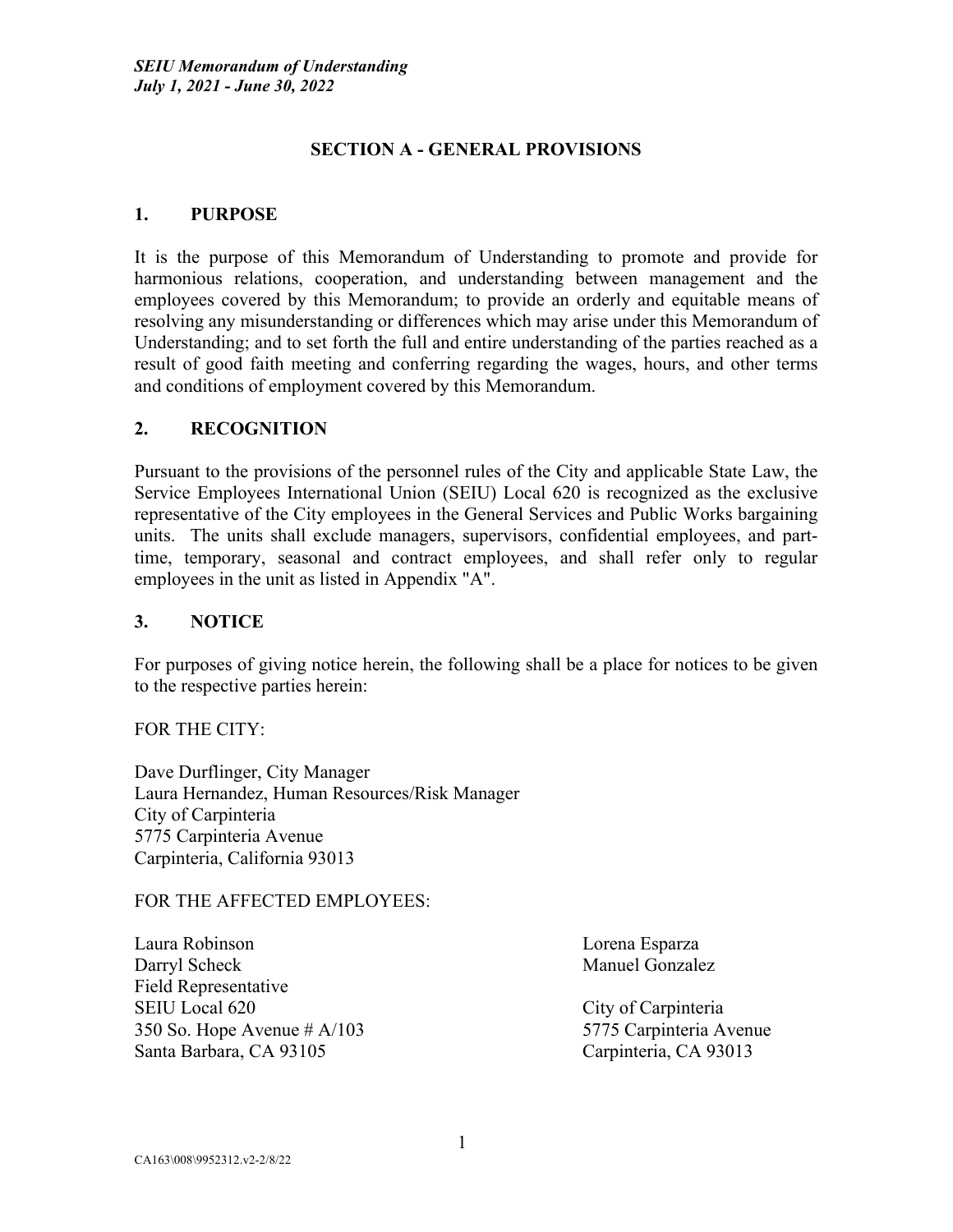## SECTION A - GENERAL PROVISIONS

### 1. PURPOSE

It is the purpose of this Memorandum of Understanding to promote and provide for harmonious relations, cooperation, and understanding between management and the employees covered by this Memorandum; to provide an orderly and equitable means of resolving any misunderstanding or differences which may arise under this Memorandum of Understanding; and to set forth the full and entire understanding of the parties reached as a result of good faith meeting and conferring regarding the wages, hours, and other terms and conditions of employment covered by this Memorandum.

### 2. RECOGNITION

Pursuant to the provisions of the personnel rules of the City and applicable State Law, the Service Employees International Union (SEIU) Local 620 is recognized as the exclusive representative of the City employees in the General Services and Public Works bargaining units. The units shall exclude managers, supervisors, confidential employees, and part-time, temporary, seasonal and contract employees, and shall refer only to regular employees in the unit as listed in Appendix "A".

### 3. NOTICE

For purposes of giving notice herein, the following shall be a place for notices to be given to the respective parties herein:

FOR THE CITY:

Dave Durflinger, City Manager
Laura Hernandez, Human Resources/Risk Manager
City of Carpinteria
5775 Carpinteria Avenue
Carpinteria, California 93013

FOR THE AFFECTED EMPLOYEES:

Laura Robinson
Darryl Scheck
Field Representative
SEIU Local 620
350 So. Hope Avenue # A/103
Santa Barbara, CA 93105

Lorena Esparza
Manuel Gonzalez

City of Carpinteria
5775 Carpinteria Avenue
Carpinteria, CA 93013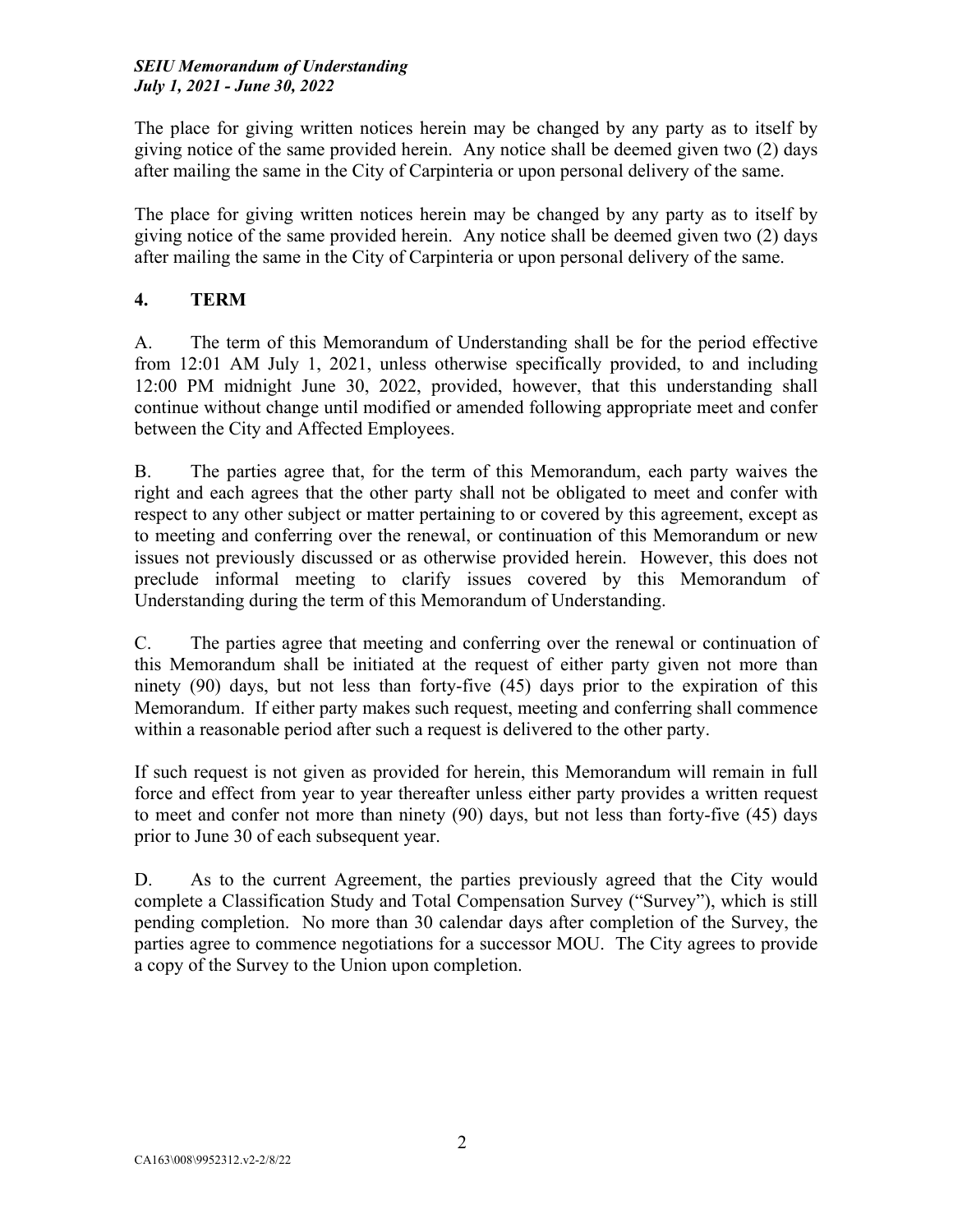The place for giving written notices herein may be changed by any party as to itself by giving notice of the same provided herein. Any notice shall be deemed given two (2) days after mailing the same in the City of Carpinteria or upon personal delivery of the same.

The place for giving written notices herein may be changed by any party as to itself by giving notice of the same provided herein. Any notice shall be deemed given two (2) days after mailing the same in the City of Carpinteria or upon personal delivery of the same.

## 4. TERM

A. The term of this Memorandum of Understanding shall be for the period effective from 12:01 AM July 1, 2021, unless otherwise specifically provided, to and including 12:00 PM midnight June 30, 2022, provided, however, that this understanding shall continue without change until modified or amended following appropriate meet and confer between the City and Affected Employees.

B. The parties agree that, for the term of this Memorandum, each party waives the right and each agrees that the other party shall not be obligated to meet and confer with respect to any other subject or matter pertaining to or covered by this agreement, except as to meeting and conferring over the renewal, or continuation of this Memorandum or new issues not previously discussed or as otherwise provided herein. However, this does not preclude informal meeting to clarify issues covered by this Memorandum of Understanding during the term of this Memorandum of Understanding.

C. The parties agree that meeting and conferring over the renewal or continuation of this Memorandum shall be initiated at the request of either party given not more than ninety (90) days, but not less than forty-five (45) days prior to the expiration of this Memorandum. If either party makes such request, meeting and conferring shall commence within a reasonable period after such a request is delivered to the other party.

If such request is not given as provided for herein, this Memorandum will remain in full force and effect from year to year thereafter unless either party provides a written request to meet and confer not more than ninety (90) days, but not less than forty-five (45) days prior to June 30 of each subsequent year.

D. As to the current Agreement, the parties previously agreed that the City would complete a Classification Study and Total Compensation Survey ("Survey"), which is still pending completion. No more than 30 calendar days after completion of the Survey, the parties agree to commence negotiations for a successor MOU. The City agrees to provide a copy of the Survey to the Union upon completion.

CA163\008\9952312.v2-2/8/22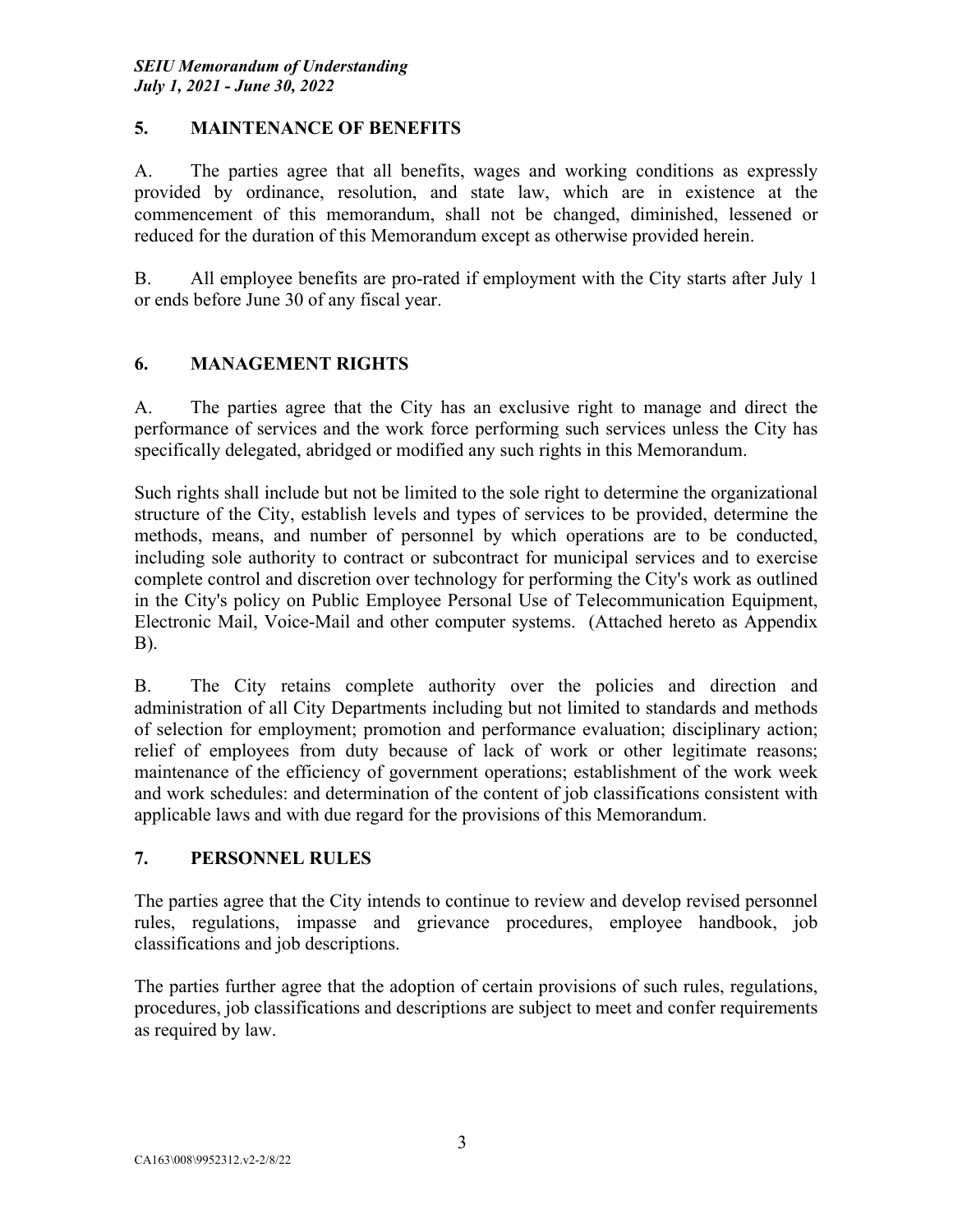## 5. MAINTENANCE OF BENEFITS

A. The parties agree that all benefits, wages and working conditions as expressly provided by ordinance, resolution, and state law, which are in existence at the commencement of this memorandum, shall not be changed, diminished, lessened or reduced for the duration of this Memorandum except as otherwise provided herein.

B. All employee benefits are pro-rated if employment with the City starts after July 1 or ends before June 30 of any fiscal year.

## 6. MANAGEMENT RIGHTS

A. The parties agree that the City has an exclusive right to manage and direct the performance of services and the work force performing such services unless the City has specifically delegated, abridged or modified any such rights in this Memorandum.

Such rights shall include but not be limited to the sole right to determine the organizational structure of the City, establish levels and types of services to be provided, determine the methods, means, and number of personnel by which operations are to be conducted, including sole authority to contract or subcontract for municipal services and to exercise complete control and discretion over technology for performing the City's work as outlined in the City's policy on Public Employee Personal Use of Telecommunication Equipment, Electronic Mail, Voice-Mail and other computer systems. (Attached hereto as Appendix B).

B. The City retains complete authority over the policies and direction and administration of all City Departments including but not limited to standards and methods of selection for employment; promotion and performance evaluation; disciplinary action; relief of employees from duty because of lack of work or other legitimate reasons; maintenance of the efficiency of government operations; establishment of the work week and work schedules: and determination of the content of job classifications consistent with applicable laws and with due regard for the provisions of this Memorandum.

## 7. PERSONNEL RULES

The parties agree that the City intends to continue to review and develop revised personnel rules, regulations, impasse and grievance procedures, employee handbook, job classifications and job descriptions.

The parties further agree that the adoption of certain provisions of such rules, regulations, procedures, job classifications and descriptions are subject to meet and confer requirements as required by law.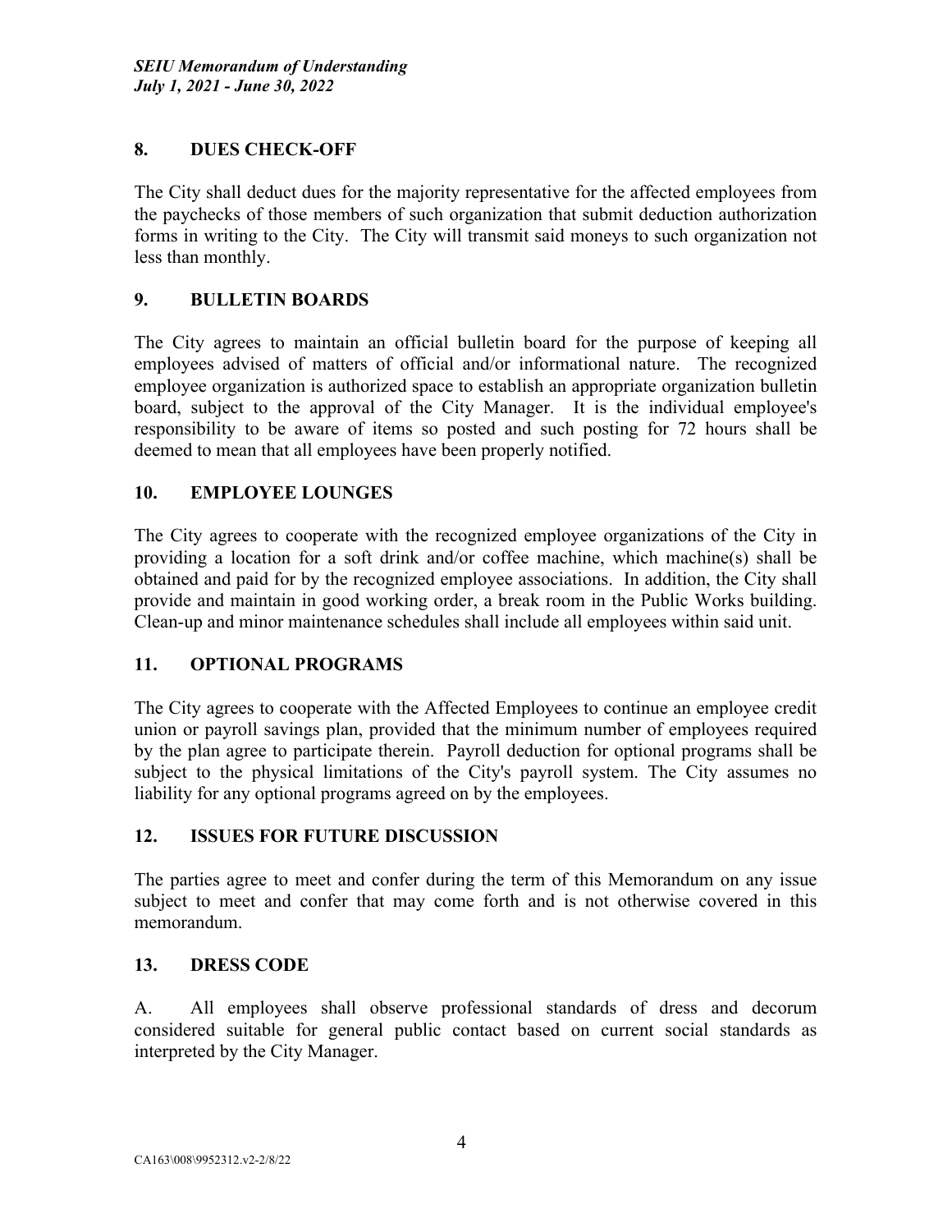## 8. DUES CHECK-OFF

The City shall deduct dues for the majority representative for the affected employees from the paychecks of those members of such organization that submit deduction authorization forms in writing to the City. The City will transmit said moneys to such organization not less than monthly.

## 9. BULLETIN BOARDS

The City agrees to maintain an official bulletin board for the purpose of keeping all employees advised of matters of official and/or informational nature. The recognized employee organization is authorized space to establish an appropriate organization bulletin board, subject to the approval of the City Manager. It is the individual employee's responsibility to be aware of items so posted and such posting for 72 hours shall be deemed to mean that all employees have been properly notified.

## 10. EMPLOYEE LOUNGES

The City agrees to cooperate with the recognized employee organizations of the City in providing a location for a soft drink and/or coffee machine, which machine(s) shall be obtained and paid for by the recognized employee associations. In addition, the City shall provide and maintain in good working order, a break room in the Public Works building. Clean-up and minor maintenance schedules shall include all employees within said unit.

## 11. OPTIONAL PROGRAMS

The City agrees to cooperate with the Affected Employees to continue an employee credit union or payroll savings plan, provided that the minimum number of employees required by the plan agree to participate therein. Payroll deduction for optional programs shall be subject to the physical limitations of the City's payroll system. The City assumes no liability for any optional programs agreed on by the employees.

## 12. ISSUES FOR FUTURE DISCUSSION

The parties agree to meet and confer during the term of this Memorandum on any issue subject to meet and confer that may come forth and is not otherwise covered in this memorandum.

## 13. DRESS CODE

A. All employees shall observe professional standards of dress and decorum considered suitable for general public contact based on current social standards as interpreted by the City Manager.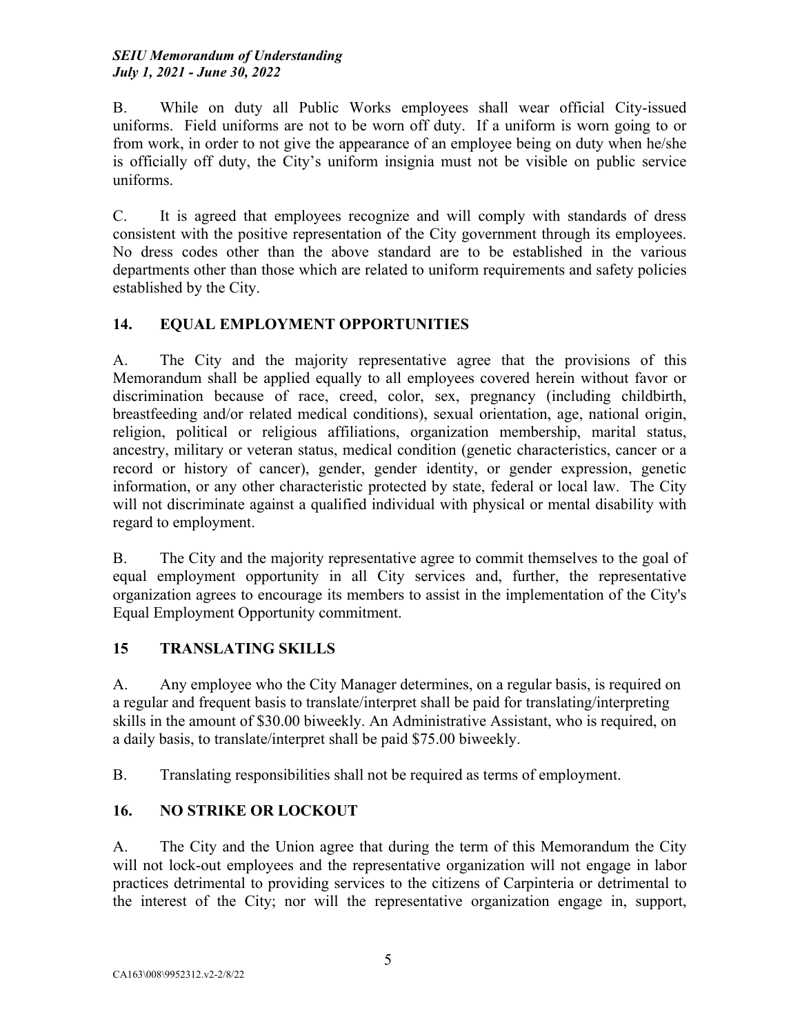B. While on duty all Public Works employees shall wear official City-issued uniforms. Field uniforms are not to be worn off duty. If a uniform is worn going to or from work, in order to not give the appearance of an employee being on duty when he/she is officially off duty, the City's uniform insignia must not be visible on public service uniforms.

C. It is agreed that employees recognize and will comply with standards of dress consistent with the positive representation of the City government through its employees. No dress codes other than the above standard are to be established in the various departments other than those which are related to uniform requirements and safety policies established by the City.

## 14. EQUAL EMPLOYMENT OPPORTUNITIES

A. The City and the majority representative agree that the provisions of this Memorandum shall be applied equally to all employees covered herein without favor or discrimination because of race, creed, color, sex, pregnancy (including childbirth, breastfeeding and/or related medical conditions), sexual orientation, age, national origin, religion, political or religious affiliations, organization membership, marital status, ancestry, military or veteran status, medical condition (genetic characteristics, cancer or a record or history of cancer), gender, gender identity, or gender expression, genetic information, or any other characteristic protected by state, federal or local law. The City will not discriminate against a qualified individual with physical or mental disability with regard to employment.

B. The City and the majority representative agree to commit themselves to the goal of equal employment opportunity in all City services and, further, the representative organization agrees to encourage its members to assist in the implementation of the City's Equal Employment Opportunity commitment.

## 15 TRANSLATING SKILLS

A. Any employee who the City Manager determines, on a regular basis, is required on a regular and frequent basis to translate/interpret shall be paid for translating/interpreting skills in the amount of $30.00 biweekly. An Administrative Assistant, who is required, on a daily basis, to translate/interpret shall be paid $75.00 biweekly.

B. Translating responsibilities shall not be required as terms of employment.

## 16. NO STRIKE OR LOCKOUT

A. The City and the Union agree that during the term of this Memorandum the City will not lock-out employees and the representative organization will not engage in labor practices detrimental to providing services to the citizens of Carpinteria or detrimental to the interest of the City; nor will the representative organization engage in, support,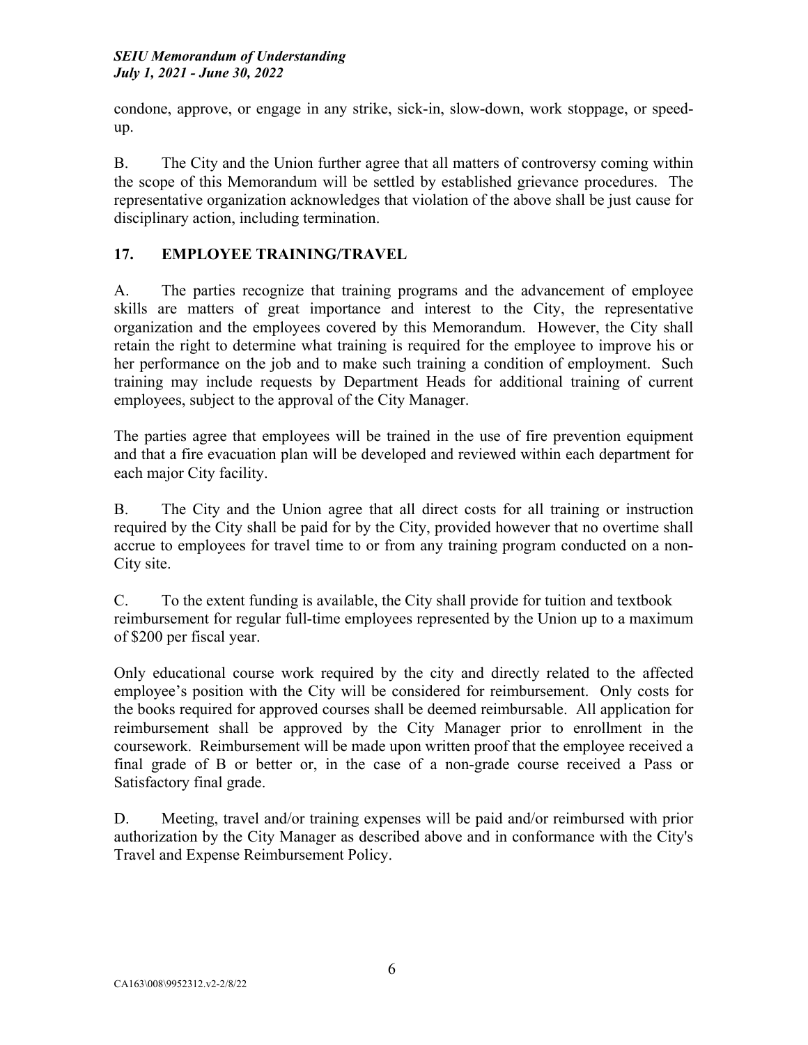condone, approve, or engage in any strike, sick-in, slow-down, work stoppage, or speed-up.

B. The City and the Union further agree that all matters of controversy coming within the scope of this Memorandum will be settled by established grievance procedures. The representative organization acknowledges that violation of the above shall be just cause for disciplinary action, including termination.

## 17. EMPLOYEE TRAINING/TRAVEL

A. The parties recognize that training programs and the advancement of employee skills are matters of great importance and interest to the City, the representative organization and the employees covered by this Memorandum. However, the City shall retain the right to determine what training is required for the employee to improve his or her performance on the job and to make such training a condition of employment. Such training may include requests by Department Heads for additional training of current employees, subject to the approval of the City Manager.

The parties agree that employees will be trained in the use of fire prevention equipment and that a fire evacuation plan will be developed and reviewed within each department for each major City facility.

B. The City and the Union agree that all direct costs for all training or instruction required by the City shall be paid for by the City, provided however that no overtime shall accrue to employees for travel time to or from any training program conducted on a non-City site.

C. To the extent funding is available, the City shall provide for tuition and textbook reimbursement for regular full-time employees represented by the Union up to a maximum of $200 per fiscal year.

Only educational course work required by the city and directly related to the affected employee's position with the City will be considered for reimbursement. Only costs for the books required for approved courses shall be deemed reimbursable. All application for reimbursement shall be approved by the City Manager prior to enrollment in the coursework. Reimbursement will be made upon written proof that the employee received a final grade of B or better or, in the case of a non-grade course received a Pass or Satisfactory final grade.

D. Meeting, travel and/or training expenses will be paid and/or reimbursed with prior authorization by the City Manager as described above and in conformance with the City's Travel and Expense Reimbursement Policy.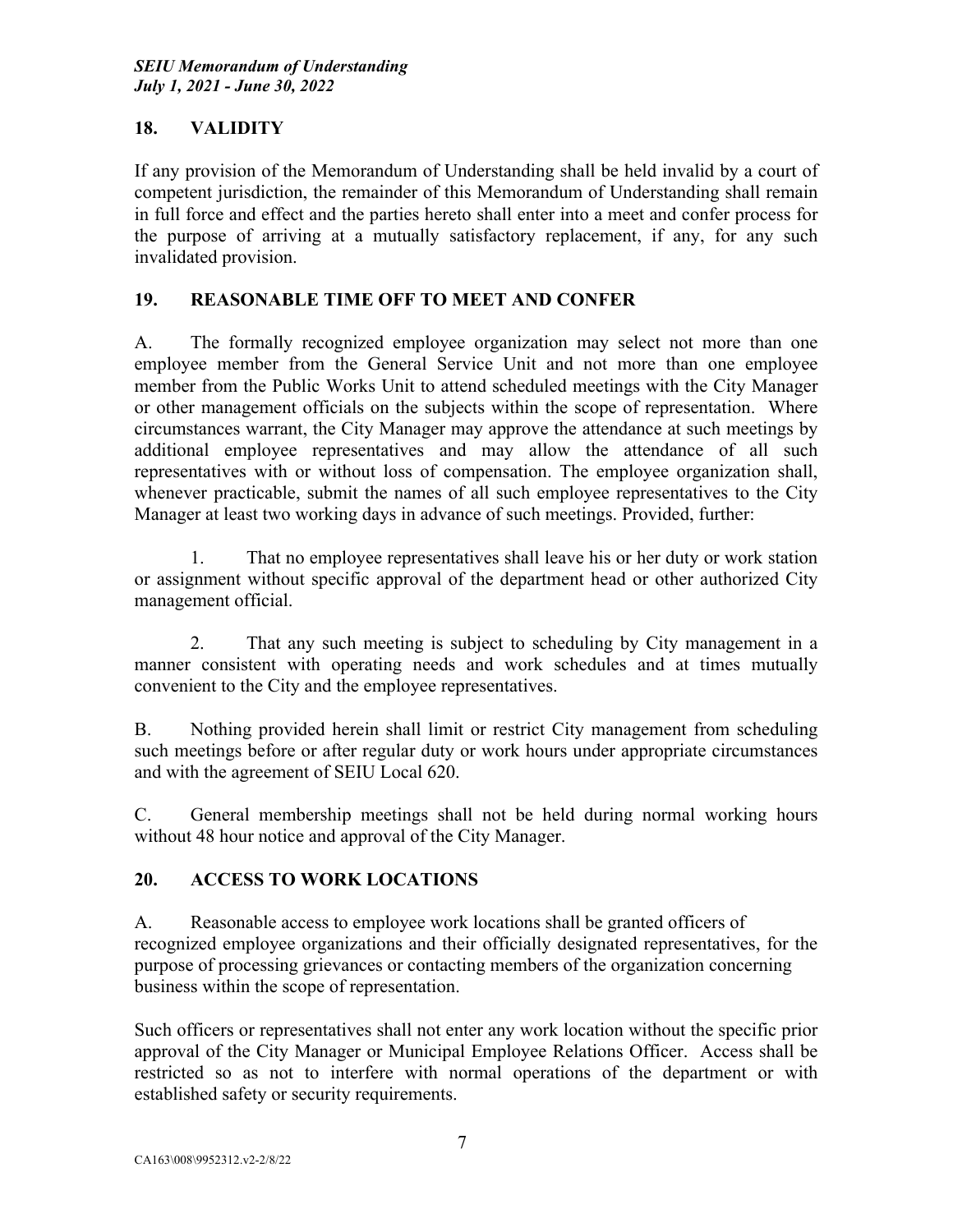## 18. VALIDITY

If any provision of the Memorandum of Understanding shall be held invalid by a court of competent jurisdiction, the remainder of this Memorandum of Understanding shall remain in full force and effect and the parties hereto shall enter into a meet and confer process for the purpose of arriving at a mutually satisfactory replacement, if any, for any such invalidated provision.

## 19. REASONABLE TIME OFF TO MEET AND CONFER

A. The formally recognized employee organization may select not more than one employee member from the General Service Unit and not more than one employee member from the Public Works Unit to attend scheduled meetings with the City Manager or other management officials on the subjects within the scope of representation. Where circumstances warrant, the City Manager may approve the attendance at such meetings by additional employee representatives and may allow the attendance of all such representatives with or without loss of compensation. The employee organization shall, whenever practicable, submit the names of all such employee representatives to the City Manager at least two working days in advance of such meetings. Provided, further:

1. That no employee representatives shall leave his or her duty or work station or assignment without specific approval of the department head or other authorized City management official.

2. That any such meeting is subject to scheduling by City management in a manner consistent with operating needs and work schedules and at times mutually convenient to the City and the employee representatives.

B. Nothing provided herein shall limit or restrict City management from scheduling such meetings before or after regular duty or work hours under appropriate circumstances and with the agreement of SEIU Local 620.

C. General membership meetings shall not be held during normal working hours without 48 hour notice and approval of the City Manager.

## 20. ACCESS TO WORK LOCATIONS

A. Reasonable access to employee work locations shall be granted officers of recognized employee organizations and their officially designated representatives, for the purpose of processing grievances or contacting members of the organization concerning business within the scope of representation.

Such officers or representatives shall not enter any work location without the specific prior approval of the City Manager or Municipal Employee Relations Officer. Access shall be restricted so as not to interfere with normal operations of the department or with established safety or security requirements.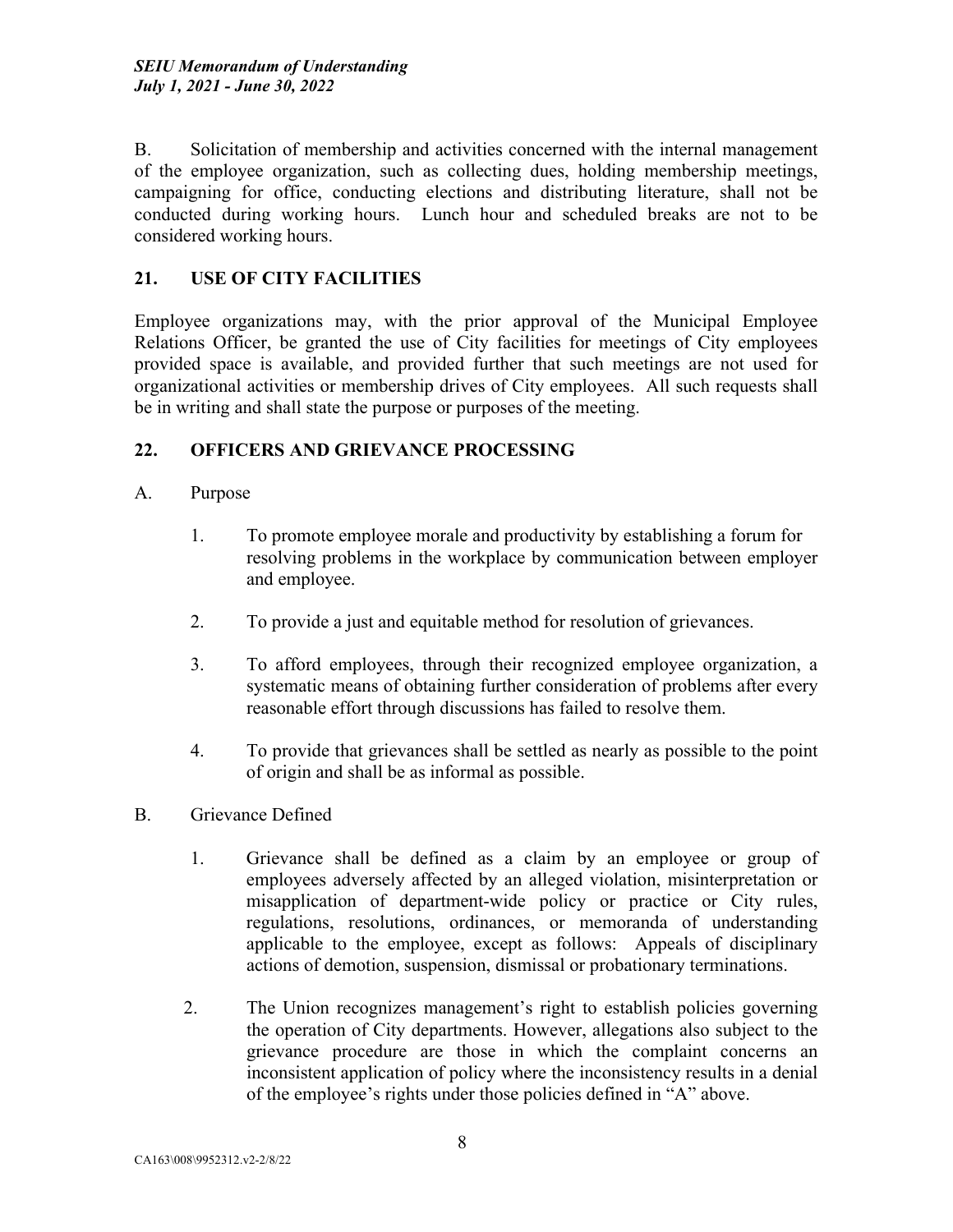B. Solicitation of membership and activities concerned with the internal management of the employee organization, such as collecting dues, holding membership meetings, campaigning for office, conducting elections and distributing literature, shall not be conducted during working hours. Lunch hour and scheduled breaks are not to be considered working hours.

## 21. USE OF CITY FACILITIES

Employee organizations may, with the prior approval of the Municipal Employee Relations Officer, be granted the use of City facilities for meetings of City employees provided space is available, and provided further that such meetings are not used for organizational activities or membership drives of City employees. All such requests shall be in writing and shall state the purpose or purposes of the meeting.

## 22. OFFICERS AND GRIEVANCE PROCESSING

A. Purpose

1. To promote employee morale and productivity by establishing a forum for resolving problems in the workplace by communication between employer and employee.
2. To provide a just and equitable method for resolution of grievances.
3. To afford employees, through their recognized employee organization, a systematic means of obtaining further consideration of problems after every reasonable effort through discussions has failed to resolve them.
4. To provide that grievances shall be settled as nearly as possible to the point of origin and shall be as informal as possible.

B. Grievance Defined

1. Grievance shall be defined as a claim by an employee or group of employees adversely affected by an alleged violation, misinterpretation or misapplication of department-wide policy or practice or City rules, regulations, resolutions, ordinances, or memoranda of understanding applicable to the employee, except as follows: Appeals of disciplinary actions of demotion, suspension, dismissal or probationary terminations.
2. The Union recognizes management's right to establish policies governing the operation of City departments. However, allegations also subject to the grievance procedure are those in which the complaint concerns an inconsistent application of policy where the inconsistency results in a denial of the employee's rights under those policies defined in "A" above.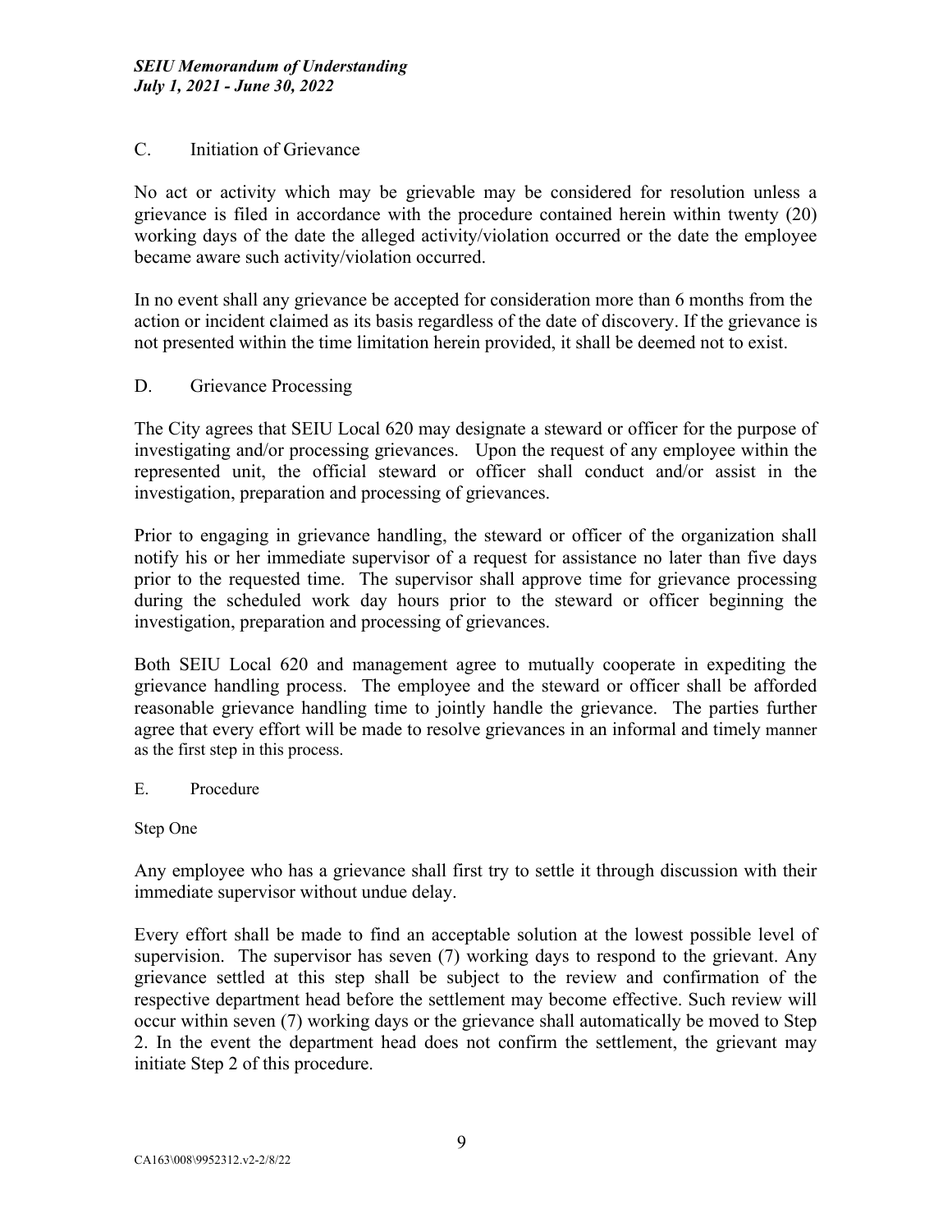## C. Initiation of Grievance

No act or activity which may be grievable may be considered for resolution unless a grievance is filed in accordance with the procedure contained herein within twenty (20) working days of the date the alleged activity/violation occurred or the date the employee became aware such activity/violation occurred.

In no event shall any grievance be accepted for consideration more than 6 months from the action or incident claimed as its basis regardless of the date of discovery. If the grievance is not presented within the time limitation herein provided, it shall be deemed not to exist.

## D. Grievance Processing

The City agrees that SEIU Local 620 may designate a steward or officer for the purpose of investigating and/or processing grievances. Upon the request of any employee within the represented unit, the official steward or officer shall conduct and/or assist in the investigation, preparation and processing of grievances.

Prior to engaging in grievance handling, the steward or officer of the organization shall notify his or her immediate supervisor of a request for assistance no later than five days prior to the requested time. The supervisor shall approve time for grievance processing during the scheduled work day hours prior to the steward or officer beginning the investigation, preparation and processing of grievances.

Both SEIU Local 620 and management agree to mutually cooperate in expediting the grievance handling process. The employee and the steward or officer shall be afforded reasonable grievance handling time to jointly handle the grievance. The parties further agree that every effort will be made to resolve grievances in an informal and timely manner as the first step in this process.

## E. Procedure

### Step One

Any employee who has a grievance shall first try to settle it through discussion with their immediate supervisor without undue delay.

Every effort shall be made to find an acceptable solution at the lowest possible level of supervision. The supervisor has seven (7) working days to respond to the grievant. Any grievance settled at this step shall be subject to the review and confirmation of the respective department head before the settlement may become effective. Such review will occur within seven (7) working days or the grievance shall automatically be moved to Step 2. In the event the department head does not confirm the settlement, the grievant may initiate Step 2 of this procedure.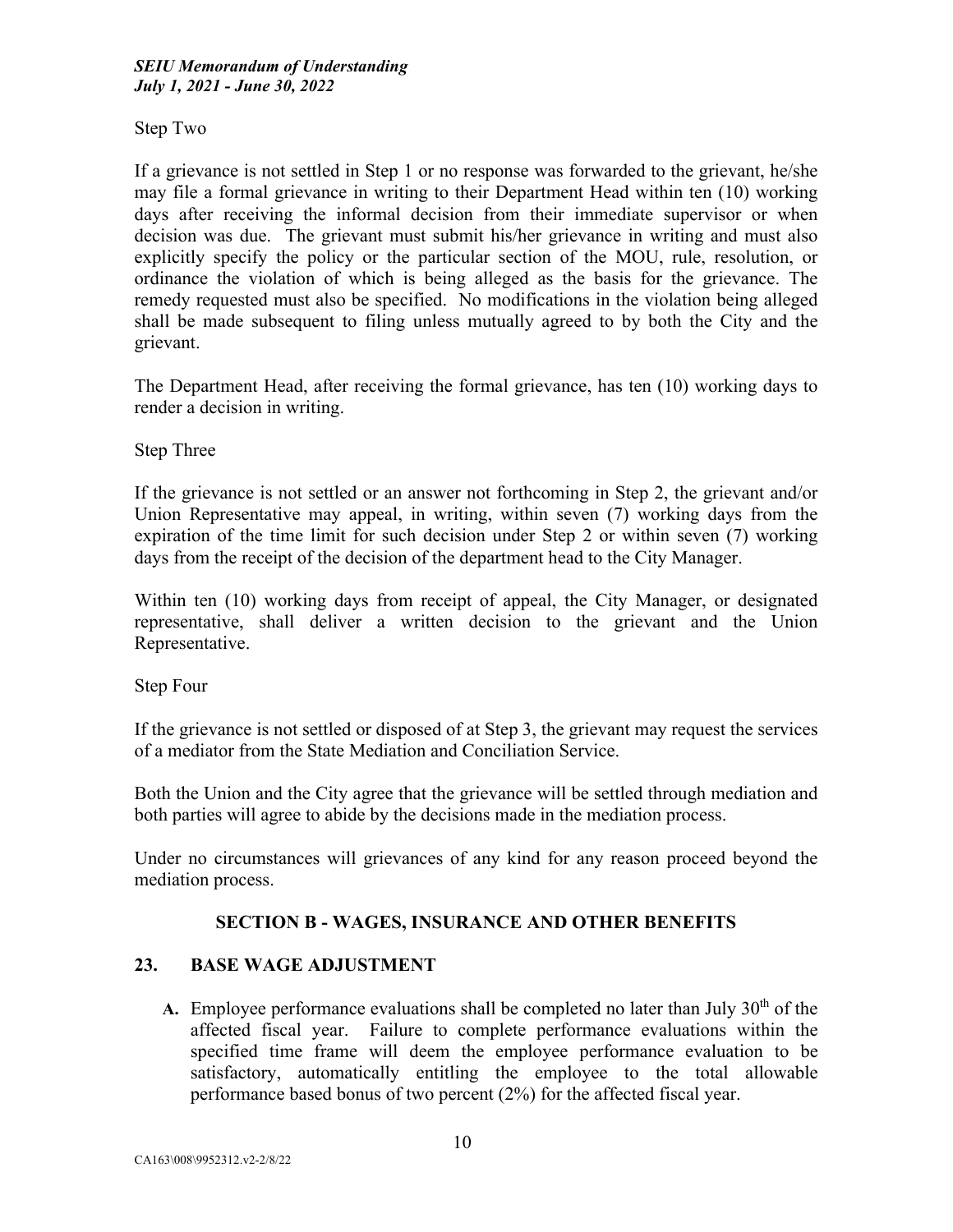Step Two

If a grievance is not settled in Step 1 or no response was forwarded to the grievant, he/she may file a formal grievance in writing to their Department Head within ten (10) working days after receiving the informal decision from their immediate supervisor or when decision was due. The grievant must submit his/her grievance in writing and must also explicitly specify the policy or the particular section of the MOU, rule, resolution, or ordinance the violation of which is being alleged as the basis for the grievance. The remedy requested must also be specified. No modifications in the violation being alleged shall be made subsequent to filing unless mutually agreed to by both the City and the grievant.

The Department Head, after receiving the formal grievance, has ten (10) working days to render a decision in writing.

Step Three

If the grievance is not settled or an answer not forthcoming in Step 2, the grievant and/or Union Representative may appeal, in writing, within seven (7) working days from the expiration of the time limit for such decision under Step 2 or within seven (7) working days from the receipt of the decision of the department head to the City Manager.

Within ten (10) working days from receipt of appeal, the City Manager, or designated representative, shall deliver a written decision to the grievant and the Union Representative.

Step Four

If the grievance is not settled or disposed of at Step 3, the grievant may request the services of a mediator from the State Mediation and Conciliation Service.

Both the Union and the City agree that the grievance will be settled through mediation and both parties will agree to abide by the decisions made in the mediation process.

Under no circumstances will grievances of any kind for any reason proceed beyond the mediation process.

## SECTION B - WAGES, INSURANCE AND OTHER BENEFITS

## 23. BASE WAGE ADJUSTMENT

**A.** Employee performance evaluations shall be completed no later than July 30th of the affected fiscal year. Failure to complete performance evaluations within the specified time frame will deem the employee performance evaluation to be satisfactory, automatically entitling the employee to the total allowable performance based bonus of two percent (2%) for the affected fiscal year.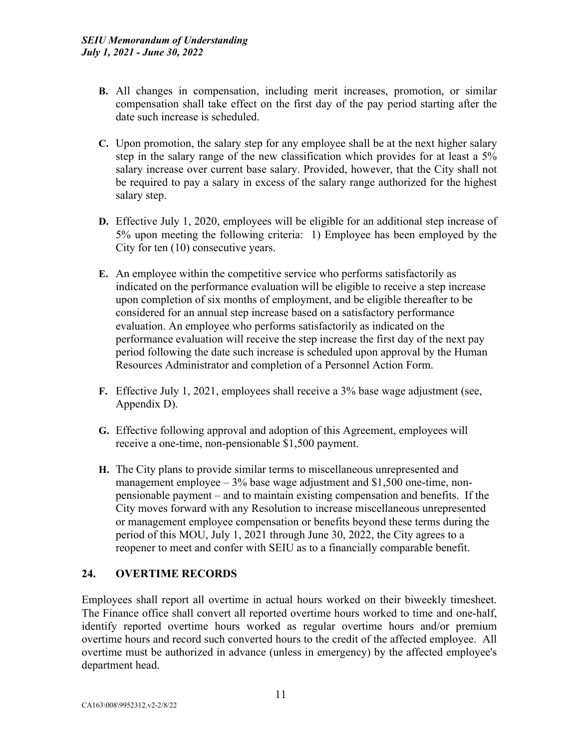**B.** All changes in compensation, including merit increases, promotion, or similar compensation shall take effect on the first day of the pay period starting after the date such increase is scheduled.

**C.** Upon promotion, the salary step for any employee shall be at the next higher salary step in the salary range of the new classification which provides for at least a 5% salary increase over current base salary. Provided, however, that the City shall not be required to pay a salary in excess of the salary range authorized for the highest salary step.

**D.** Effective July 1, 2020, employees will be eligible for an additional step increase of 5% upon meeting the following criteria: 1) Employee has been employed by the City for ten (10) consecutive years.

**E.** An employee within the competitive service who performs satisfactorily as indicated on the performance evaluation will be eligible to receive a step increase upon completion of six months of employment, and be eligible thereafter to be considered for an annual step increase based on a satisfactory performance evaluation. An employee who performs satisfactorily as indicated on the performance evaluation will receive the step increase the first day of the next pay period following the date such increase is scheduled upon approval by the Human Resources Administrator and completion of a Personnel Action Form.

**F.** Effective July 1, 2021, employees shall receive a 3% base wage adjustment (see, Appendix D).

**G.** Effective following approval and adoption of this Agreement, employees will receive a one-time, non-pensionable $1,500 payment.

**H.** The City plans to provide similar terms to miscellaneous unrepresented and management employee – 3% base wage adjustment and $1,500 one-time, non-pensionable payment – and to maintain existing compensation and benefits. If the City moves forward with any Resolution to increase miscellaneous unrepresented or management employee compensation or benefits beyond these terms during the period of this MOU, July 1, 2021 through June 30, 2022, the City agrees to a reopener to meet and confer with SEIU as to a financially comparable benefit.

## 24. OVERTIME RECORDS

Employees shall report all overtime in actual hours worked on their biweekly timesheet. The Finance office shall convert all reported overtime hours worked to time and one-half, identify reported overtime hours worked as regular overtime hours and/or premium overtime hours and record such converted hours to the credit of the affected employee. All overtime must be authorized in advance (unless in emergency) by the affected employee's department head.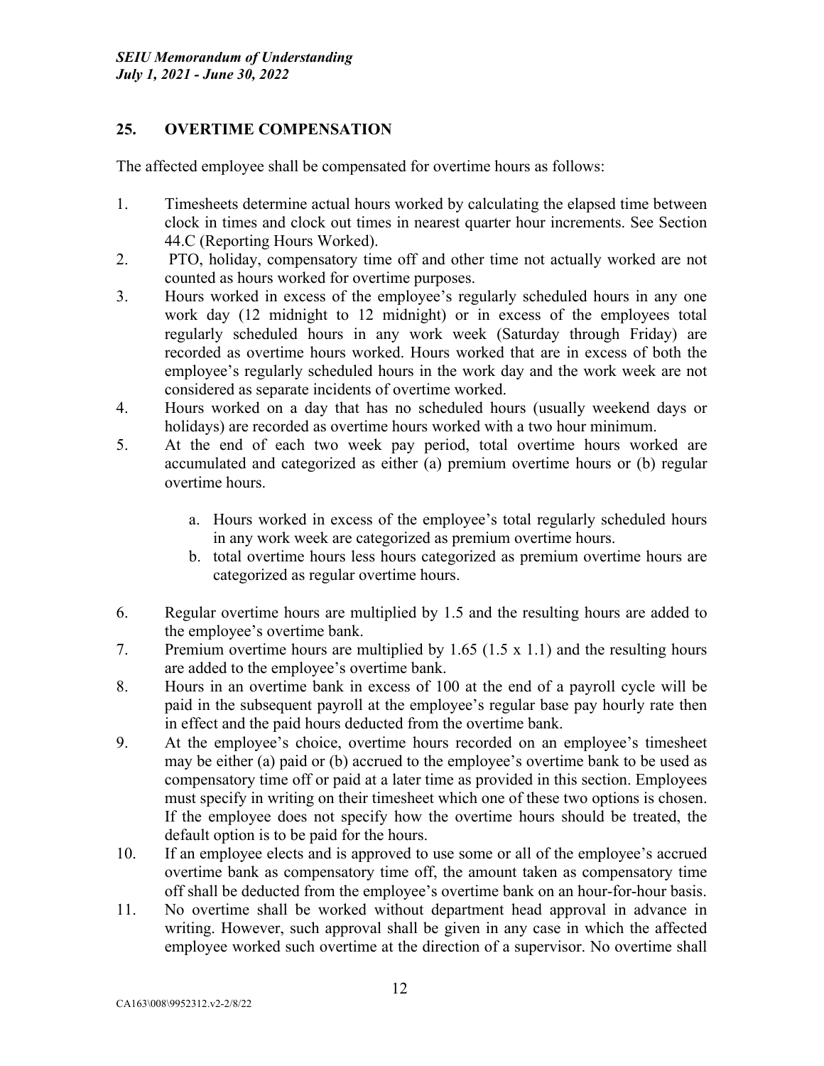## 25. OVERTIME COMPENSATION

The affected employee shall be compensated for overtime hours as follows:

1. Timesheets determine actual hours worked by calculating the elapsed time between clock in times and clock out times in nearest quarter hour increments. See Section 44.C (Reporting Hours Worked).
2. PTO, holiday, compensatory time off and other time not actually worked are not counted as hours worked for overtime purposes.
3. Hours worked in excess of the employee's regularly scheduled hours in any one work day (12 midnight to 12 midnight) or in excess of the employees total regularly scheduled hours in any work week (Saturday through Friday) are recorded as overtime hours worked. Hours worked that are in excess of both the employee's regularly scheduled hours in the work day and the work week are not considered as separate incidents of overtime worked.
4. Hours worked on a day that has no scheduled hours (usually weekend days or holidays) are recorded as overtime hours worked with a two hour minimum.
5. At the end of each two week pay period, total overtime hours worked are accumulated and categorized as either (a) premium overtime hours or (b) regular overtime hours.

   a. Hours worked in excess of the employee's total regularly scheduled hours in any work week are categorized as premium overtime hours.
   b. total overtime hours less hours categorized as premium overtime hours are categorized as regular overtime hours.

6. Regular overtime hours are multiplied by 1.5 and the resulting hours are added to the employee's overtime bank.
7. Premium overtime hours are multiplied by 1.65 (1.5 x 1.1) and the resulting hours are added to the employee's overtime bank.
8. Hours in an overtime bank in excess of 100 at the end of a payroll cycle will be paid in the subsequent payroll at the employee's regular base pay hourly rate then in effect and the paid hours deducted from the overtime bank.
9. At the employee's choice, overtime hours recorded on an employee's timesheet may be either (a) paid or (b) accrued to the employee's overtime bank to be used as compensatory time off or paid at a later time as provided in this section. Employees must specify in writing on their timesheet which one of these two options is chosen. If the employee does not specify how the overtime hours should be treated, the default option is to be paid for the hours.
10. If an employee elects and is approved to use some or all of the employee's accrued overtime bank as compensatory time off, the amount taken as compensatory time off shall be deducted from the employee's overtime bank on an hour-for-hour basis.
11. No overtime shall be worked without department head approval in advance in writing. However, such approval shall be given in any case in which the affected employee worked such overtime at the direction of a supervisor. No overtime shall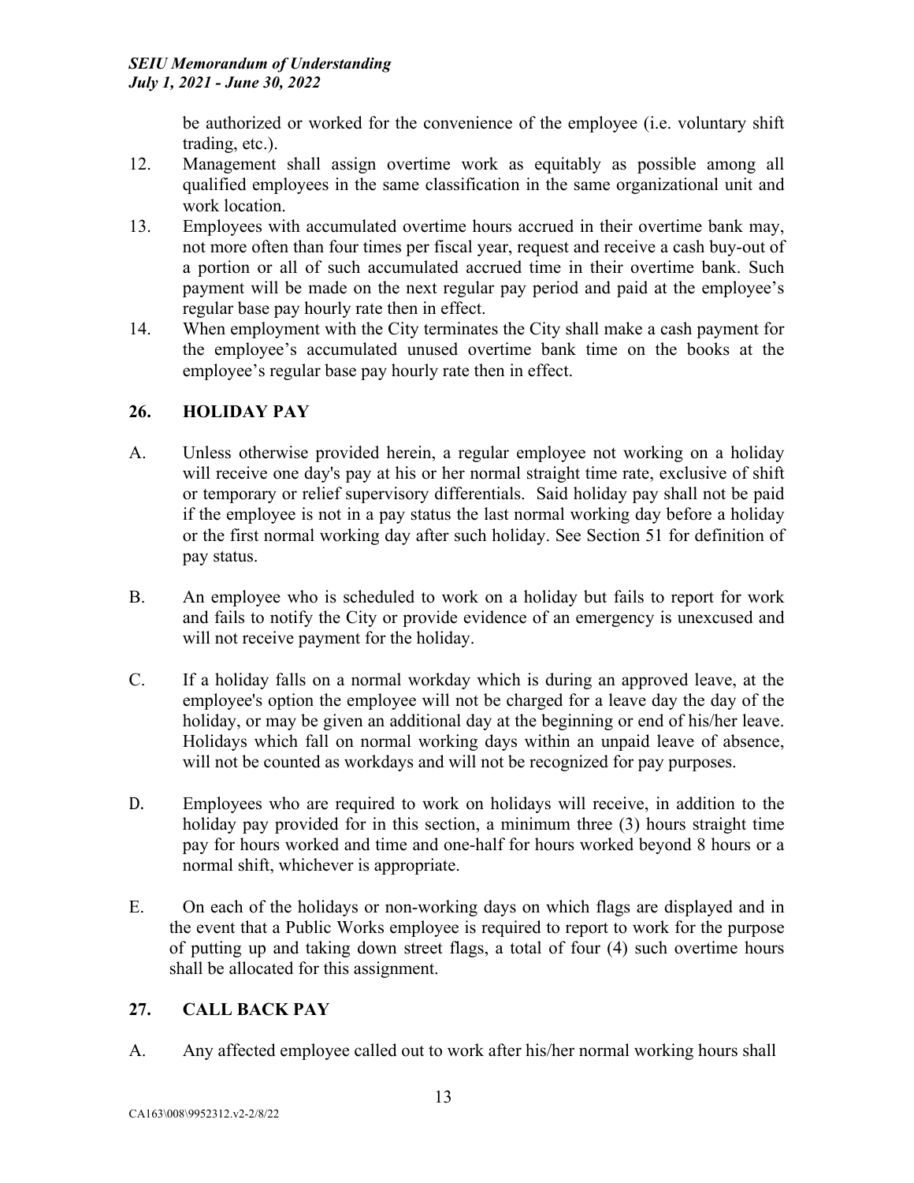be authorized or worked for the convenience of the employee (i.e. voluntary shift trading, etc.).

12. Management shall assign overtime work as equitably as possible among all qualified employees in the same classification in the same organizational unit and work location.
13. Employees with accumulated overtime hours accrued in their overtime bank may, not more often than four times per fiscal year, request and receive a cash buy-out of a portion or all of such accumulated accrued time in their overtime bank. Such payment will be made on the next regular pay period and paid at the employee's regular base pay hourly rate then in effect.
14. When employment with the City terminates the City shall make a cash payment for the employee's accumulated unused overtime bank time on the books at the employee's regular base pay hourly rate then in effect.

## 26. HOLIDAY PAY

A. Unless otherwise provided herein, a regular employee not working on a holiday will receive one day's pay at his or her normal straight time rate, exclusive of shift or temporary or relief supervisory differentials. Said holiday pay shall not be paid if the employee is not in a pay status the last normal working day before a holiday or the first normal working day after such holiday. See Section 51 for definition of pay status.

B. An employee who is scheduled to work on a holiday but fails to report for work and fails to notify the City or provide evidence of an emergency is unexcused and will not receive payment for the holiday.

C. If a holiday falls on a normal workday which is during an approved leave, at the employee's option the employee will not be charged for a leave day the day of the holiday, or may be given an additional day at the beginning or end of his/her leave. Holidays which fall on normal working days within an unpaid leave of absence, will not be counted as workdays and will not be recognized for pay purposes.

D. Employees who are required to work on holidays will receive, in addition to the holiday pay provided for in this section, a minimum three (3) hours straight time pay for hours worked and time and one-half for hours worked beyond 8 hours or a normal shift, whichever is appropriate.

E. On each of the holidays or non-working days on which flags are displayed and in the event that a Public Works employee is required to report to work for the purpose of putting up and taking down street flags, a total of four (4) such overtime hours shall be allocated for this assignment.

## 27. CALL BACK PAY

A. Any affected employee called out to work after his/her normal working hours shall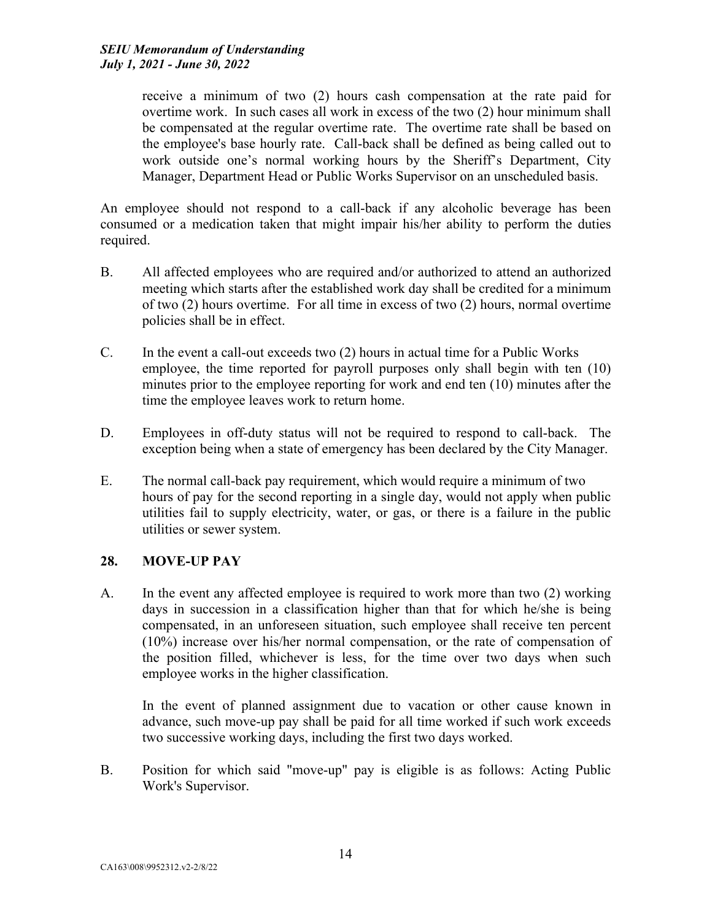receive a minimum of two (2) hours cash compensation at the rate paid for overtime work. In such cases all work in excess of the two (2) hour minimum shall be compensated at the regular overtime rate. The overtime rate shall be based on the employee's base hourly rate. Call-back shall be defined as being called out to work outside one's normal working hours by the Sheriff's Department, City Manager, Department Head or Public Works Supervisor on an unscheduled basis.

An employee should not respond to a call-back if any alcoholic beverage has been consumed or a medication taken that might impair his/her ability to perform the duties required.

B. All affected employees who are required and/or authorized to attend an authorized meeting which starts after the established work day shall be credited for a minimum of two (2) hours overtime. For all time in excess of two (2) hours, normal overtime policies shall be in effect.

C. In the event a call-out exceeds two (2) hours in actual time for a Public Works employee, the time reported for payroll purposes only shall begin with ten (10) minutes prior to the employee reporting for work and end ten (10) minutes after the time the employee leaves work to return home.

D. Employees in off-duty status will not be required to respond to call-back. The exception being when a state of emergency has been declared by the City Manager.

E. The normal call-back pay requirement, which would require a minimum of two hours of pay for the second reporting in a single day, would not apply when public utilities fail to supply electricity, water, or gas, or there is a failure in the public utilities or sewer system.

## 28. MOVE-UP PAY

A. In the event any affected employee is required to work more than two (2) working days in succession in a classification higher than that for which he/she is being compensated, in an unforeseen situation, such employee shall receive ten percent (10%) increase over his/her normal compensation, or the rate of compensation of the position filled, whichever is less, for the time over two days when such employee works in the higher classification.

In the event of planned assignment due to vacation or other cause known in advance, such move-up pay shall be paid for all time worked if such work exceeds two successive working days, including the first two days worked.

B. Position for which said "move-up" pay is eligible is as follows: Acting Public Work's Supervisor.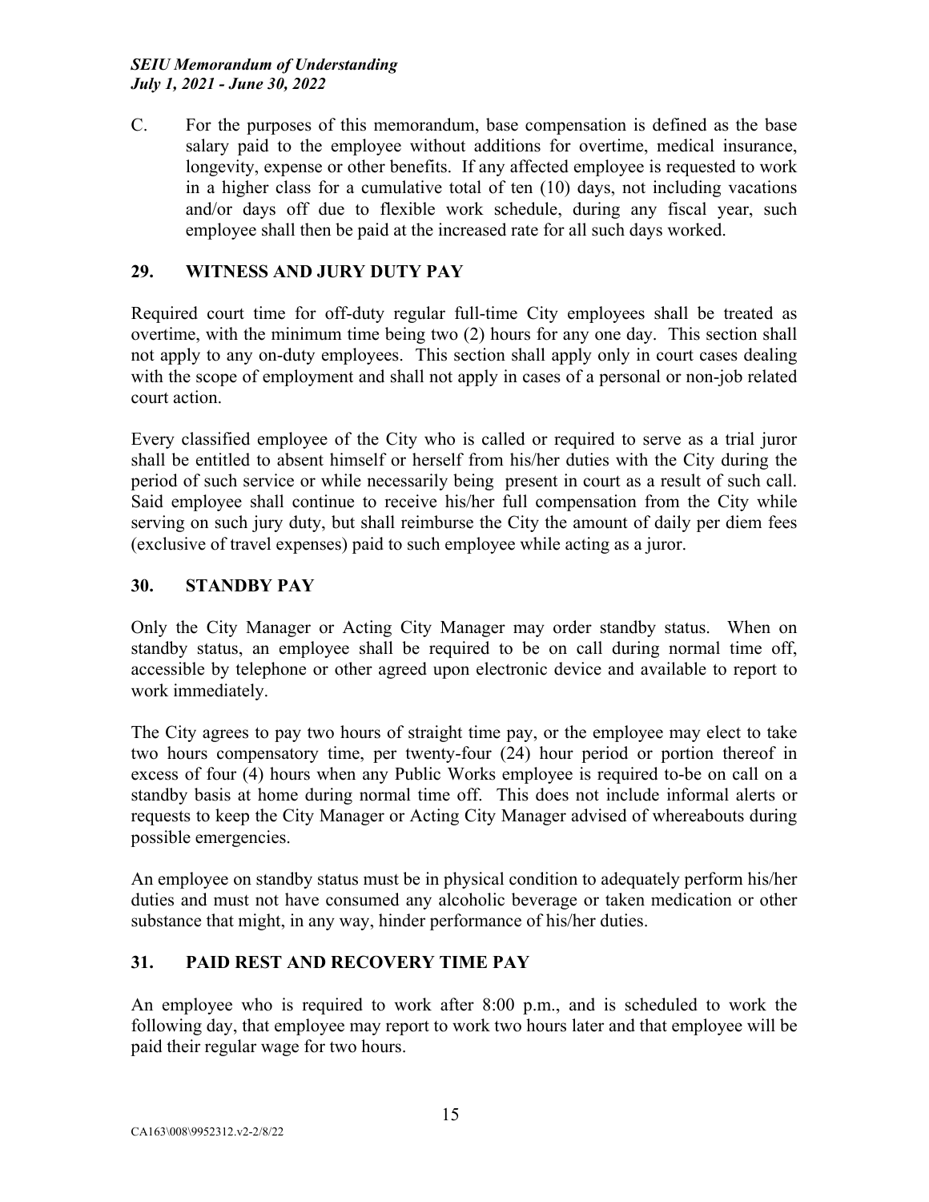C. For the purposes of this memorandum, base compensation is defined as the base salary paid to the employee without additions for overtime, medical insurance, longevity, expense or other benefits. If any affected employee is requested to work in a higher class for a cumulative total of ten (10) days, not including vacations and/or days off due to flexible work schedule, during any fiscal year, such employee shall then be paid at the increased rate for all such days worked.

## 29. WITNESS AND JURY DUTY PAY

Required court time for off-duty regular full-time City employees shall be treated as overtime, with the minimum time being two (2) hours for any one day. This section shall not apply to any on-duty employees. This section shall apply only in court cases dealing with the scope of employment and shall not apply in cases of a personal or non-job related court action.

Every classified employee of the City who is called or required to serve as a trial juror shall be entitled to absent himself or herself from his/her duties with the City during the period of such service or while necessarily being present in court as a result of such call. Said employee shall continue to receive his/her full compensation from the City while serving on such jury duty, but shall reimburse the City the amount of daily per diem fees (exclusive of travel expenses) paid to such employee while acting as a juror.

## 30. STANDBY PAY

Only the City Manager or Acting City Manager may order standby status. When on standby status, an employee shall be required to be on call during normal time off, accessible by telephone or other agreed upon electronic device and available to report to work immediately.

The City agrees to pay two hours of straight time pay, or the employee may elect to take two hours compensatory time, per twenty-four (24) hour period or portion thereof in excess of four (4) hours when any Public Works employee is required to-be on call on a standby basis at home during normal time off. This does not include informal alerts or requests to keep the City Manager or Acting City Manager advised of whereabouts during possible emergencies.

An employee on standby status must be in physical condition to adequately perform his/her duties and must not have consumed any alcoholic beverage or taken medication or other substance that might, in any way, hinder performance of his/her duties.

## 31. PAID REST AND RECOVERY TIME PAY

An employee who is required to work after 8:00 p.m., and is scheduled to work the following day, that employee may report to work two hours later and that employee will be paid their regular wage for two hours.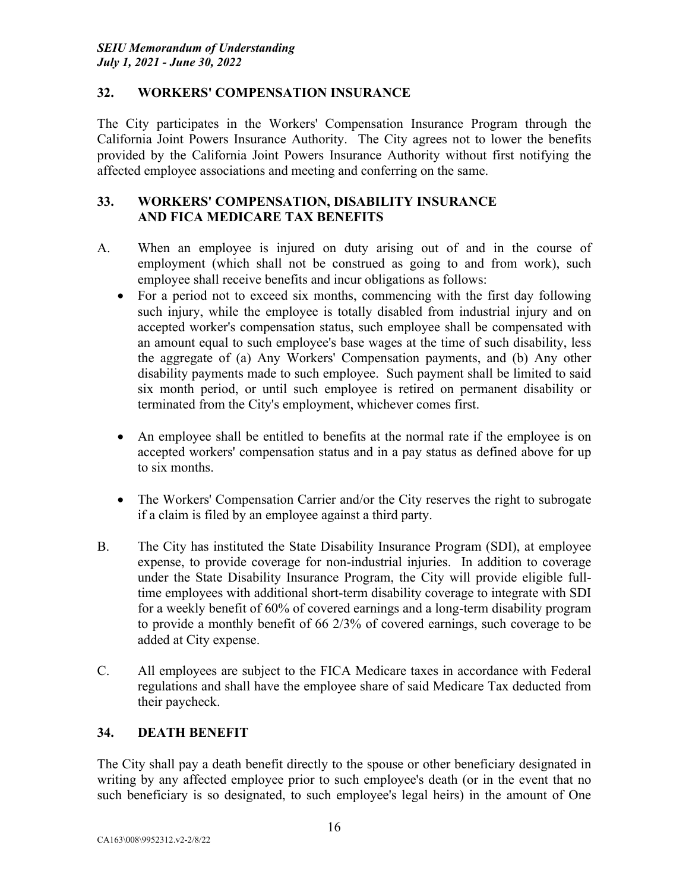## 32. WORKERS' COMPENSATION INSURANCE

The City participates in the Workers' Compensation Insurance Program through the California Joint Powers Insurance Authority. The City agrees not to lower the benefits provided by the California Joint Powers Insurance Authority without first notifying the affected employee associations and meeting and conferring on the same.

## 33. WORKERS' COMPENSATION, DISABILITY INSURANCE AND FICA MEDICARE TAX BENEFITS

A. When an employee is injured on duty arising out of and in the course of employment (which shall not be construed as going to and from work), such employee shall receive benefits and incur obligations as follows:

- For a period not to exceed six months, commencing with the first day following such injury, while the employee is totally disabled from industrial injury and on accepted worker's compensation status, such employee shall be compensated with an amount equal to such employee's base wages at the time of such disability, less the aggregate of (a) Any Workers' Compensation payments, and (b) Any other disability payments made to such employee. Such payment shall be limited to said six month period, or until such employee is retired on permanent disability or terminated from the City's employment, whichever comes first.

- An employee shall be entitled to benefits at the normal rate if the employee is on accepted workers' compensation status and in a pay status as defined above for up to six months.

- The Workers' Compensation Carrier and/or the City reserves the right to subrogate if a claim is filed by an employee against a third party.

B. The City has instituted the State Disability Insurance Program (SDI), at employee expense, to provide coverage for non-industrial injuries. In addition to coverage under the State Disability Insurance Program, the City will provide eligible full-time employees with additional short-term disability coverage to integrate with SDI for a weekly benefit of 60% of covered earnings and a long-term disability program to provide a monthly benefit of 66 2/3% of covered earnings, such coverage to be added at City expense.

C. All employees are subject to the FICA Medicare taxes in accordance with Federal regulations and shall have the employee share of said Medicare Tax deducted from their paycheck.

## 34. DEATH BENEFIT

The City shall pay a death benefit directly to the spouse or other beneficiary designated in writing by any affected employee prior to such employee's death (or in the event that no such beneficiary is so designated, to such employee's legal heirs) in the amount of One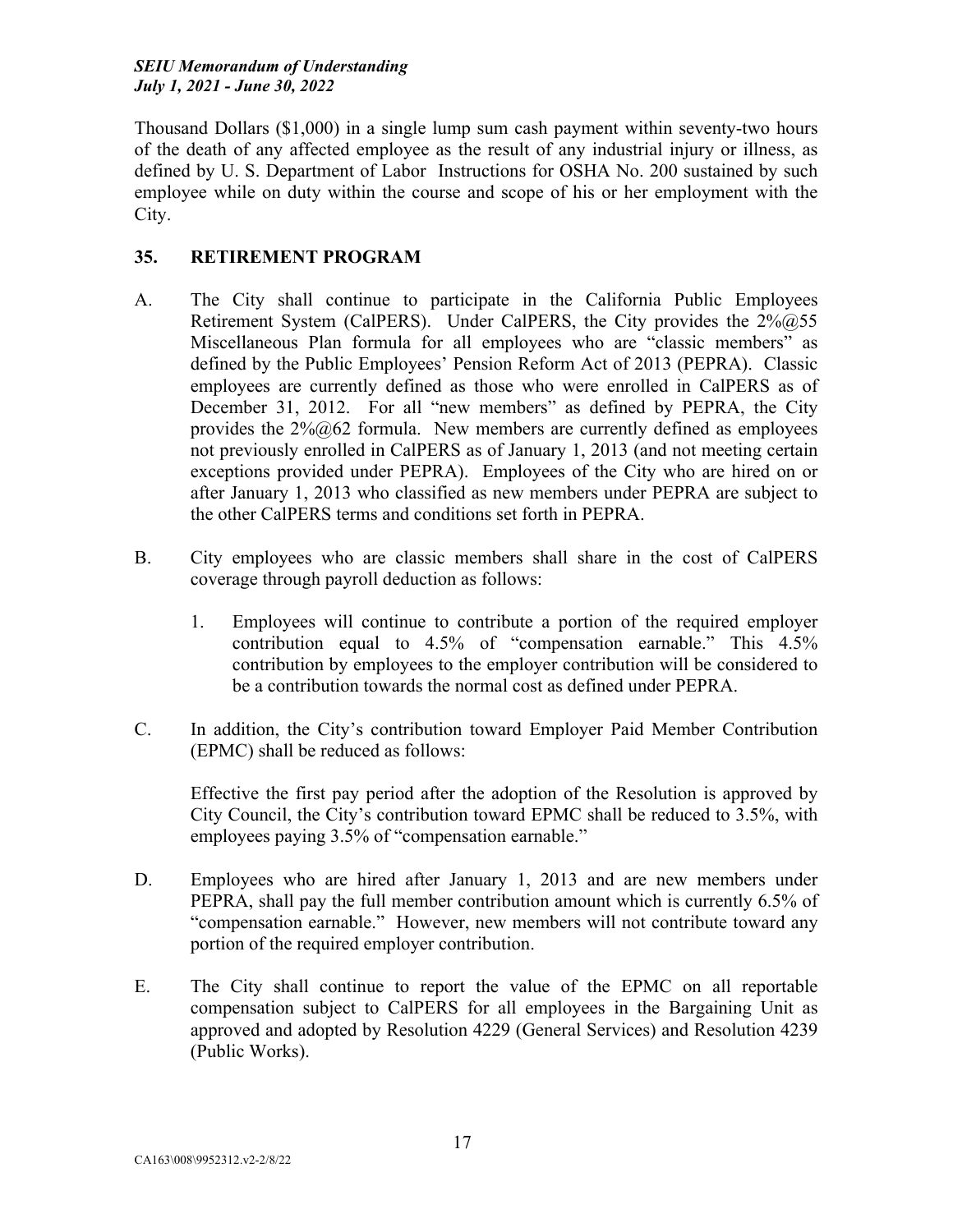Thousand Dollars ($1,000) in a single lump sum cash payment within seventy-two hours of the death of any affected employee as the result of any industrial injury or illness, as defined by U. S. Department of Labor Instructions for OSHA No. 200 sustained by such employee while on duty within the course and scope of his or her employment with the City.

## 35. RETIREMENT PROGRAM

A. The City shall continue to participate in the California Public Employees Retirement System (CalPERS). Under CalPERS, the City provides the 2%@55 Miscellaneous Plan formula for all employees who are "classic members" as defined by the Public Employees' Pension Reform Act of 2013 (PEPRA). Classic employees are currently defined as those who were enrolled in CalPERS as of December 31, 2012. For all "new members" as defined by PEPRA, the City provides the 2%@62 formula. New members are currently defined as employees not previously enrolled in CalPERS as of January 1, 2013 (and not meeting certain exceptions provided under PEPRA). Employees of the City who are hired on or after January 1, 2013 who classified as new members under PEPRA are subject to the other CalPERS terms and conditions set forth in PEPRA.

B. City employees who are classic members shall share in the cost of CalPERS coverage through payroll deduction as follows:

   1. Employees will continue to contribute a portion of the required employer contribution equal to 4.5% of "compensation earnable." This 4.5% contribution by employees to the employer contribution will be considered to be a contribution towards the normal cost as defined under PEPRA.

C. In addition, the City's contribution toward Employer Paid Member Contribution (EPMC) shall be reduced as follows:

   Effective the first pay period after the adoption of the Resolution is approved by City Council, the City's contribution toward EPMC shall be reduced to 3.5%, with employees paying 3.5% of "compensation earnable."

D. Employees who are hired after January 1, 2013 and are new members under PEPRA, shall pay the full member contribution amount which is currently 6.5% of "compensation earnable." However, new members will not contribute toward any portion of the required employer contribution.

E. The City shall continue to report the value of the EPMC on all reportable compensation subject to CalPERS for all employees in the Bargaining Unit as approved and adopted by Resolution 4229 (General Services) and Resolution 4239 (Public Works).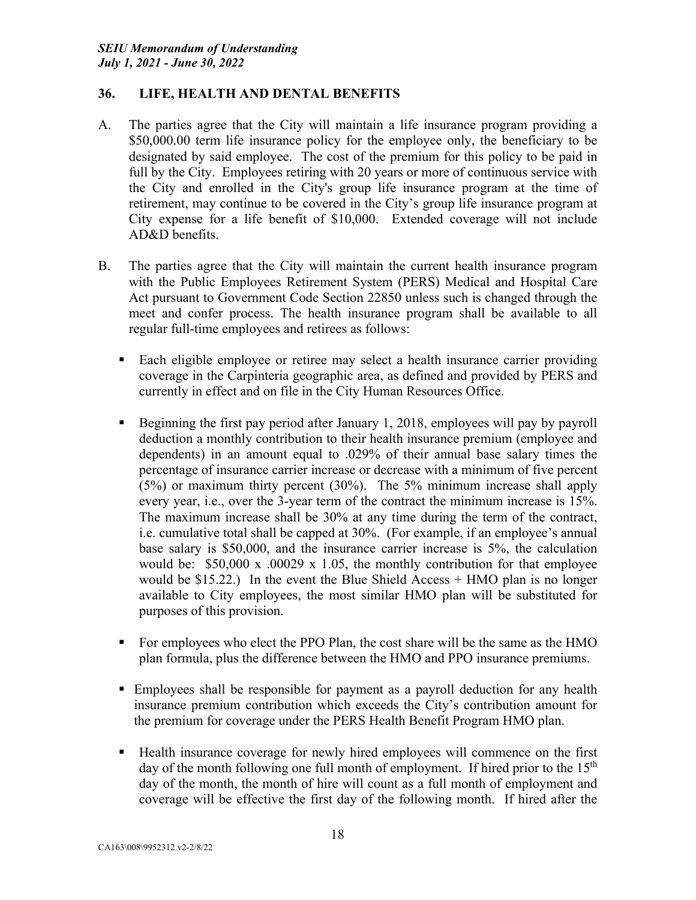## 36. LIFE, HEALTH AND DENTAL BENEFITS

A. The parties agree that the City will maintain a life insurance program providing a \$50,000.00 term life insurance policy for the employee only, the beneficiary to be designated by said employee. The cost of the premium for this policy to be paid in full by the City. Employees retiring with 20 years or more of continuous service with the City and enrolled in the City's group life insurance program at the time of retirement, may continue to be covered in the City's group life insurance program at City expense for a life benefit of \$10,000. Extended coverage will not include AD&D benefits.

B. The parties agree that the City will maintain the current health insurance program with the Public Employees Retirement System (PERS) Medical and Hospital Care Act pursuant to Government Code Section 22850 unless such is changed through the meet and confer process. The health insurance program shall be available to all regular full-time employees and retirees as follows:

- Each eligible employee or retiree may select a health insurance carrier providing coverage in the Carpinteria geographic area, as defined and provided by PERS and currently in effect and on file in the City Human Resources Office.
- Beginning the first pay period after January 1, 2018, employees will pay by payroll deduction a monthly contribution to their health insurance premium (employee and dependents) in an amount equal to .029% of their annual base salary times the percentage of insurance carrier increase or decrease with a minimum of five percent (5%) or maximum thirty percent (30%). The 5% minimum increase shall apply every year, i.e., over the 3-year term of the contract the minimum increase is 15%. The maximum increase shall be 30% at any time during the term of the contract, i.e. cumulative total shall be capped at 30%. (For example, if an employee's annual base salary is \$50,000, and the insurance carrier increase is 5%, the calculation would be: \$50,000 x .00029 x 1.05, the monthly contribution for that employee would be \$15.22.) In the event the Blue Shield Access + HMO plan is no longer available to City employees, the most similar HMO plan will be substituted for purposes of this provision.
- For employees who elect the PPO Plan, the cost share will be the same as the HMO plan formula, plus the difference between the HMO and PPO insurance premiums.
- Employees shall be responsible for payment as a payroll deduction for any health insurance premium contribution which exceeds the City's contribution amount for the premium for coverage under the PERS Health Benefit Program HMO plan.
- Health insurance coverage for newly hired employees will commence on the first day of the month following one full month of employment. If hired prior to the 15th day of the month, the month of hire will count as a full month of employment and coverage will be effective the first day of the following month. If hired after the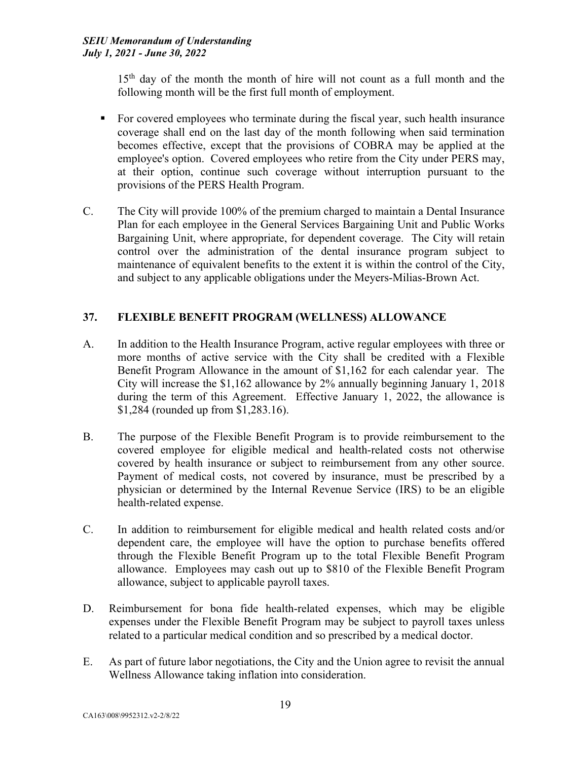15th day of the month the month of hire will not count as a full month and the following month will be the first full month of employment.

- For covered employees who terminate during the fiscal year, such health insurance coverage shall end on the last day of the month following when said termination becomes effective, except that the provisions of COBRA may be applied at the employee's option. Covered employees who retire from the City under PERS may, at their option, continue such coverage without interruption pursuant to the provisions of the PERS Health Program.

C. The City will provide 100% of the premium charged to maintain a Dental Insurance Plan for each employee in the General Services Bargaining Unit and Public Works Bargaining Unit, where appropriate, for dependent coverage. The City will retain control over the administration of the dental insurance program subject to maintenance of equivalent benefits to the extent it is within the control of the City, and subject to any applicable obligations under the Meyers-Milias-Brown Act.

## 37. FLEXIBLE BENEFIT PROGRAM (WELLNESS) ALLOWANCE

A. In addition to the Health Insurance Program, active regular employees with three or more months of active service with the City shall be credited with a Flexible Benefit Program Allowance in the amount of $1,162 for each calendar year. The City will increase the $1,162 allowance by 2% annually beginning January 1, 2018 during the term of this Agreement. Effective January 1, 2022, the allowance is $1,284 (rounded up from $1,283.16).

B. The purpose of the Flexible Benefit Program is to provide reimbursement to the covered employee for eligible medical and health-related costs not otherwise covered by health insurance or subject to reimbursement from any other source. Payment of medical costs, not covered by insurance, must be prescribed by a physician or determined by the Internal Revenue Service (IRS) to be an eligible health-related expense.

C. In addition to reimbursement for eligible medical and health related costs and/or dependent care, the employee will have the option to purchase benefits offered through the Flexible Benefit Program up to the total Flexible Benefit Program allowance. Employees may cash out up to $810 of the Flexible Benefit Program allowance, subject to applicable payroll taxes.

D. Reimbursement for bona fide health-related expenses, which may be eligible expenses under the Flexible Benefit Program may be subject to payroll taxes unless related to a particular medical condition and so prescribed by a medical doctor.

E. As part of future labor negotiations, the City and the Union agree to revisit the annual Wellness Allowance taking inflation into consideration.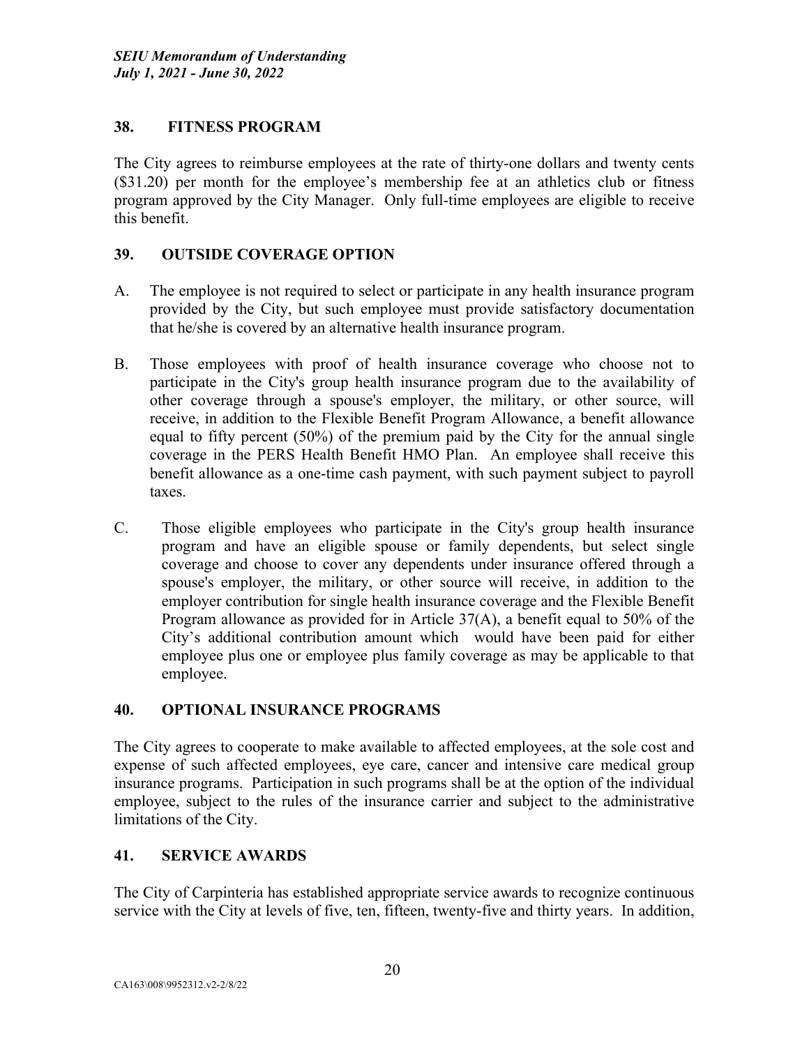## 38. FITNESS PROGRAM

The City agrees to reimburse employees at the rate of thirty-one dollars and twenty cents ($31.20) per month for the employee's membership fee at an athletics club or fitness program approved by the City Manager. Only full-time employees are eligible to receive this benefit.

## 39. OUTSIDE COVERAGE OPTION

A. The employee is not required to select or participate in any health insurance program provided by the City, but such employee must provide satisfactory documentation that he/she is covered by an alternative health insurance program.

B. Those employees with proof of health insurance coverage who choose not to participate in the City's group health insurance program due to the availability of other coverage through a spouse's employer, the military, or other source, will receive, in addition to the Flexible Benefit Program Allowance, a benefit allowance equal to fifty percent (50%) of the premium paid by the City for the annual single coverage in the PERS Health Benefit HMO Plan. An employee shall receive this benefit allowance as a one-time cash payment, with such payment subject to payroll taxes.

C. Those eligible employees who participate in the City's group health insurance program and have an eligible spouse or family dependents, but select single coverage and choose to cover any dependents under insurance offered through a spouse's employer, the military, or other source will receive, in addition to the employer contribution for single health insurance coverage and the Flexible Benefit Program allowance as provided for in Article 37(A), a benefit equal to 50% of the City's additional contribution amount which would have been paid for either employee plus one or employee plus family coverage as may be applicable to that employee.

## 40. OPTIONAL INSURANCE PROGRAMS

The City agrees to cooperate to make available to affected employees, at the sole cost and expense of such affected employees, eye care, cancer and intensive care medical group insurance programs. Participation in such programs shall be at the option of the individual employee, subject to the rules of the insurance carrier and subject to the administrative limitations of the City.

## 41. SERVICE AWARDS

The City of Carpinteria has established appropriate service awards to recognize continuous service with the City at levels of five, ten, fifteen, twenty-five and thirty years. In addition,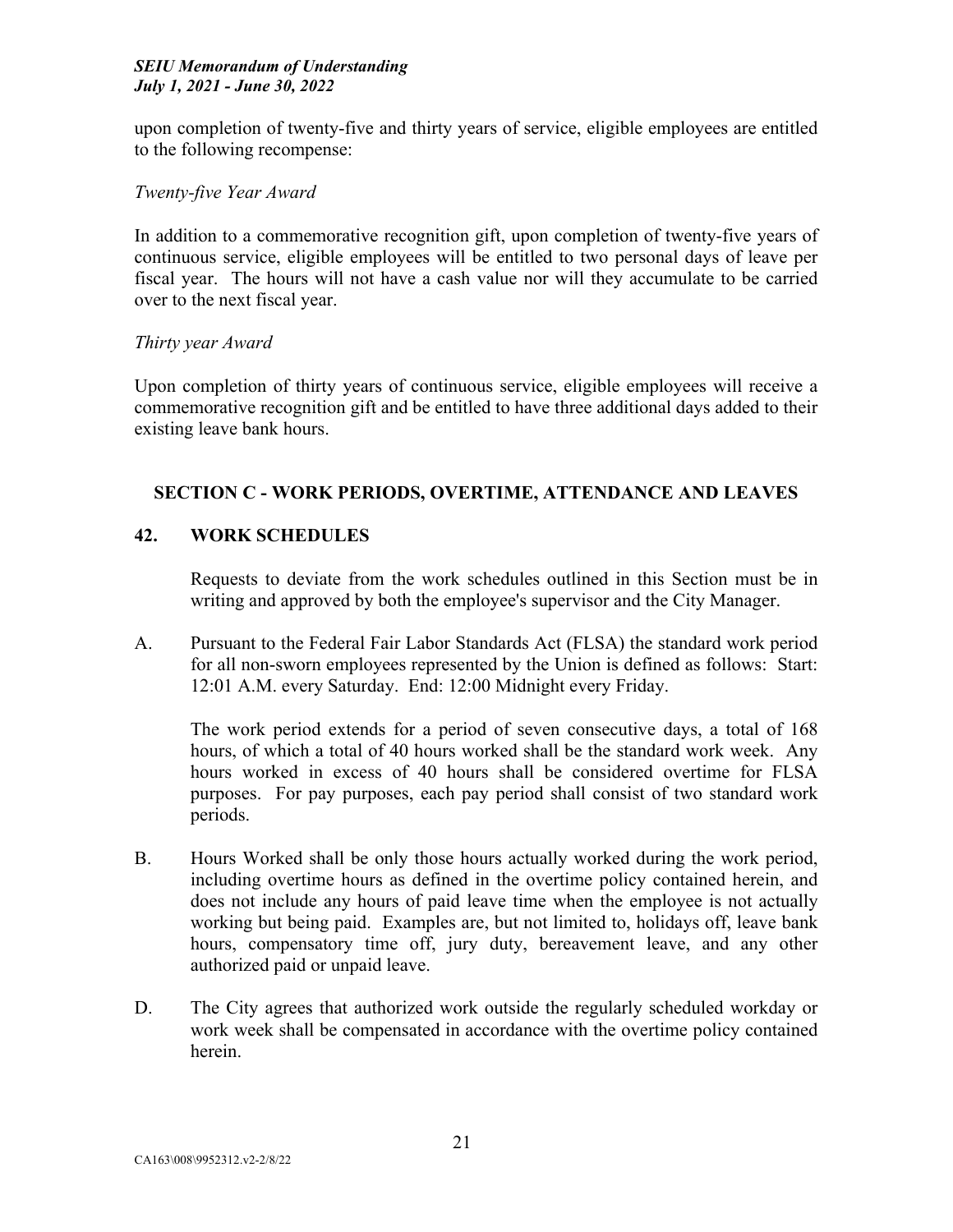upon completion of twenty-five and thirty years of service, eligible employees are entitled to the following recompense:

*Twenty-five Year Award*

In addition to a commemorative recognition gift, upon completion of twenty-five years of continuous service, eligible employees will be entitled to two personal days of leave per fiscal year. The hours will not have a cash value nor will they accumulate to be carried over to the next fiscal year.

*Thirty year Award*

Upon completion of thirty years of continuous service, eligible employees will receive a commemorative recognition gift and be entitled to have three additional days added to their existing leave bank hours.

## SECTION C - WORK PERIODS, OVERTIME, ATTENDANCE AND LEAVES

### 42. WORK SCHEDULES

Requests to deviate from the work schedules outlined in this Section must be in writing and approved by both the employee's supervisor and the City Manager.

A. Pursuant to the Federal Fair Labor Standards Act (FLSA) the standard work period for all non-sworn employees represented by the Union is defined as follows: Start: 12:01 A.M. every Saturday. End: 12:00 Midnight every Friday.

The work period extends for a period of seven consecutive days, a total of 168 hours, of which a total of 40 hours worked shall be the standard work week. Any hours worked in excess of 40 hours shall be considered overtime for FLSA purposes. For pay purposes, each pay period shall consist of two standard work periods.

B. Hours Worked shall be only those hours actually worked during the work period, including overtime hours as defined in the overtime policy contained herein, and does not include any hours of paid leave time when the employee is not actually working but being paid. Examples are, but not limited to, holidays off, leave bank hours, compensatory time off, jury duty, bereavement leave, and any other authorized paid or unpaid leave.

D. The City agrees that authorized work outside the regularly scheduled workday or work week shall be compensated in accordance with the overtime policy contained herein.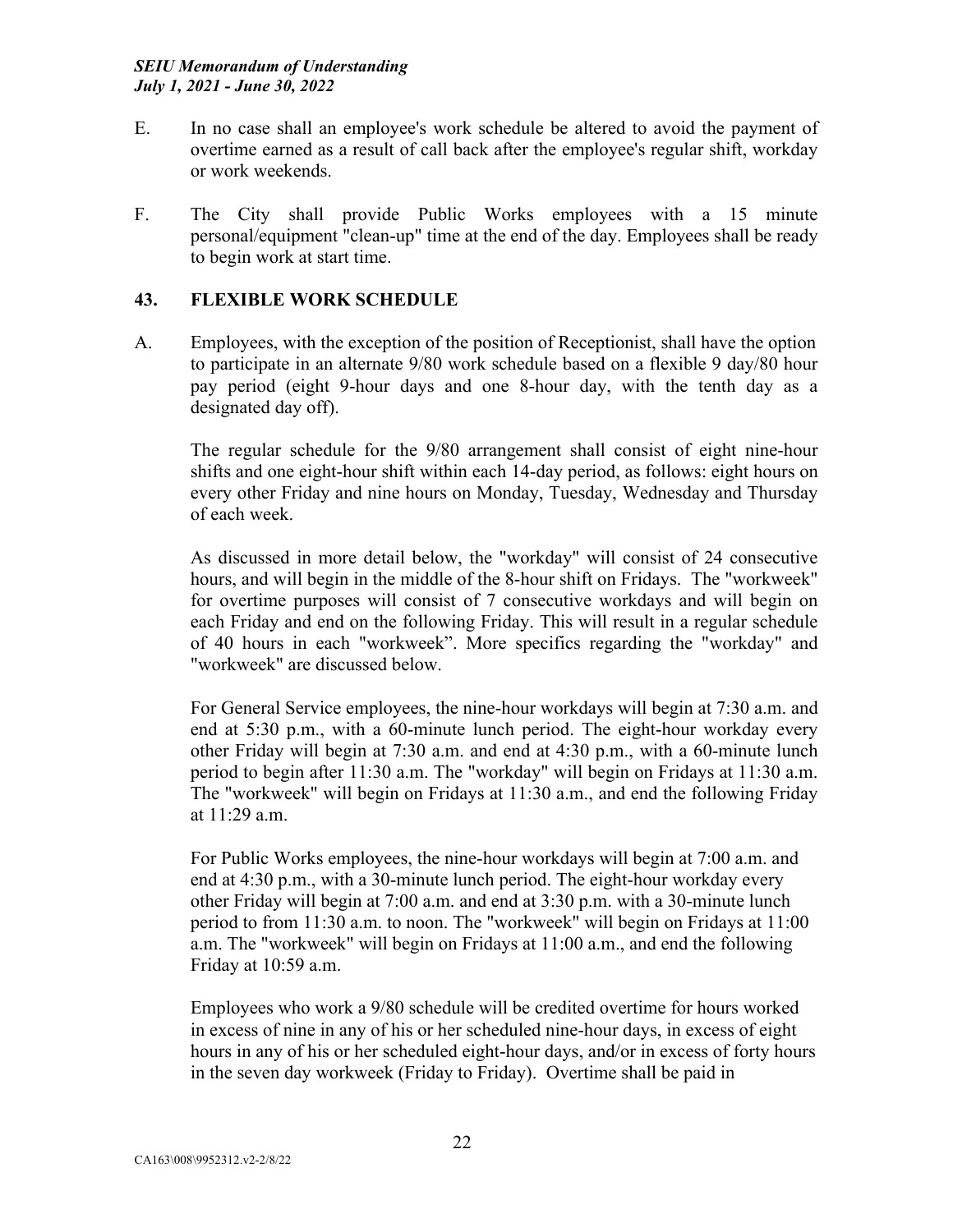E. In no case shall an employee's work schedule be altered to avoid the payment of overtime earned as a result of call back after the employee's regular shift, workday or work weekends.

F. The City shall provide Public Works employees with a 15 minute personal/equipment "clean-up" time at the end of the day. Employees shall be ready to begin work at start time.

## 43. FLEXIBLE WORK SCHEDULE

A. Employees, with the exception of the position of Receptionist, shall have the option to participate in an alternate 9/80 work schedule based on a flexible 9 day/80 hour pay period (eight 9-hour days and one 8-hour day, with the tenth day as a designated day off).

The regular schedule for the 9/80 arrangement shall consist of eight nine-hour shifts and one eight-hour shift within each 14-day period, as follows: eight hours on every other Friday and nine hours on Monday, Tuesday, Wednesday and Thursday of each week.

As discussed in more detail below, the "workday" will consist of 24 consecutive hours, and will begin in the middle of the 8-hour shift on Fridays. The "workweek" for overtime purposes will consist of 7 consecutive workdays and will begin on each Friday and end on the following Friday. This will result in a regular schedule of 40 hours in each "workweek". More specifics regarding the "workday" and "workweek" are discussed below.

For General Service employees, the nine-hour workdays will begin at 7:30 a.m. and end at 5:30 p.m., with a 60-minute lunch period. The eight-hour workday every other Friday will begin at 7:30 a.m. and end at 4:30 p.m., with a 60-minute lunch period to begin after 11:30 a.m. The "workday" will begin on Fridays at 11:30 a.m. The "workweek" will begin on Fridays at 11:30 a.m., and end the following Friday at 11:29 a.m.

For Public Works employees, the nine-hour workdays will begin at 7:00 a.m. and end at 4:30 p.m., with a 30-minute lunch period. The eight-hour workday every other Friday will begin at 7:00 a.m. and end at 3:30 p.m. with a 30-minute lunch period to from 11:30 a.m. to noon. The "workweek" will begin on Fridays at 11:00 a.m. The "workweek" will begin on Fridays at 11:00 a.m., and end the following Friday at 10:59 a.m.

Employees who work a 9/80 schedule will be credited overtime for hours worked in excess of nine in any of his or her scheduled nine-hour days, in excess of eight hours in any of his or her scheduled eight-hour days, and/or in excess of forty hours in the seven day workweek (Friday to Friday). Overtime shall be paid in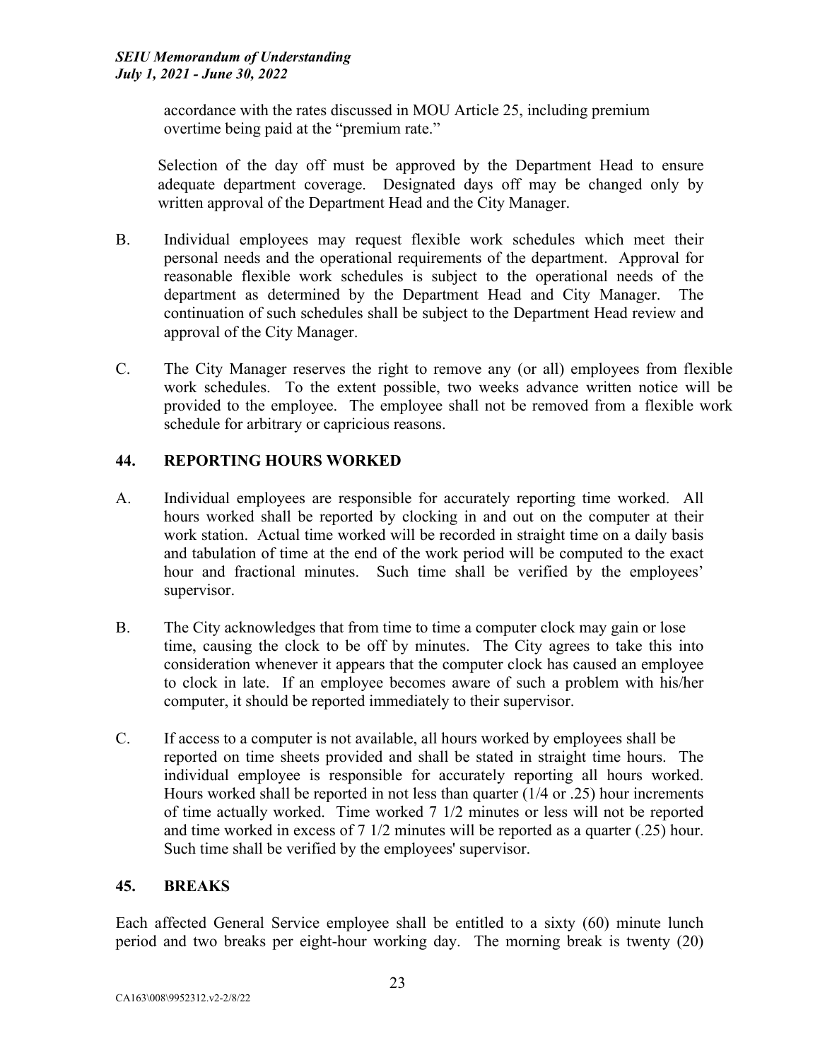accordance with the rates discussed in MOU Article 25, including premium overtime being paid at the "premium rate."

Selection of the day off must be approved by the Department Head to ensure adequate department coverage. Designated days off may be changed only by written approval of the Department Head and the City Manager.

B. Individual employees may request flexible work schedules which meet their personal needs and the operational requirements of the department. Approval for reasonable flexible work schedules is subject to the operational needs of the department as determined by the Department Head and City Manager. The continuation of such schedules shall be subject to the Department Head review and approval of the City Manager.

C. The City Manager reserves the right to remove any (or all) employees from flexible work schedules. To the extent possible, two weeks advance written notice will be provided to the employee. The employee shall not be removed from a flexible work schedule for arbitrary or capricious reasons.

## 44. REPORTING HOURS WORKED

A. Individual employees are responsible for accurately reporting time worked. All hours worked shall be reported by clocking in and out on the computer at their work station. Actual time worked will be recorded in straight time on a daily basis and tabulation of time at the end of the work period will be computed to the exact hour and fractional minutes. Such time shall be verified by the employees' supervisor.

B. The City acknowledges that from time to time a computer clock may gain or lose time, causing the clock to be off by minutes. The City agrees to take this into consideration whenever it appears that the computer clock has caused an employee to clock in late. If an employee becomes aware of such a problem with his/her computer, it should be reported immediately to their supervisor.

C. If access to a computer is not available, all hours worked by employees shall be reported on time sheets provided and shall be stated in straight time hours. The individual employee is responsible for accurately reporting all hours worked. Hours worked shall be reported in not less than quarter (1/4 or .25) hour increments of time actually worked. Time worked 7 1/2 minutes or less will not be reported and time worked in excess of 7 1/2 minutes will be reported as a quarter (.25) hour. Such time shall be verified by the employees' supervisor.

## 45. BREAKS

Each affected General Service employee shall be entitled to a sixty (60) minute lunch period and two breaks per eight-hour working day. The morning break is twenty (20)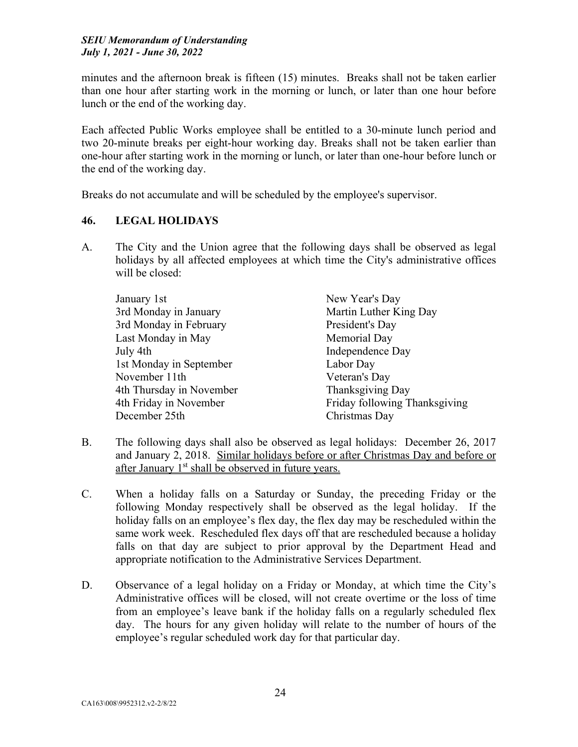minutes and the afternoon break is fifteen (15) minutes. Breaks shall not be taken earlier than one hour after starting work in the morning or lunch, or later than one hour before lunch or the end of the working day.

Each affected Public Works employee shall be entitled to a 30-minute lunch period and two 20-minute breaks per eight-hour working day. Breaks shall not be taken earlier than one-hour after starting work in the morning or lunch, or later than one-hour before lunch or the end of the working day.

Breaks do not accumulate and will be scheduled by the employee's supervisor.

## 46. LEGAL HOLIDAYS

A. The City and the Union agree that the following days shall be observed as legal holidays by all affected employees at which time the City's administrative offices will be closed:

| | |
|---|---|
| January 1st | New Year's Day |
| 3rd Monday in January | Martin Luther King Day |
| 3rd Monday in February | President's Day |
| Last Monday in May | Memorial Day |
| July 4th | Independence Day |
| 1st Monday in September | Labor Day |
| November 11th | Veteran's Day |
| 4th Thursday in November | Thanksgiving Day |
| 4th Friday in November | Friday following Thanksgiving |
| December 25th | Christmas Day |

B. The following days shall also be observed as legal holidays: December 26, 2017 and January 2, 2018. <u>Similar holidays before or after Christmas Day and before or after January 1st shall be observed in future years.</u>

C. When a holiday falls on a Saturday or Sunday, the preceding Friday or the following Monday respectively shall be observed as the legal holiday. If the holiday falls on an employee's flex day, the flex day may be rescheduled within the same work week. Rescheduled flex days off that are rescheduled because a holiday falls on that day are subject to prior approval by the Department Head and appropriate notification to the Administrative Services Department.

D. Observance of a legal holiday on a Friday or Monday, at which time the City's Administrative offices will be closed, will not create overtime or the loss of time from an employee's leave bank if the holiday falls on a regularly scheduled flex day. The hours for any given holiday will relate to the number of hours of the employee's regular scheduled work day for that particular day.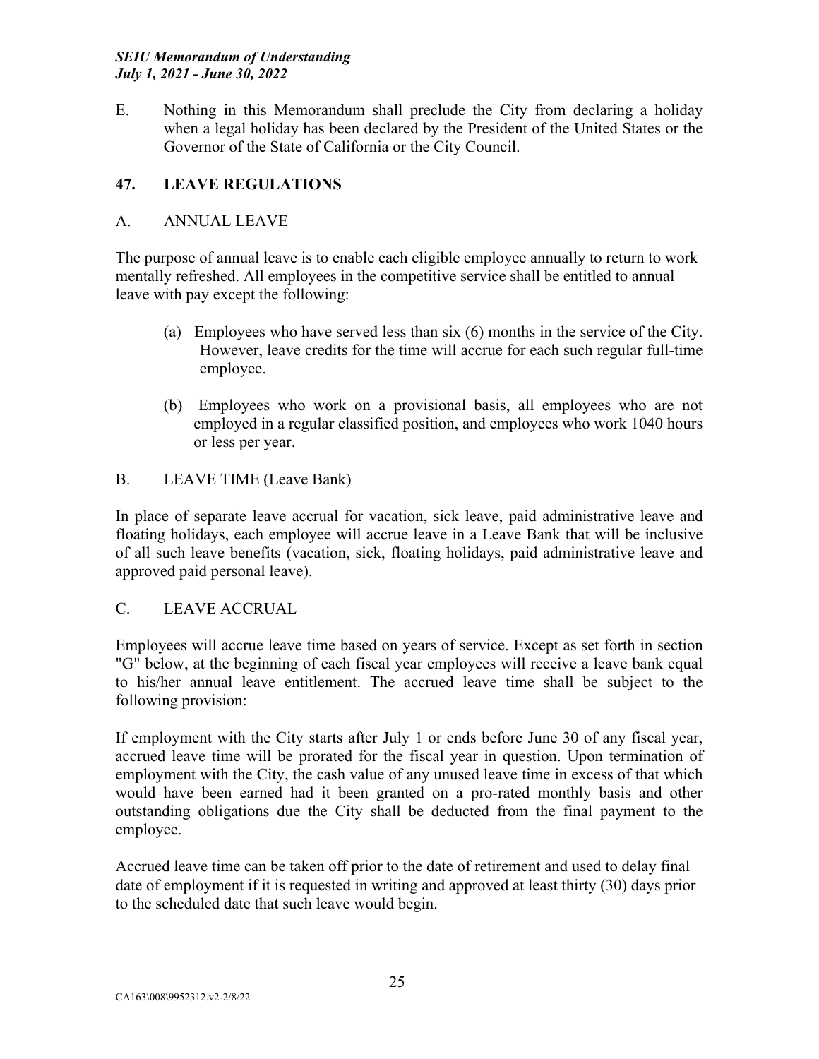E. Nothing in this Memorandum shall preclude the City from declaring a holiday when a legal holiday has been declared by the President of the United States or the Governor of the State of California or the City Council.

## 47. LEAVE REGULATIONS

A. ANNUAL LEAVE

The purpose of annual leave is to enable each eligible employee annually to return to work mentally refreshed. All employees in the competitive service shall be entitled to annual leave with pay except the following:

(a) Employees who have served less than six (6) months in the service of the City. However, leave credits for the time will accrue for each such regular full-time employee.

(b) Employees who work on a provisional basis, all employees who are not employed in a regular classified position, and employees who work 1040 hours or less per year.

B. LEAVE TIME (Leave Bank)

In place of separate leave accrual for vacation, sick leave, paid administrative leave and floating holidays, each employee will accrue leave in a Leave Bank that will be inclusive of all such leave benefits (vacation, sick, floating holidays, paid administrative leave and approved paid personal leave).

C. LEAVE ACCRUAL

Employees will accrue leave time based on years of service. Except as set forth in section "G" below, at the beginning of each fiscal year employees will receive a leave bank equal to his/her annual leave entitlement. The accrued leave time shall be subject to the following provision:

If employment with the City starts after July 1 or ends before June 30 of any fiscal year, accrued leave time will be prorated for the fiscal year in question. Upon termination of employment with the City, the cash value of any unused leave time in excess of that which would have been earned had it been granted on a pro-rated monthly basis and other outstanding obligations due the City shall be deducted from the final payment to the employee.

Accrued leave time can be taken off prior to the date of retirement and used to delay final date of employment if it is requested in writing and approved at least thirty (30) days prior to the scheduled date that such leave would begin.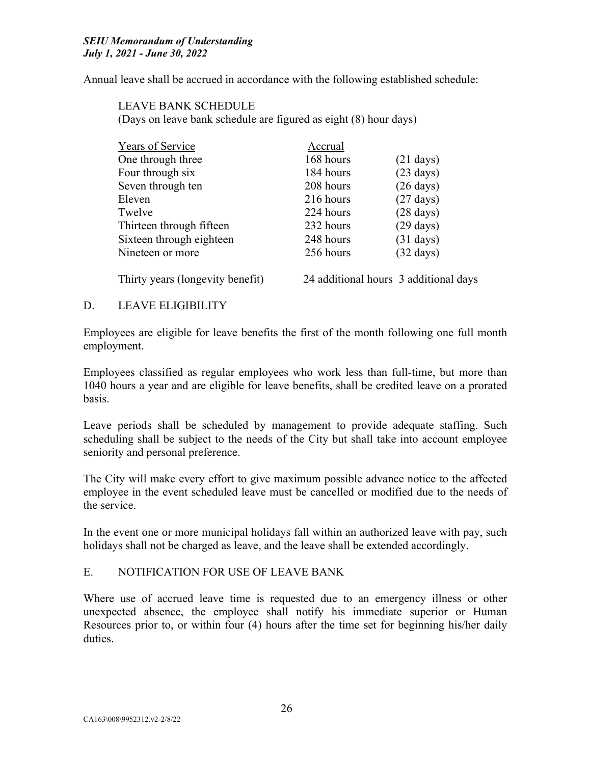Annual leave shall be accrued in accordance with the following established schedule:

LEAVE BANK SCHEDULE
(Days on leave bank schedule are figured as eight (8) hour days)

| Years of Service | Accrual | |
|---|---|---|
| One through three | 168 hours | (21 days) |
| Four through six | 184 hours | (23 days) |
| Seven through ten | 208 hours | (26 days) |
| Eleven | 216 hours | (27 days) |
| Twelve | 224 hours | (28 days) |
| Thirteen through fifteen | 232 hours | (29 days) |
| Sixteen through eighteen | 248 hours | (31 days) |
| Nineteen or more | 256 hours | (32 days) |
| Thirty years (longevity benefit) | 24 additional hours | 3 additional days |

## D. LEAVE ELIGIBILITY

Employees are eligible for leave benefits the first of the month following one full month employment.

Employees classified as regular employees who work less than full-time, but more than 1040 hours a year and are eligible for leave benefits, shall be credited leave on a prorated basis.

Leave periods shall be scheduled by management to provide adequate staffing. Such scheduling shall be subject to the needs of the City but shall take into account employee seniority and personal preference.

The City will make every effort to give maximum possible advance notice to the affected employee in the event scheduled leave must be cancelled or modified due to the needs of the service.

In the event one or more municipal holidays fall within an authorized leave with pay, such holidays shall not be charged as leave, and the leave shall be extended accordingly.

## E. NOTIFICATION FOR USE OF LEAVE BANK

Where use of accrued leave time is requested due to an emergency illness or other unexpected absence, the employee shall notify his immediate superior or Human Resources prior to, or within four (4) hours after the time set for beginning his/her daily duties.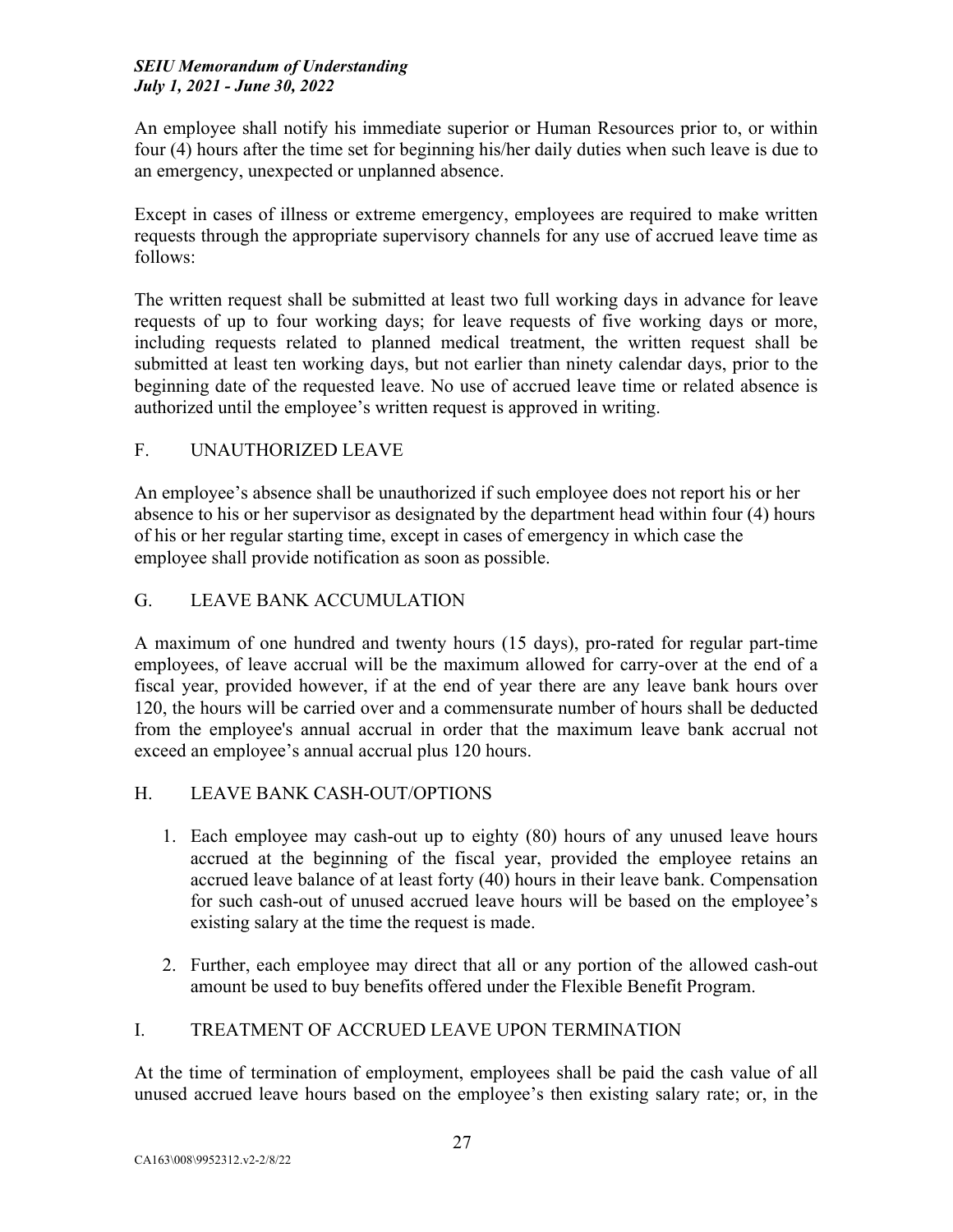An employee shall notify his immediate superior or Human Resources prior to, or within four (4) hours after the time set for beginning his/her daily duties when such leave is due to an emergency, unexpected or unplanned absence.

Except in cases of illness or extreme emergency, employees are required to make written requests through the appropriate supervisory channels for any use of accrued leave time as follows:

The written request shall be submitted at least two full working days in advance for leave requests of up to four working days; for leave requests of five working days or more, including requests related to planned medical treatment, the written request shall be submitted at least ten working days, but not earlier than ninety calendar days, prior to the beginning date of the requested leave. No use of accrued leave time or related absence is authorized until the employee's written request is approved in writing.

## F. UNAUTHORIZED LEAVE

An employee's absence shall be unauthorized if such employee does not report his or her absence to his or her supervisor as designated by the department head within four (4) hours of his or her regular starting time, except in cases of emergency in which case the employee shall provide notification as soon as possible.

## G. LEAVE BANK ACCUMULATION

A maximum of one hundred and twenty hours (15 days), pro-rated for regular part-time employees, of leave accrual will be the maximum allowed for carry-over at the end of a fiscal year, provided however, if at the end of year there are any leave bank hours over 120, the hours will be carried over and a commensurate number of hours shall be deducted from the employee's annual accrual in order that the maximum leave bank accrual not exceed an employee's annual accrual plus 120 hours.

## H. LEAVE BANK CASH-OUT/OPTIONS

1. Each employee may cash-out up to eighty (80) hours of any unused leave hours accrued at the beginning of the fiscal year, provided the employee retains an accrued leave balance of at least forty (40) hours in their leave bank. Compensation for such cash-out of unused accrued leave hours will be based on the employee's existing salary at the time the request is made.

2. Further, each employee may direct that all or any portion of the allowed cash-out amount be used to buy benefits offered under the Flexible Benefit Program.

## I. TREATMENT OF ACCRUED LEAVE UPON TERMINATION

At the time of termination of employment, employees shall be paid the cash value of all unused accrued leave hours based on the employee's then existing salary rate; or, in the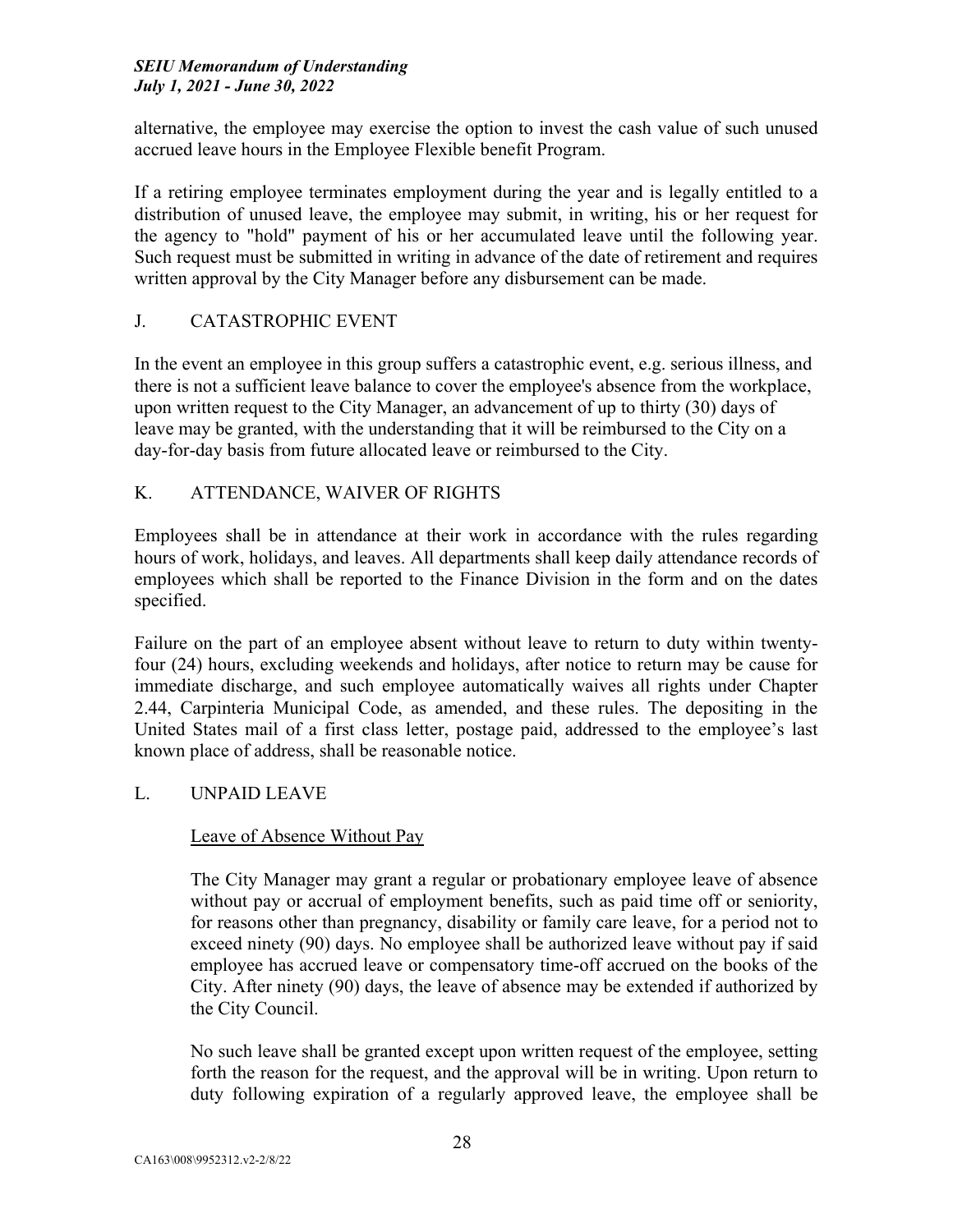alternative, the employee may exercise the option to invest the cash value of such unused accrued leave hours in the Employee Flexible benefit Program.

If a retiring employee terminates employment during the year and is legally entitled to a distribution of unused leave, the employee may submit, in writing, his or her request for the agency to "hold" payment of his or her accumulated leave until the following year. Such request must be submitted in writing in advance of the date of retirement and requires written approval by the City Manager before any disbursement can be made.

## J. CATASTROPHIC EVENT

In the event an employee in this group suffers a catastrophic event, e.g. serious illness, and there is not a sufficient leave balance to cover the employee's absence from the workplace, upon written request to the City Manager, an advancement of up to thirty (30) days of leave may be granted, with the understanding that it will be reimbursed to the City on a day-for-day basis from future allocated leave or reimbursed to the City.

## K. ATTENDANCE, WAIVER OF RIGHTS

Employees shall be in attendance at their work in accordance with the rules regarding hours of work, holidays, and leaves. All departments shall keep daily attendance records of employees which shall be reported to the Finance Division in the form and on the dates specified.

Failure on the part of an employee absent without leave to return to duty within twenty-four (24) hours, excluding weekends and holidays, after notice to return may be cause for immediate discharge, and such employee automatically waives all rights under Chapter 2.44, Carpinteria Municipal Code, as amended, and these rules. The depositing in the United States mail of a first class letter, postage paid, addressed to the employee's last known place of address, shall be reasonable notice.

## L. UNPAID LEAVE

Leave of Absence Without Pay

The City Manager may grant a regular or probationary employee leave of absence without pay or accrual of employment benefits, such as paid time off or seniority, for reasons other than pregnancy, disability or family care leave, for a period not to exceed ninety (90) days. No employee shall be authorized leave without pay if said employee has accrued leave or compensatory time-off accrued on the books of the City. After ninety (90) days, the leave of absence may be extended if authorized by the City Council.

No such leave shall be granted except upon written request of the employee, setting forth the reason for the request, and the approval will be in writing. Upon return to duty following expiration of a regularly approved leave, the employee shall be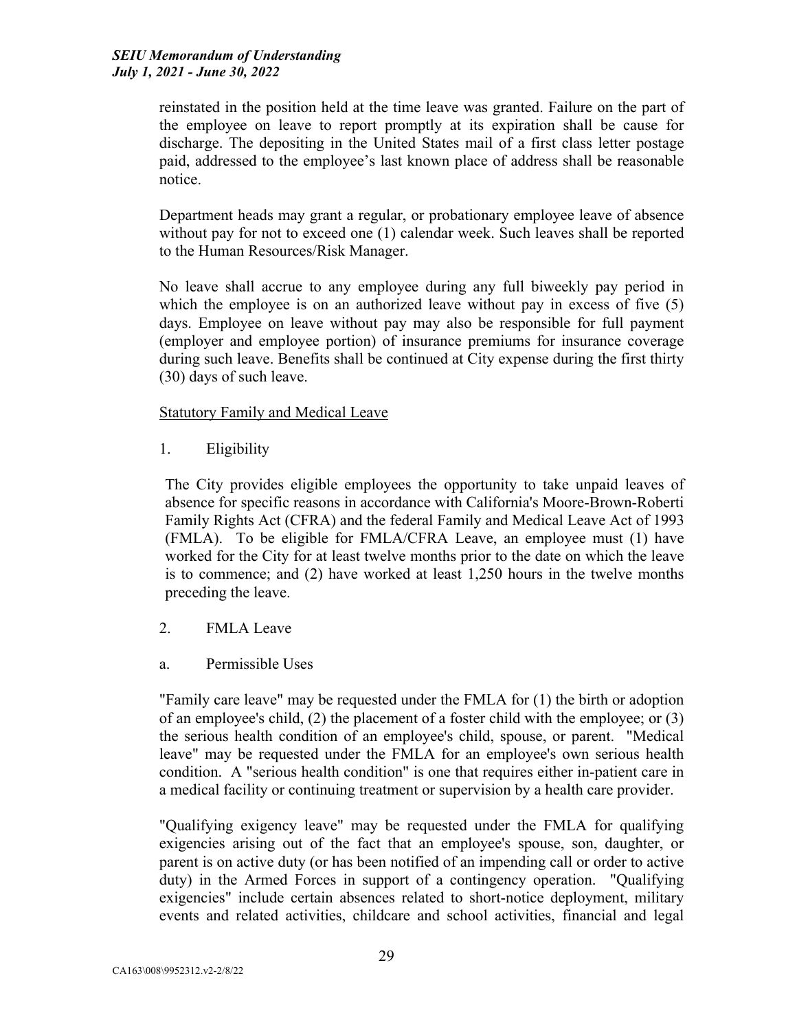reinstated in the position held at the time leave was granted. Failure on the part of the employee on leave to report promptly at its expiration shall be cause for discharge. The depositing in the United States mail of a first class letter postage paid, addressed to the employee's last known place of address shall be reasonable notice.

Department heads may grant a regular, or probationary employee leave of absence without pay for not to exceed one (1) calendar week. Such leaves shall be reported to the Human Resources/Risk Manager.

No leave shall accrue to any employee during any full biweekly pay period in which the employee is on an authorized leave without pay in excess of five (5) days. Employee on leave without pay may also be responsible for full payment (employer and employee portion) of insurance premiums for insurance coverage during such leave. Benefits shall be continued at City expense during the first thirty (30) days of such leave.

Statutory Family and Medical Leave

1. Eligibility

The City provides eligible employees the opportunity to take unpaid leaves of absence for specific reasons in accordance with California's Moore-Brown-Roberti Family Rights Act (CFRA) and the federal Family and Medical Leave Act of 1993 (FMLA). To be eligible for FMLA/CFRA Leave, an employee must (1) have worked for the City for at least twelve months prior to the date on which the leave is to commence; and (2) have worked at least 1,250 hours in the twelve months preceding the leave.

2. FMLA Leave

a. Permissible Uses

"Family care leave" may be requested under the FMLA for (1) the birth or adoption of an employee's child, (2) the placement of a foster child with the employee; or (3) the serious health condition of an employee's child, spouse, or parent. "Medical leave" may be requested under the FMLA for an employee's own serious health condition. A "serious health condition" is one that requires either in-patient care in a medical facility or continuing treatment or supervision by a health care provider.

"Qualifying exigency leave" may be requested under the FMLA for qualifying exigencies arising out of the fact that an employee's spouse, son, daughter, or parent is on active duty (or has been notified of an impending call or order to active duty) in the Armed Forces in support of a contingency operation. "Qualifying exigencies" include certain absences related to short-notice deployment, military events and related activities, childcare and school activities, financial and legal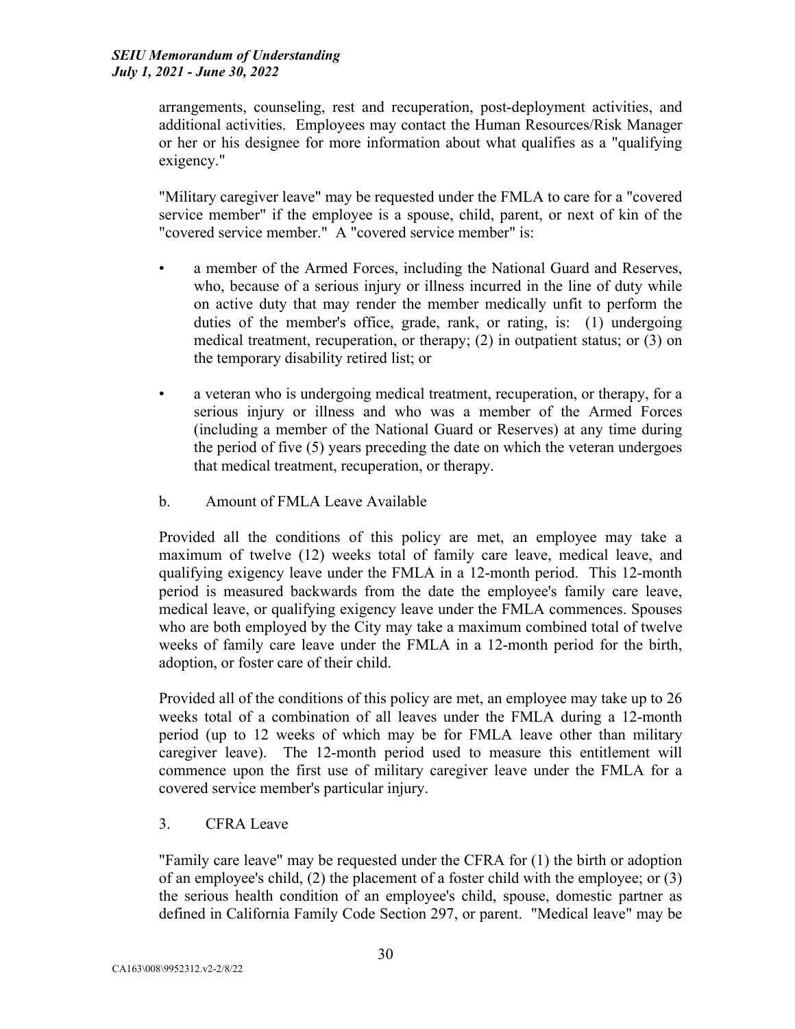arrangements, counseling, rest and recuperation, post-deployment activities, and additional activities. Employees may contact the Human Resources/Risk Manager or her or his designee for more information about what qualifies as a "qualifying exigency."

"Military caregiver leave" may be requested under the FMLA to care for a "covered service member" if the employee is a spouse, child, parent, or next of kin of the "covered service member." A "covered service member" is:

- a member of the Armed Forces, including the National Guard and Reserves, who, because of a serious injury or illness incurred in the line of duty while on active duty that may render the member medically unfit to perform the duties of the member's office, grade, rank, or rating, is: (1) undergoing medical treatment, recuperation, or therapy; (2) in outpatient status; or (3) on the temporary disability retired list; or

- a veteran who is undergoing medical treatment, recuperation, or therapy, for a serious injury or illness and who was a member of the Armed Forces (including a member of the National Guard or Reserves) at any time during the period of five (5) years preceding the date on which the veteran undergoes that medical treatment, recuperation, or therapy.

b. Amount of FMLA Leave Available

Provided all the conditions of this policy are met, an employee may take a maximum of twelve (12) weeks total of family care leave, medical leave, and qualifying exigency leave under the FMLA in a 12-month period. This 12-month period is measured backwards from the date the employee's family care leave, medical leave, or qualifying exigency leave under the FMLA commences. Spouses who are both employed by the City may take a maximum combined total of twelve weeks of family care leave under the FMLA in a 12-month period for the birth, adoption, or foster care of their child.

Provided all of the conditions of this policy are met, an employee may take up to 26 weeks total of a combination of all leaves under the FMLA during a 12-month period (up to 12 weeks of which may be for FMLA leave other than military caregiver leave). The 12-month period used to measure this entitlement will commence upon the first use of military caregiver leave under the FMLA for a covered service member's particular injury.

3. CFRA Leave

"Family care leave" may be requested under the CFRA for (1) the birth or adoption of an employee's child, (2) the placement of a foster child with the employee; or (3) the serious health condition of an employee's child, spouse, domestic partner as defined in California Family Code Section 297, or parent. "Medical leave" may be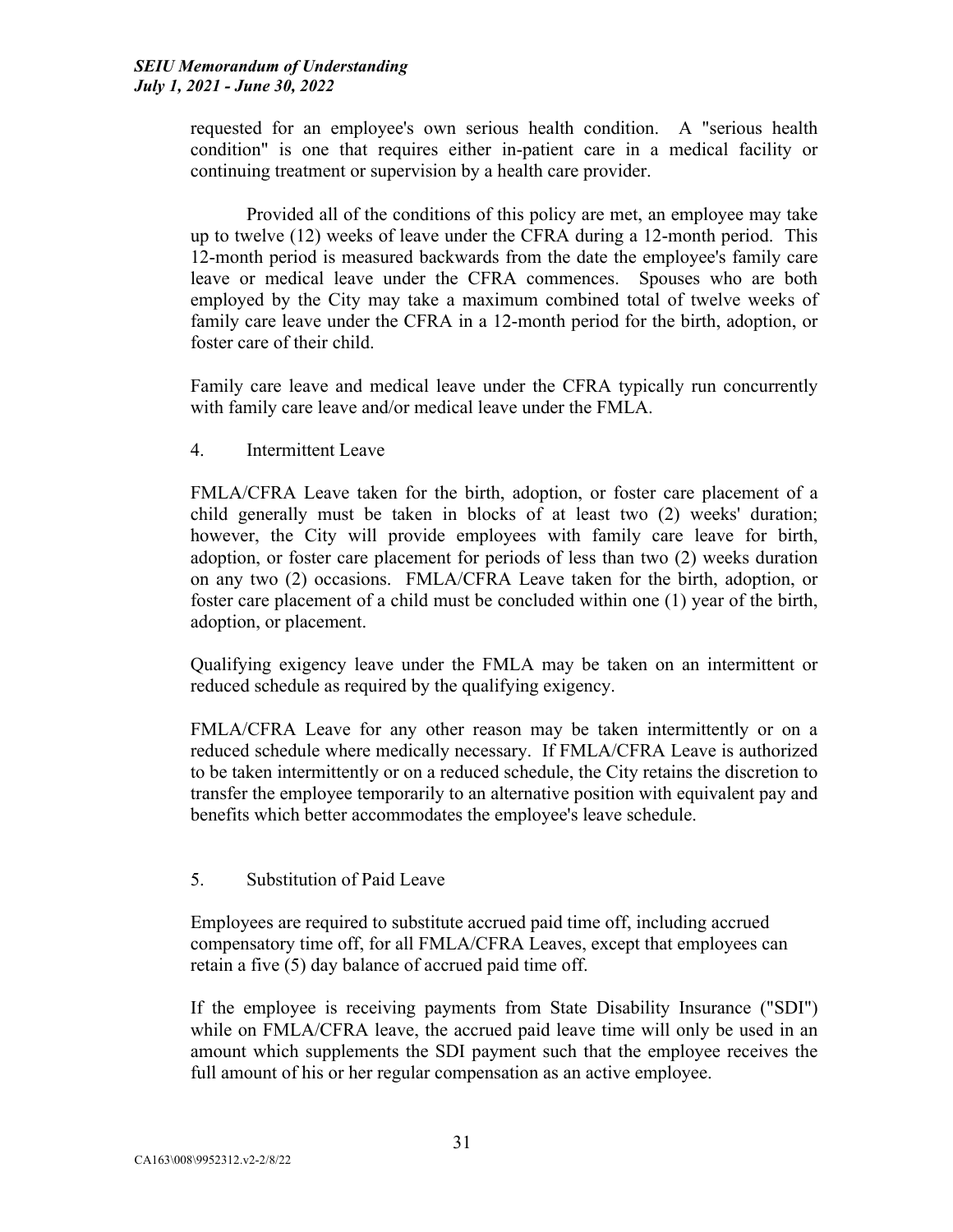requested for an employee's own serious health condition. A "serious health condition" is one that requires either in-patient care in a medical facility or continuing treatment or supervision by a health care provider.

Provided all of the conditions of this policy are met, an employee may take up to twelve (12) weeks of leave under the CFRA during a 12-month period. This 12-month period is measured backwards from the date the employee's family care leave or medical leave under the CFRA commences. Spouses who are both employed by the City may take a maximum combined total of twelve weeks of family care leave under the CFRA in a 12-month period for the birth, adoption, or foster care of their child.

Family care leave and medical leave under the CFRA typically run concurrently with family care leave and/or medical leave under the FMLA.

4. Intermittent Leave

FMLA/CFRA Leave taken for the birth, adoption, or foster care placement of a child generally must be taken in blocks of at least two (2) weeks' duration; however, the City will provide employees with family care leave for birth, adoption, or foster care placement for periods of less than two (2) weeks duration on any two (2) occasions. FMLA/CFRA Leave taken for the birth, adoption, or foster care placement of a child must be concluded within one (1) year of the birth, adoption, or placement.

Qualifying exigency leave under the FMLA may be taken on an intermittent or reduced schedule as required by the qualifying exigency.

FMLA/CFRA Leave for any other reason may be taken intermittently or on a reduced schedule where medically necessary. If FMLA/CFRA Leave is authorized to be taken intermittently or on a reduced schedule, the City retains the discretion to transfer the employee temporarily to an alternative position with equivalent pay and benefits which better accommodates the employee's leave schedule.

5. Substitution of Paid Leave

Employees are required to substitute accrued paid time off, including accrued compensatory time off, for all FMLA/CFRA Leaves, except that employees can retain a five (5) day balance of accrued paid time off.

If the employee is receiving payments from State Disability Insurance ("SDI") while on FMLA/CFRA leave, the accrued paid leave time will only be used in an amount which supplements the SDI payment such that the employee receives the full amount of his or her regular compensation as an active employee.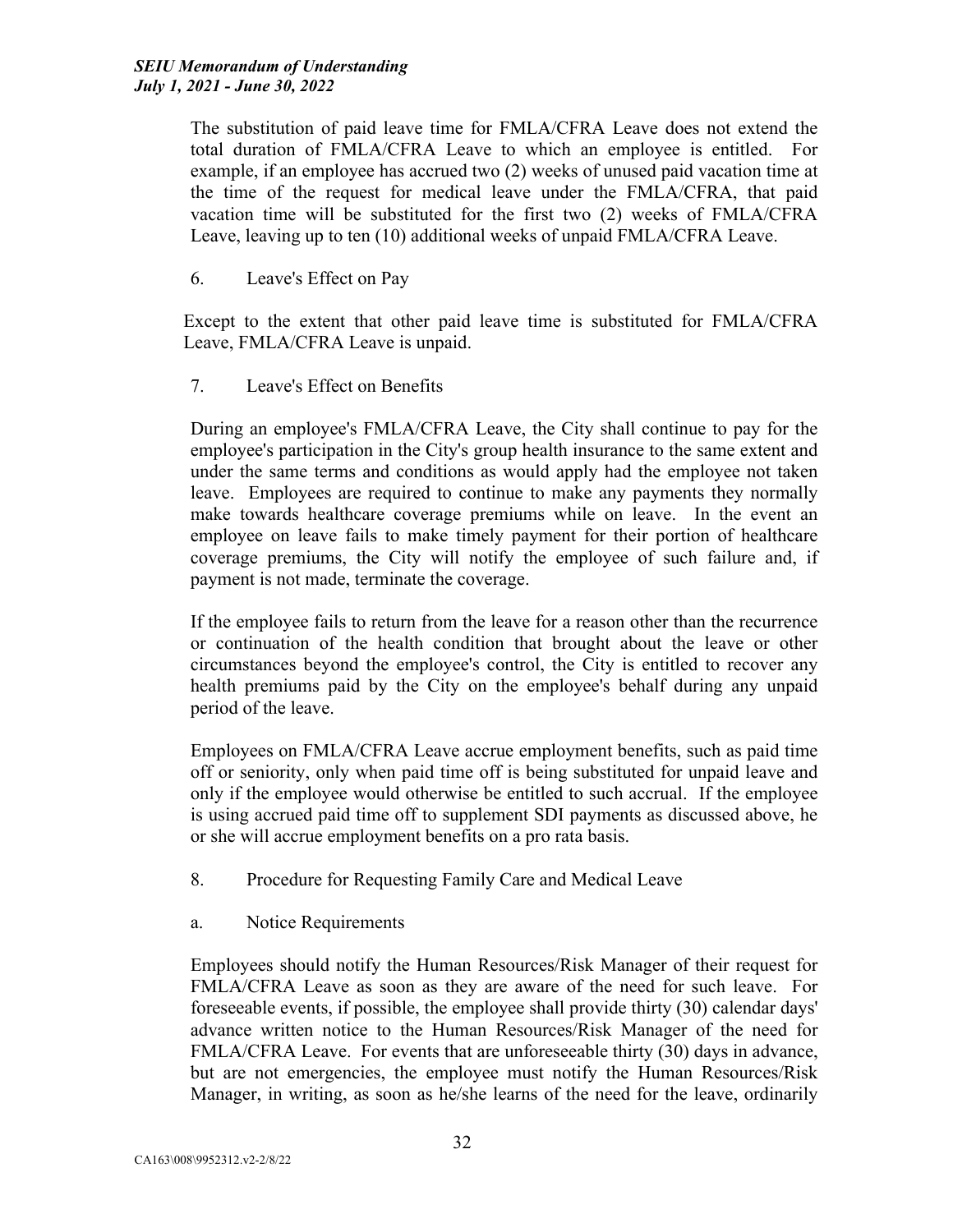The substitution of paid leave time for FMLA/CFRA Leave does not extend the total duration of FMLA/CFRA Leave to which an employee is entitled. For example, if an employee has accrued two (2) weeks of unused paid vacation time at the time of the request for medical leave under the FMLA/CFRA, that paid vacation time will be substituted for the first two (2) weeks of FMLA/CFRA Leave, leaving up to ten (10) additional weeks of unpaid FMLA/CFRA Leave.

6. Leave's Effect on Pay

Except to the extent that other paid leave time is substituted for FMLA/CFRA Leave, FMLA/CFRA Leave is unpaid.

7. Leave's Effect on Benefits

During an employee's FMLA/CFRA Leave, the City shall continue to pay for the employee's participation in the City's group health insurance to the same extent and under the same terms and conditions as would apply had the employee not taken leave. Employees are required to continue to make any payments they normally make towards healthcare coverage premiums while on leave. In the event an employee on leave fails to make timely payment for their portion of healthcare coverage premiums, the City will notify the employee of such failure and, if payment is not made, terminate the coverage.

If the employee fails to return from the leave for a reason other than the recurrence or continuation of the health condition that brought about the leave or other circumstances beyond the employee's control, the City is entitled to recover any health premiums paid by the City on the employee's behalf during any unpaid period of the leave.

Employees on FMLA/CFRA Leave accrue employment benefits, such as paid time off or seniority, only when paid time off is being substituted for unpaid leave and only if the employee would otherwise be entitled to such accrual. If the employee is using accrued paid time off to supplement SDI payments as discussed above, he or she will accrue employment benefits on a pro rata basis.

8. Procedure for Requesting Family Care and Medical Leave

a. Notice Requirements

Employees should notify the Human Resources/Risk Manager of their request for FMLA/CFRA Leave as soon as they are aware of the need for such leave. For foreseeable events, if possible, the employee shall provide thirty (30) calendar days' advance written notice to the Human Resources/Risk Manager of the need for FMLA/CFRA Leave. For events that are unforeseeable thirty (30) days in advance, but are not emergencies, the employee must notify the Human Resources/Risk Manager, in writing, as soon as he/she learns of the need for the leave, ordinarily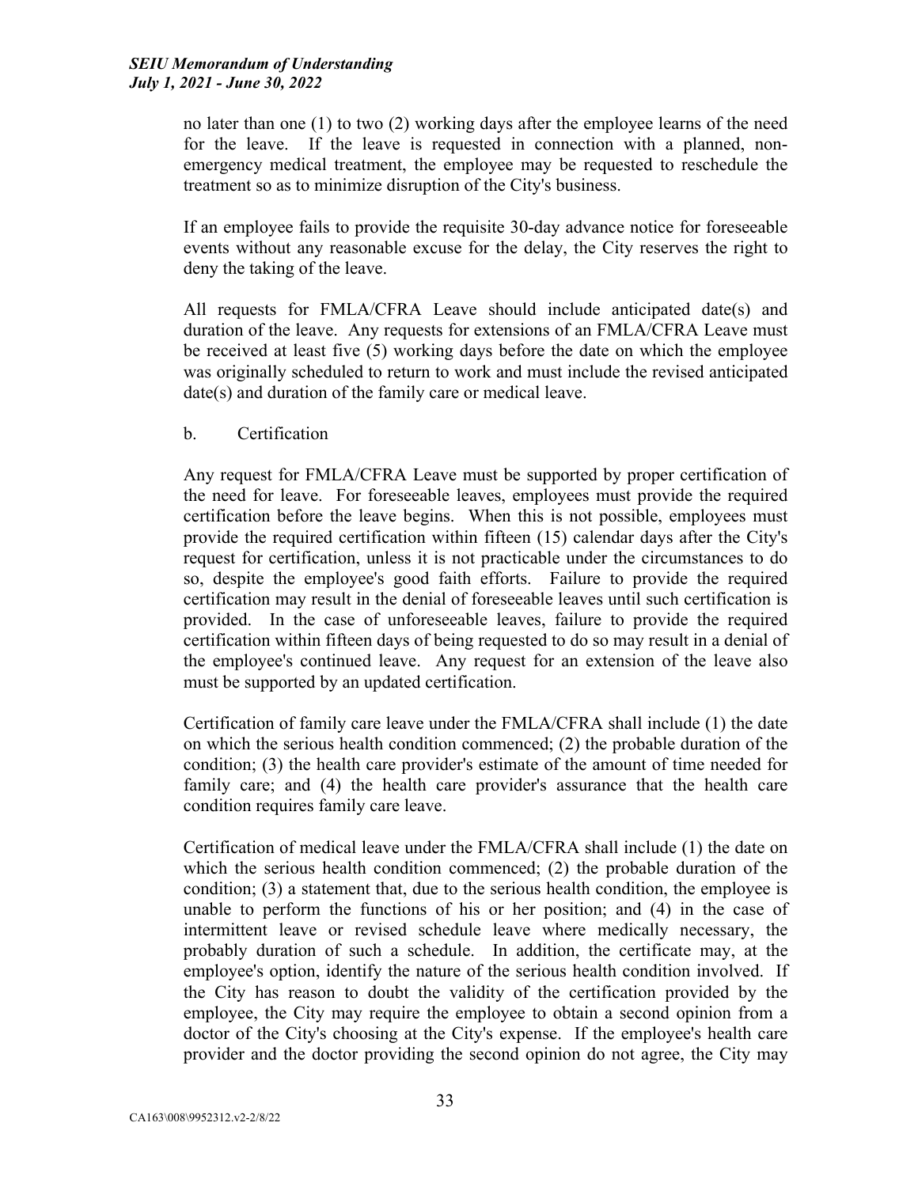no later than one (1) to two (2) working days after the employee learns of the need for the leave. If the leave is requested in connection with a planned, non-emergency medical treatment, the employee may be requested to reschedule the treatment so as to minimize disruption of the City's business.

If an employee fails to provide the requisite 30-day advance notice for foreseeable events without any reasonable excuse for the delay, the City reserves the right to deny the taking of the leave.

All requests for FMLA/CFRA Leave should include anticipated date(s) and duration of the leave. Any requests for extensions of an FMLA/CFRA Leave must be received at least five (5) working days before the date on which the employee was originally scheduled to return to work and must include the revised anticipated date(s) and duration of the family care or medical leave.

b. Certification

Any request for FMLA/CFRA Leave must be supported by proper certification of the need for leave. For foreseeable leaves, employees must provide the required certification before the leave begins. When this is not possible, employees must provide the required certification within fifteen (15) calendar days after the City's request for certification, unless it is not practicable under the circumstances to do so, despite the employee's good faith efforts. Failure to provide the required certification may result in the denial of foreseeable leaves until such certification is provided. In the case of unforeseeable leaves, failure to provide the required certification within fifteen days of being requested to do so may result in a denial of the employee's continued leave. Any request for an extension of the leave also must be supported by an updated certification.

Certification of family care leave under the FMLA/CFRA shall include (1) the date on which the serious health condition commenced; (2) the probable duration of the condition; (3) the health care provider's estimate of the amount of time needed for family care; and (4) the health care provider's assurance that the health care condition requires family care leave.

Certification of medical leave under the FMLA/CFRA shall include (1) the date on which the serious health condition commenced; (2) the probable duration of the condition; (3) a statement that, due to the serious health condition, the employee is unable to perform the functions of his or her position; and (4) in the case of intermittent leave or revised schedule leave where medically necessary, the probably duration of such a schedule. In addition, the certificate may, at the employee's option, identify the nature of the serious health condition involved. If the City has reason to doubt the validity of the certification provided by the employee, the City may require the employee to obtain a second opinion from a doctor of the City's choosing at the City's expense. If the employee's health care provider and the doctor providing the second opinion do not agree, the City may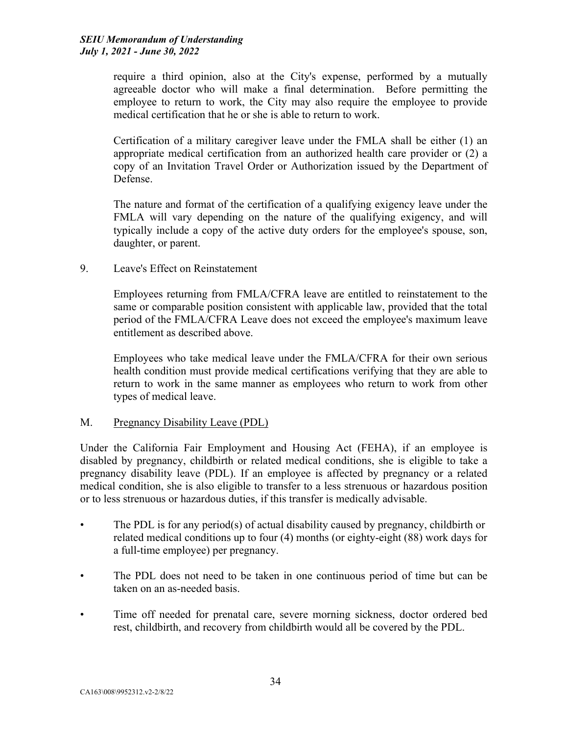require a third opinion, also at the City's expense, performed by a mutually agreeable doctor who will make a final determination. Before permitting the employee to return to work, the City may also require the employee to provide medical certification that he or she is able to return to work.

Certification of a military caregiver leave under the FMLA shall be either (1) an appropriate medical certification from an authorized health care provider or (2) a copy of an Invitation Travel Order or Authorization issued by the Department of Defense.

The nature and format of the certification of a qualifying exigency leave under the FMLA will vary depending on the nature of the qualifying exigency, and will typically include a copy of the active duty orders for the employee's spouse, son, daughter, or parent.

9. Leave's Effect on Reinstatement

Employees returning from FMLA/CFRA leave are entitled to reinstatement to the same or comparable position consistent with applicable law, provided that the total period of the FMLA/CFRA Leave does not exceed the employee's maximum leave entitlement as described above.

Employees who take medical leave under the FMLA/CFRA for their own serious health condition must provide medical certifications verifying that they are able to return to work in the same manner as employees who return to work from other types of medical leave.

M. <u>Pregnancy Disability Leave (PDL)</u>

Under the California Fair Employment and Housing Act (FEHA), if an employee is disabled by pregnancy, childbirth or related medical conditions, she is eligible to take a pregnancy disability leave (PDL). If an employee is affected by pregnancy or a related medical condition, she is also eligible to transfer to a less strenuous or hazardous position or to less strenuous or hazardous duties, if this transfer is medically advisable.

- The PDL is for any period(s) of actual disability caused by pregnancy, childbirth or related medical conditions up to four (4) months (or eighty-eight (88) work days for a full-time employee) per pregnancy.
- The PDL does not need to be taken in one continuous period of time but can be taken on an as-needed basis.
- Time off needed for prenatal care, severe morning sickness, doctor ordered bed rest, childbirth, and recovery from childbirth would all be covered by the PDL.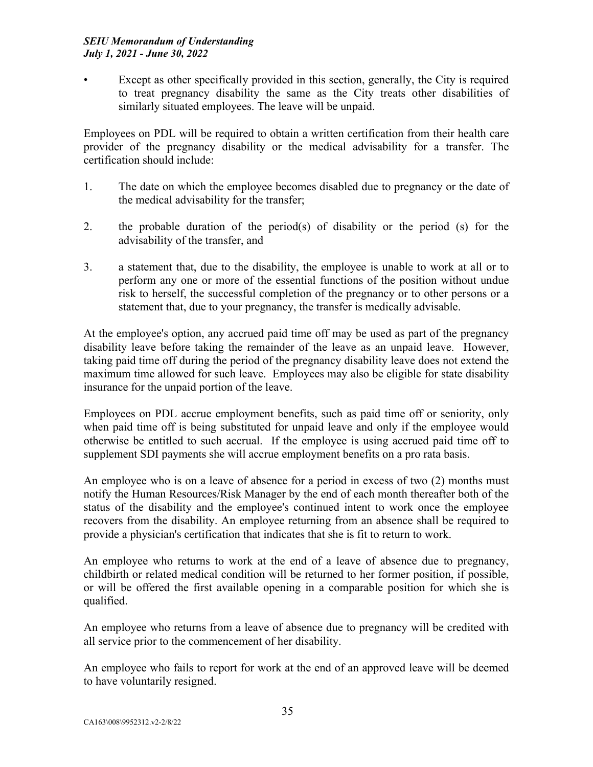- Except as other specifically provided in this section, generally, the City is required to treat pregnancy disability the same as the City treats other disabilities of similarly situated employees. The leave will be unpaid.

Employees on PDL will be required to obtain a written certification from their health care provider of the pregnancy disability or the medical advisability for a transfer. The certification should include:

1. The date on which the employee becomes disabled due to pregnancy or the date of the medical advisability for the transfer;

2. the probable duration of the period(s) of disability or the period (s) for the advisability of the transfer, and

3. a statement that, due to the disability, the employee is unable to work at all or to perform any one or more of the essential functions of the position without undue risk to herself, the successful completion of the pregnancy or to other persons or a statement that, due to your pregnancy, the transfer is medically advisable.

At the employee's option, any accrued paid time off may be used as part of the pregnancy disability leave before taking the remainder of the leave as an unpaid leave. However, taking paid time off during the period of the pregnancy disability leave does not extend the maximum time allowed for such leave. Employees may also be eligible for state disability insurance for the unpaid portion of the leave.

Employees on PDL accrue employment benefits, such as paid time off or seniority, only when paid time off is being substituted for unpaid leave and only if the employee would otherwise be entitled to such accrual. If the employee is using accrued paid time off to supplement SDI payments she will accrue employment benefits on a pro rata basis.

An employee who is on a leave of absence for a period in excess of two (2) months must notify the Human Resources/Risk Manager by the end of each month thereafter both of the status of the disability and the employee's continued intent to work once the employee recovers from the disability. An employee returning from an absence shall be required to provide a physician's certification that indicates that she is fit to return to work.

An employee who returns to work at the end of a leave of absence due to pregnancy, childbirth or related medical condition will be returned to her former position, if possible, or will be offered the first available opening in a comparable position for which she is qualified.

An employee who returns from a leave of absence due to pregnancy will be credited with all service prior to the commencement of her disability.

An employee who fails to report for work at the end of an approved leave will be deemed to have voluntarily resigned.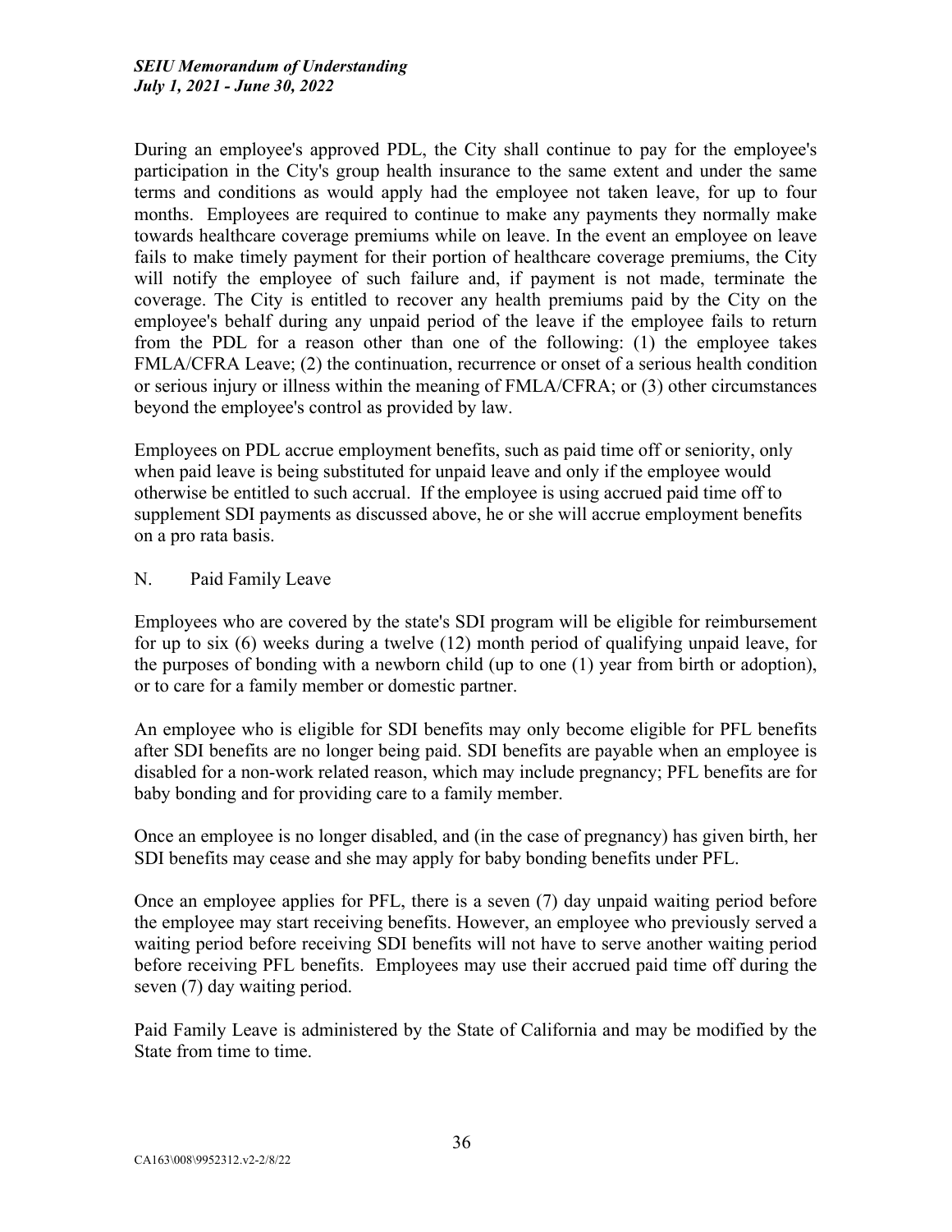During an employee's approved PDL, the City shall continue to pay for the employee's participation in the City's group health insurance to the same extent and under the same terms and conditions as would apply had the employee not taken leave, for up to four months. Employees are required to continue to make any payments they normally make towards healthcare coverage premiums while on leave. In the event an employee on leave fails to make timely payment for their portion of healthcare coverage premiums, the City will notify the employee of such failure and, if payment is not made, terminate the coverage. The City is entitled to recover any health premiums paid by the City on the employee's behalf during any unpaid period of the leave if the employee fails to return from the PDL for a reason other than one of the following: (1) the employee takes FMLA/CFRA Leave; (2) the continuation, recurrence or onset of a serious health condition or serious injury or illness within the meaning of FMLA/CFRA; or (3) other circumstances beyond the employee's control as provided by law.

Employees on PDL accrue employment benefits, such as paid time off or seniority, only when paid leave is being substituted for unpaid leave and only if the employee would otherwise be entitled to such accrual. If the employee is using accrued paid time off to supplement SDI payments as discussed above, he or she will accrue employment benefits on a pro rata basis.

N. Paid Family Leave

Employees who are covered by the state's SDI program will be eligible for reimbursement for up to six (6) weeks during a twelve (12) month period of qualifying unpaid leave, for the purposes of bonding with a newborn child (up to one (1) year from birth or adoption), or to care for a family member or domestic partner.

An employee who is eligible for SDI benefits may only become eligible for PFL benefits after SDI benefits are no longer being paid. SDI benefits are payable when an employee is disabled for a non-work related reason, which may include pregnancy; PFL benefits are for baby bonding and for providing care to a family member.

Once an employee is no longer disabled, and (in the case of pregnancy) has given birth, her SDI benefits may cease and she may apply for baby bonding benefits under PFL.

Once an employee applies for PFL, there is a seven (7) day unpaid waiting period before the employee may start receiving benefits. However, an employee who previously served a waiting period before receiving SDI benefits will not have to serve another waiting period before receiving PFL benefits. Employees may use their accrued paid time off during the seven (7) day waiting period.

Paid Family Leave is administered by the State of California and may be modified by the State from time to time.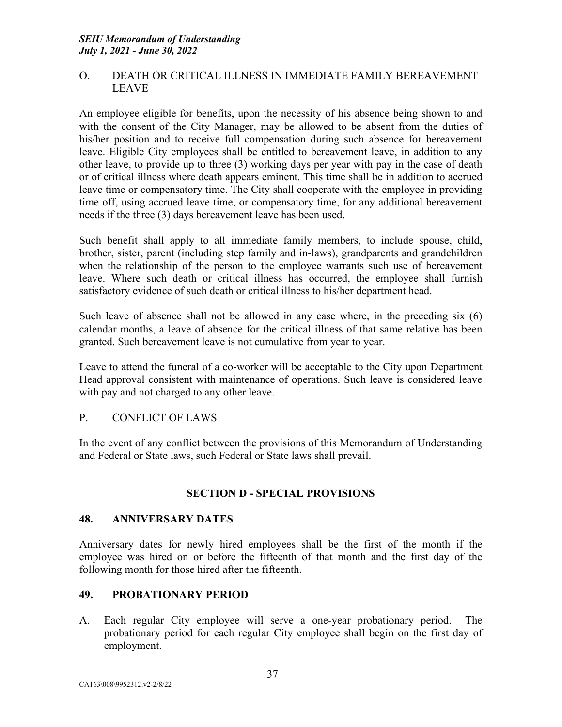O. DEATH OR CRITICAL ILLNESS IN IMMEDIATE FAMILY BEREAVEMENT LEAVE

An employee eligible for benefits, upon the necessity of his absence being shown to and with the consent of the City Manager, may be allowed to be absent from the duties of his/her position and to receive full compensation during such absence for bereavement leave. Eligible City employees shall be entitled to bereavement leave, in addition to any other leave, to provide up to three (3) working days per year with pay in the case of death or of critical illness where death appears eminent. This time shall be in addition to accrued leave time or compensatory time. The City shall cooperate with the employee in providing time off, using accrued leave time, or compensatory time, for any additional bereavement needs if the three (3) days bereavement leave has been used.

Such benefit shall apply to all immediate family members, to include spouse, child, brother, sister, parent (including step family and in-laws), grandparents and grandchildren when the relationship of the person to the employee warrants such use of bereavement leave. Where such death or critical illness has occurred, the employee shall furnish satisfactory evidence of such death or critical illness to his/her department head.

Such leave of absence shall not be allowed in any case where, in the preceding six (6) calendar months, a leave of absence for the critical illness of that same relative has been granted. Such bereavement leave is not cumulative from year to year.

Leave to attend the funeral of a co-worker will be acceptable to the City upon Department Head approval consistent with maintenance of operations. Such leave is considered leave with pay and not charged to any other leave.

P. CONFLICT OF LAWS

In the event of any conflict between the provisions of this Memorandum of Understanding and Federal or State laws, such Federal or State laws shall prevail.

## SECTION D - SPECIAL PROVISIONS

### 48. ANNIVERSARY DATES

Anniversary dates for newly hired employees shall be the first of the month if the employee was hired on or before the fifteenth of that month and the first day of the following month for those hired after the fifteenth.

### 49. PROBATIONARY PERIOD

A. Each regular City employee will serve a one-year probationary period. The probationary period for each regular City employee shall begin on the first day of employment.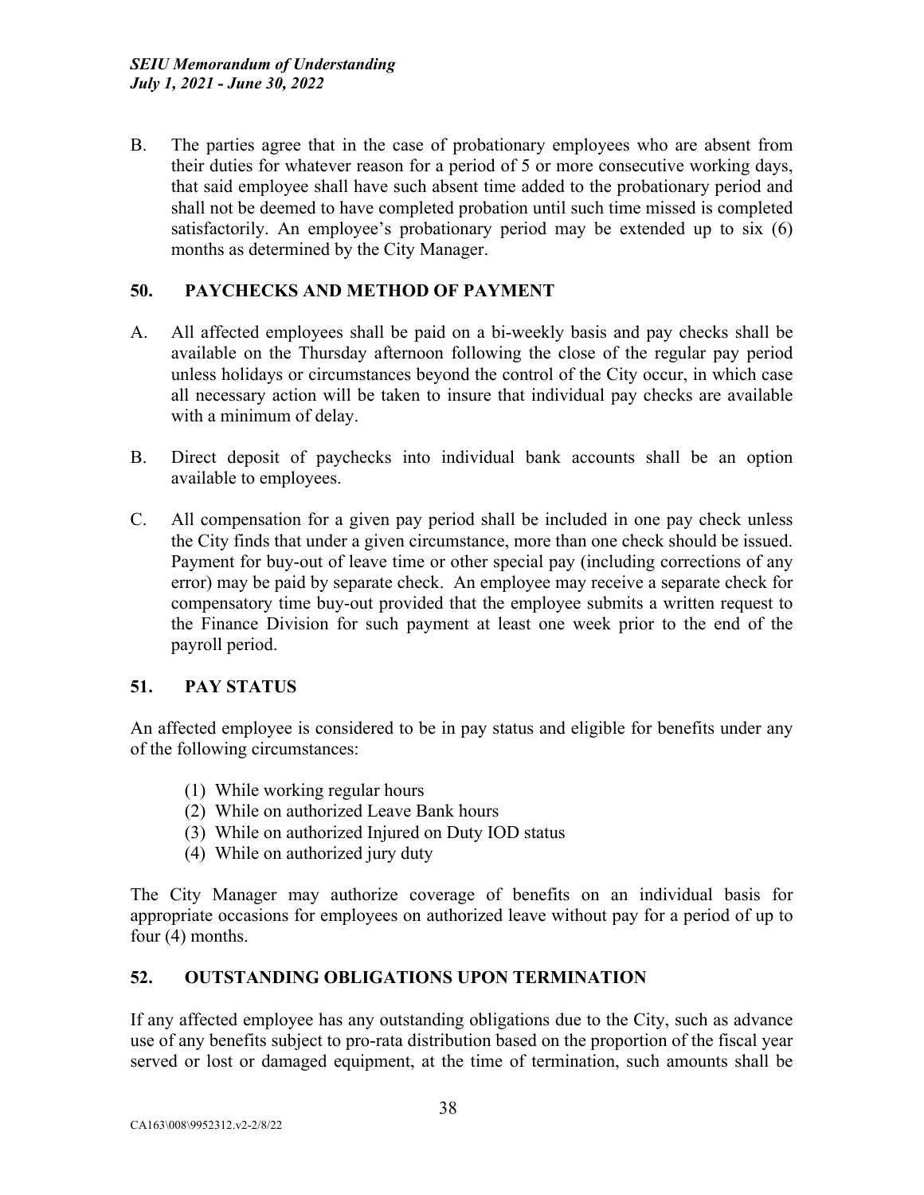B. The parties agree that in the case of probationary employees who are absent from their duties for whatever reason for a period of 5 or more consecutive working days, that said employee shall have such absent time added to the probationary period and shall not be deemed to have completed probation until such time missed is completed satisfactorily. An employee's probationary period may be extended up to six (6) months as determined by the City Manager.

## 50. PAYCHECKS AND METHOD OF PAYMENT

A. All affected employees shall be paid on a bi-weekly basis and pay checks shall be available on the Thursday afternoon following the close of the regular pay period unless holidays or circumstances beyond the control of the City occur, in which case all necessary action will be taken to insure that individual pay checks are available with a minimum of delay.

B. Direct deposit of paychecks into individual bank accounts shall be an option available to employees.

C. All compensation for a given pay period shall be included in one pay check unless the City finds that under a given circumstance, more than one check should be issued. Payment for buy-out of leave time or other special pay (including corrections of any error) may be paid by separate check. An employee may receive a separate check for compensatory time buy-out provided that the employee submits a written request to the Finance Division for such payment at least one week prior to the end of the payroll period.

## 51. PAY STATUS

An affected employee is considered to be in pay status and eligible for benefits under any of the following circumstances:

(1) While working regular hours
(2) While on authorized Leave Bank hours
(3) While on authorized Injured on Duty IOD status
(4) While on authorized jury duty

The City Manager may authorize coverage of benefits on an individual basis for appropriate occasions for employees on authorized leave without pay for a period of up to four (4) months.

## 52. OUTSTANDING OBLIGATIONS UPON TERMINATION

If any affected employee has any outstanding obligations due to the City, such as advance use of any benefits subject to pro-rata distribution based on the proportion of the fiscal year served or lost or damaged equipment, at the time of termination, such amounts shall be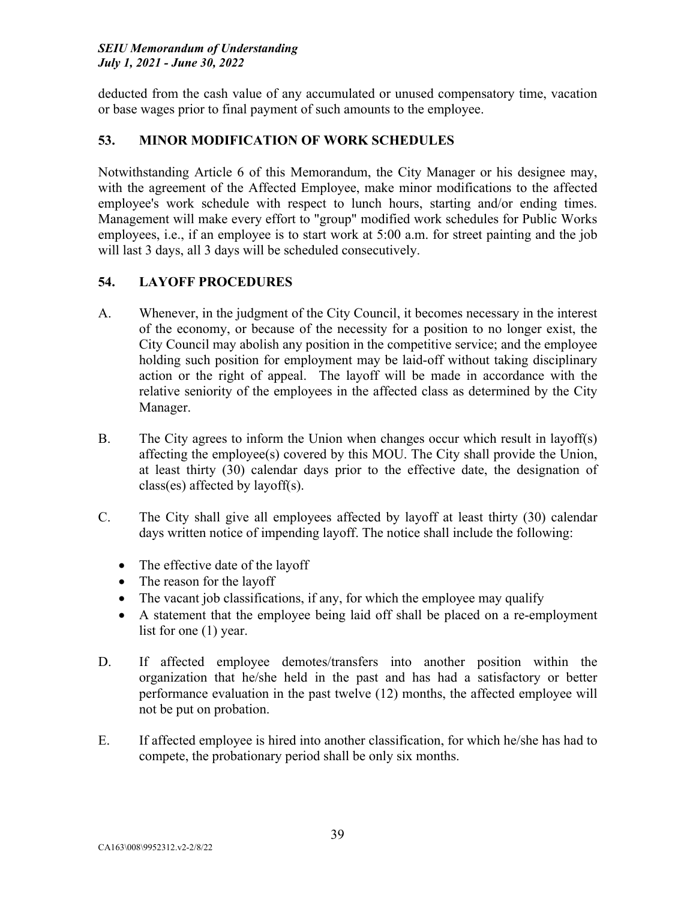deducted from the cash value of any accumulated or unused compensatory time, vacation or base wages prior to final payment of such amounts to the employee.

## 53. MINOR MODIFICATION OF WORK SCHEDULES

Notwithstanding Article 6 of this Memorandum, the City Manager or his designee may, with the agreement of the Affected Employee, make minor modifications to the affected employee's work schedule with respect to lunch hours, starting and/or ending times. Management will make every effort to "group" modified work schedules for Public Works employees, i.e., if an employee is to start work at 5:00 a.m. for street painting and the job will last 3 days, all 3 days will be scheduled consecutively.

## 54. LAYOFF PROCEDURES

A. Whenever, in the judgment of the City Council, it becomes necessary in the interest of the economy, or because of the necessity for a position to no longer exist, the City Council may abolish any position in the competitive service; and the employee holding such position for employment may be laid-off without taking disciplinary action or the right of appeal. The layoff will be made in accordance with the relative seniority of the employees in the affected class as determined by the City Manager.

B. The City agrees to inform the Union when changes occur which result in layoff(s) affecting the employee(s) covered by this MOU. The City shall provide the Union, at least thirty (30) calendar days prior to the effective date, the designation of class(es) affected by layoff(s).

C. The City shall give all employees affected by layoff at least thirty (30) calendar days written notice of impending layoff. The notice shall include the following:

- The effective date of the layoff
- The reason for the layoff
- The vacant job classifications, if any, for which the employee may qualify
- A statement that the employee being laid off shall be placed on a re-employment list for one (1) year.

D. If affected employee demotes/transfers into another position within the organization that he/she held in the past and has had a satisfactory or better performance evaluation in the past twelve (12) months, the affected employee will not be put on probation.

E. If affected employee is hired into another classification, for which he/she has had to compete, the probationary period shall be only six months.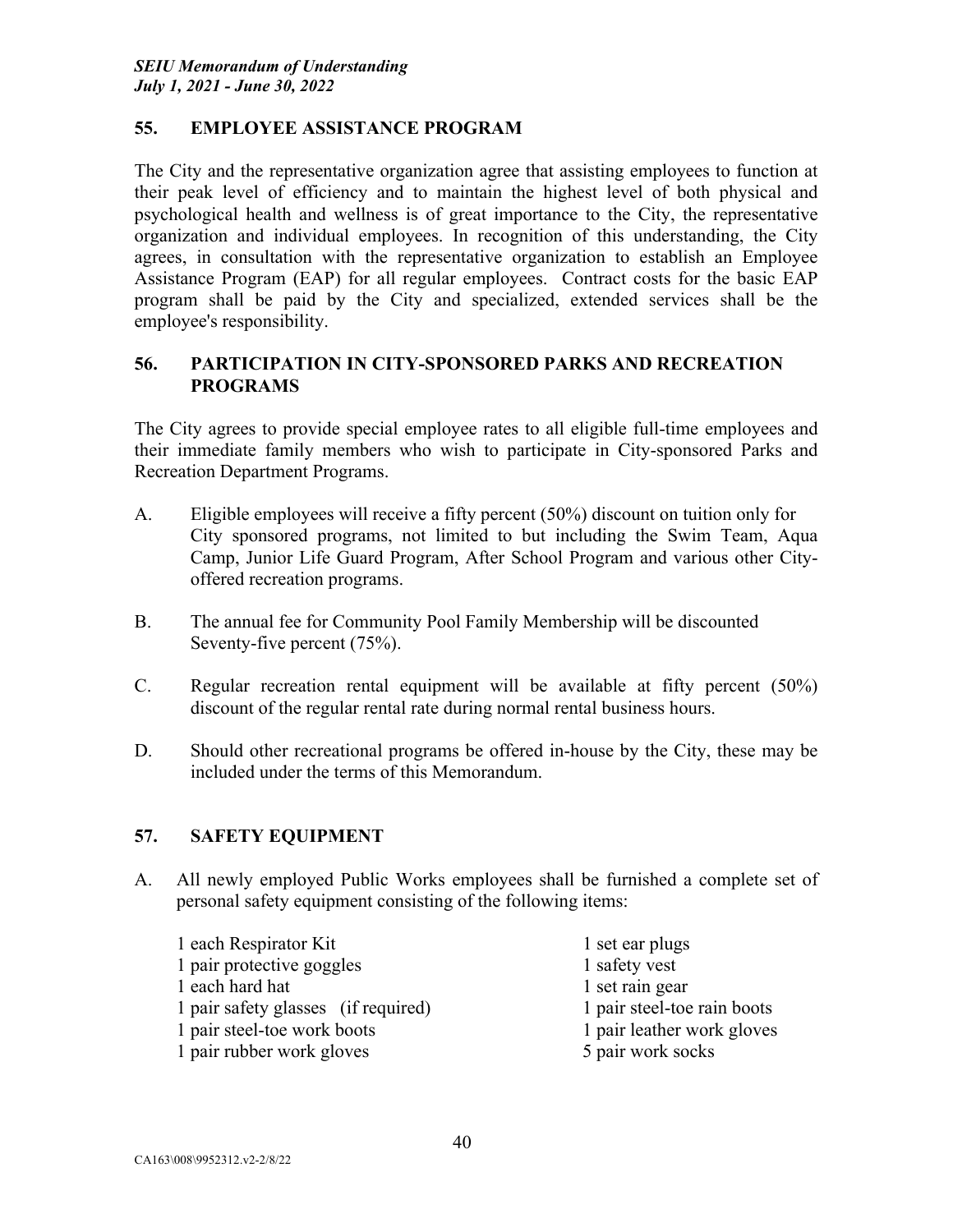## 55. EMPLOYEE ASSISTANCE PROGRAM

The City and the representative organization agree that assisting employees to function at their peak level of efficiency and to maintain the highest level of both physical and psychological health and wellness is of great importance to the City, the representative organization and individual employees. In recognition of this understanding, the City agrees, in consultation with the representative organization to establish an Employee Assistance Program (EAP) for all regular employees. Contract costs for the basic EAP program shall be paid by the City and specialized, extended services shall be the employee's responsibility.

## 56. PARTICIPATION IN CITY-SPONSORED PARKS AND RECREATION PROGRAMS

The City agrees to provide special employee rates to all eligible full-time employees and their immediate family members who wish to participate in City-sponsored Parks and Recreation Department Programs.

A. Eligible employees will receive a fifty percent (50%) discount on tuition only for City sponsored programs, not limited to but including the Swim Team, Aqua Camp, Junior Life Guard Program, After School Program and various other City-offered recreation programs.

B. The annual fee for Community Pool Family Membership will be discounted Seventy-five percent (75%).

C. Regular recreation rental equipment will be available at fifty percent (50%) discount of the regular rental rate during normal rental business hours.

D. Should other recreational programs be offered in-house by the City, these may be included under the terms of this Memorandum.

## 57. SAFETY EQUIPMENT

A. All newly employed Public Works employees shall be furnished a complete set of personal safety equipment consisting of the following items:

- 1 each Respirator Kit
- 1 pair protective goggles
- 1 each hard hat
- 1 pair safety glasses (if required)
- 1 pair steel-toe work boots
- 1 pair rubber work gloves
- 1 set ear plugs
- 1 safety vest
- 1 set rain gear
- 1 pair steel-toe rain boots
- 1 pair leather work gloves
- 5 pair work socks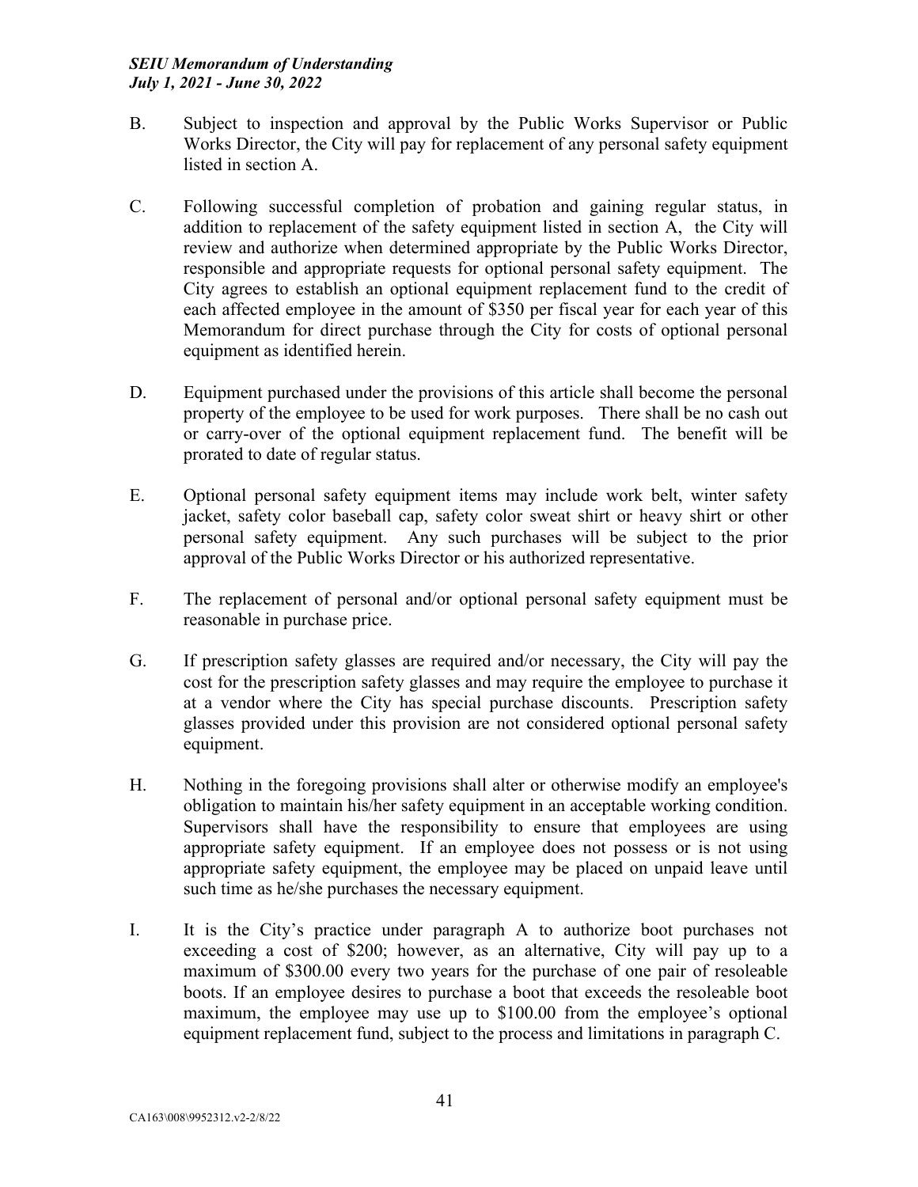B. Subject to inspection and approval by the Public Works Supervisor or Public Works Director, the City will pay for replacement of any personal safety equipment listed in section A.

C. Following successful completion of probation and gaining regular status, in addition to replacement of the safety equipment listed in section A, the City will review and authorize when determined appropriate by the Public Works Director, responsible and appropriate requests for optional personal safety equipment. The City agrees to establish an optional equipment replacement fund to the credit of each affected employee in the amount of $350 per fiscal year for each year of this Memorandum for direct purchase through the City for costs of optional personal equipment as identified herein.

D. Equipment purchased under the provisions of this article shall become the personal property of the employee to be used for work purposes. There shall be no cash out or carry-over of the optional equipment replacement fund. The benefit will be prorated to date of regular status.

E. Optional personal safety equipment items may include work belt, winter safety jacket, safety color baseball cap, safety color sweat shirt or heavy shirt or other personal safety equipment. Any such purchases will be subject to the prior approval of the Public Works Director or his authorized representative.

F. The replacement of personal and/or optional personal safety equipment must be reasonable in purchase price.

G. If prescription safety glasses are required and/or necessary, the City will pay the cost for the prescription safety glasses and may require the employee to purchase it at a vendor where the City has special purchase discounts. Prescription safety glasses provided under this provision are not considered optional personal safety equipment.

H. Nothing in the foregoing provisions shall alter or otherwise modify an employee's obligation to maintain his/her safety equipment in an acceptable working condition. Supervisors shall have the responsibility to ensure that employees are using appropriate safety equipment. If an employee does not possess or is not using appropriate safety equipment, the employee may be placed on unpaid leave until such time as he/she purchases the necessary equipment.

I. It is the City's practice under paragraph A to authorize boot purchases not exceeding a cost of $200; however, as an alternative, City will pay up to a maximum of $300.00 every two years for the purchase of one pair of resoleable boots. If an employee desires to purchase a boot that exceeds the resoleable boot maximum, the employee may use up to $100.00 from the employee's optional equipment replacement fund, subject to the process and limitations in paragraph C.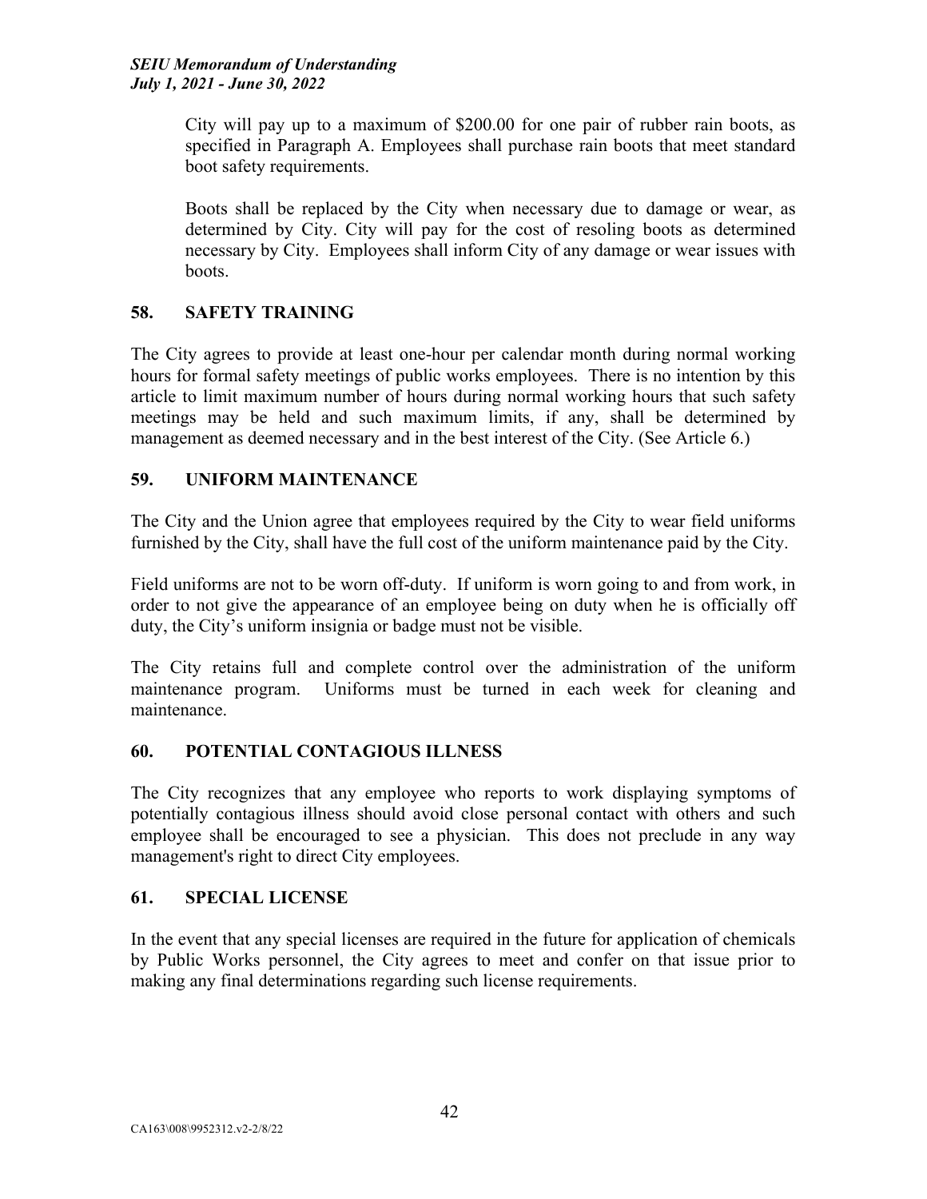City will pay up to a maximum of $200.00 for one pair of rubber rain boots, as specified in Paragraph A. Employees shall purchase rain boots that meet standard boot safety requirements.

Boots shall be replaced by the City when necessary due to damage or wear, as determined by City. City will pay for the cost of resoling boots as determined necessary by City. Employees shall inform City of any damage or wear issues with boots.

## 58. SAFETY TRAINING

The City agrees to provide at least one-hour per calendar month during normal working hours for formal safety meetings of public works employees. There is no intention by this article to limit maximum number of hours during normal working hours that such safety meetings may be held and such maximum limits, if any, shall be determined by management as deemed necessary and in the best interest of the City. (See Article 6.)

## 59. UNIFORM MAINTENANCE

The City and the Union agree that employees required by the City to wear field uniforms furnished by the City, shall have the full cost of the uniform maintenance paid by the City.

Field uniforms are not to be worn off-duty. If uniform is worn going to and from work, in order to not give the appearance of an employee being on duty when he is officially off duty, the City's uniform insignia or badge must not be visible.

The City retains full and complete control over the administration of the uniform maintenance program. Uniforms must be turned in each week for cleaning and maintenance.

## 60. POTENTIAL CONTAGIOUS ILLNESS

The City recognizes that any employee who reports to work displaying symptoms of potentially contagious illness should avoid close personal contact with others and such employee shall be encouraged to see a physician. This does not preclude in any way management's right to direct City employees.

## 61. SPECIAL LICENSE

In the event that any special licenses are required in the future for application of chemicals by Public Works personnel, the City agrees to meet and confer on that issue prior to making any final determinations regarding such license requirements.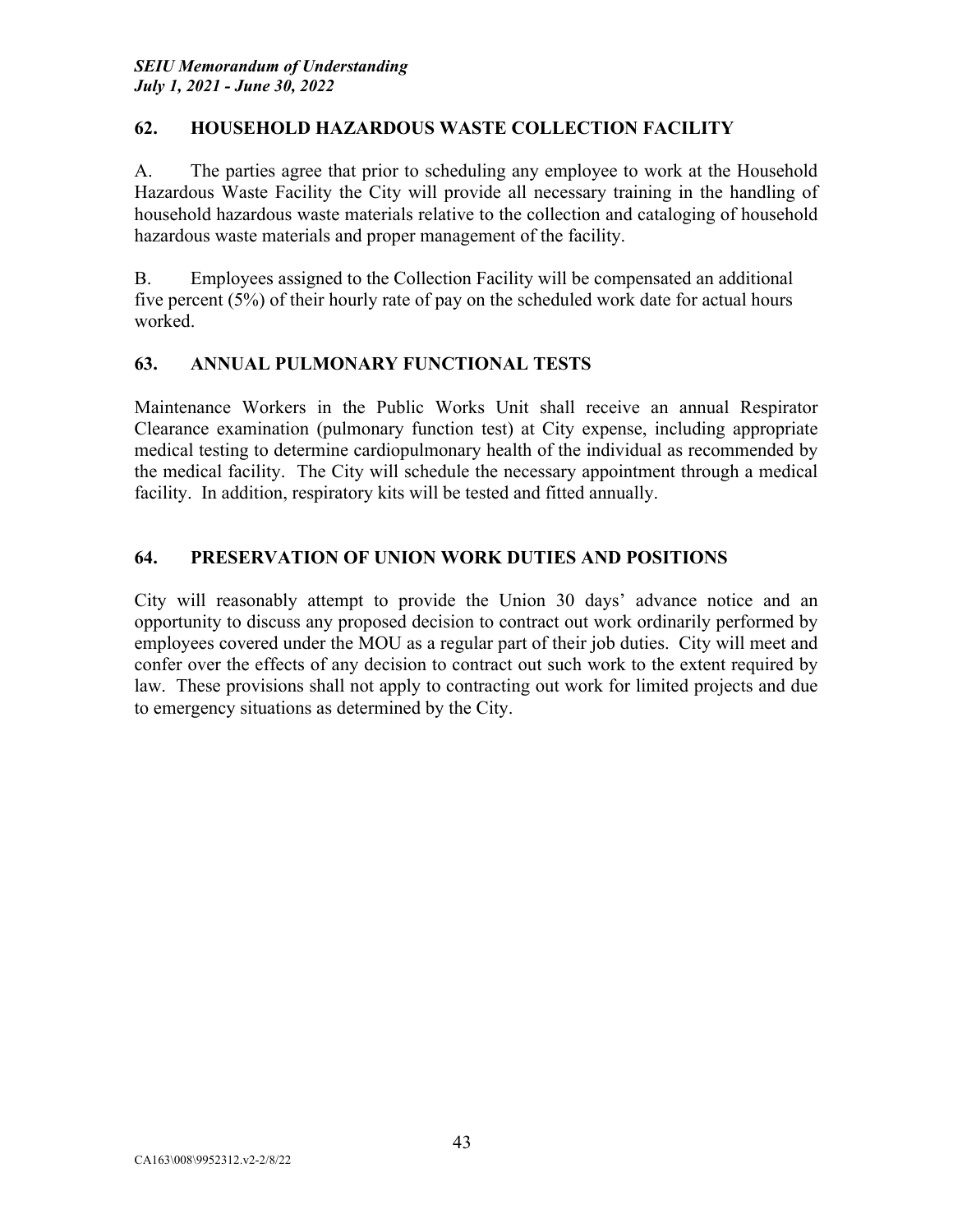## 62. HOUSEHOLD HAZARDOUS WASTE COLLECTION FACILITY

A. The parties agree that prior to scheduling any employee to work at the Household Hazardous Waste Facility the City will provide all necessary training in the handling of household hazardous waste materials relative to the collection and cataloging of household hazardous waste materials and proper management of the facility.

B. Employees assigned to the Collection Facility will be compensated an additional five percent (5%) of their hourly rate of pay on the scheduled work date for actual hours worked.

## 63. ANNUAL PULMONARY FUNCTIONAL TESTS

Maintenance Workers in the Public Works Unit shall receive an annual Respirator Clearance examination (pulmonary function test) at City expense, including appropriate medical testing to determine cardiopulmonary health of the individual as recommended by the medical facility. The City will schedule the necessary appointment through a medical facility. In addition, respiratory kits will be tested and fitted annually.

## 64. PRESERVATION OF UNION WORK DUTIES AND POSITIONS

City will reasonably attempt to provide the Union 30 days' advance notice and an opportunity to discuss any proposed decision to contract out work ordinarily performed by employees covered under the MOU as a regular part of their job duties. City will meet and confer over the effects of any decision to contract out such work to the extent required by law. These provisions shall not apply to contracting out work for limited projects and due to emergency situations as determined by the City.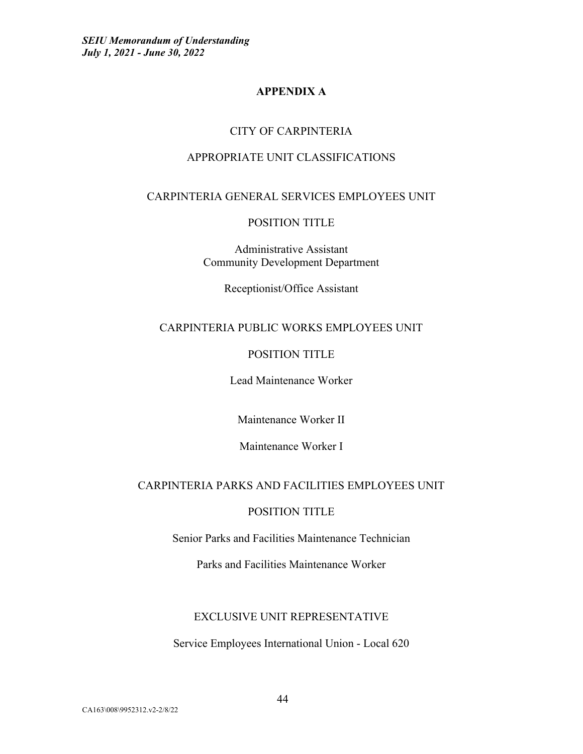## APPENDIX A

CITY OF CARPINTERIA

APPROPRIATE UNIT CLASSIFICATIONS

CARPINTERIA GENERAL SERVICES EMPLOYEES UNIT

POSITION TITLE

Administrative Assistant
Community Development Department

Receptionist/Office Assistant

CARPINTERIA PUBLIC WORKS EMPLOYEES UNIT

POSITION TITLE

Lead Maintenance Worker

Maintenance Worker II

Maintenance Worker I

CARPINTERIA PARKS AND FACILITIES EMPLOYEES UNIT

POSITION TITLE

Senior Parks and Facilities Maintenance Technician

Parks and Facilities Maintenance Worker

EXCLUSIVE UNIT REPRESENTATIVE

Service Employees International Union - Local 620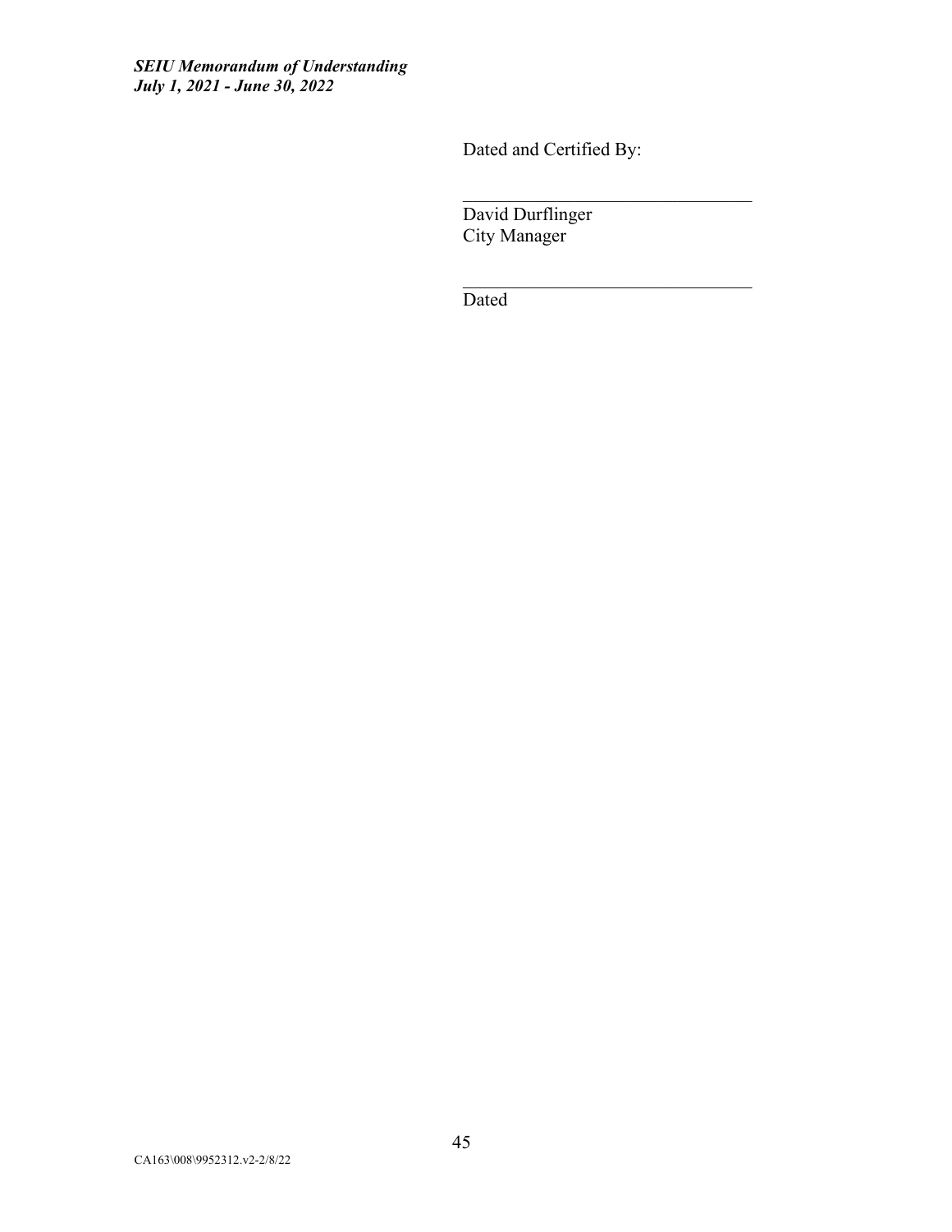Dated and Certified By:

\_\_\_\_\_\_\_\_\_\_\_\_\_\_\_\_\_\_\_\_\_\_\_\_\_\_\_\_\_\_\_\_

David Durflinger
City Manager

\_\_\_\_\_\_\_\_\_\_\_\_\_\_\_\_\_\_\_\_\_\_\_\_\_\_\_\_\_\_\_\_

Dated

CA163\008\9952312.v2-2/8/22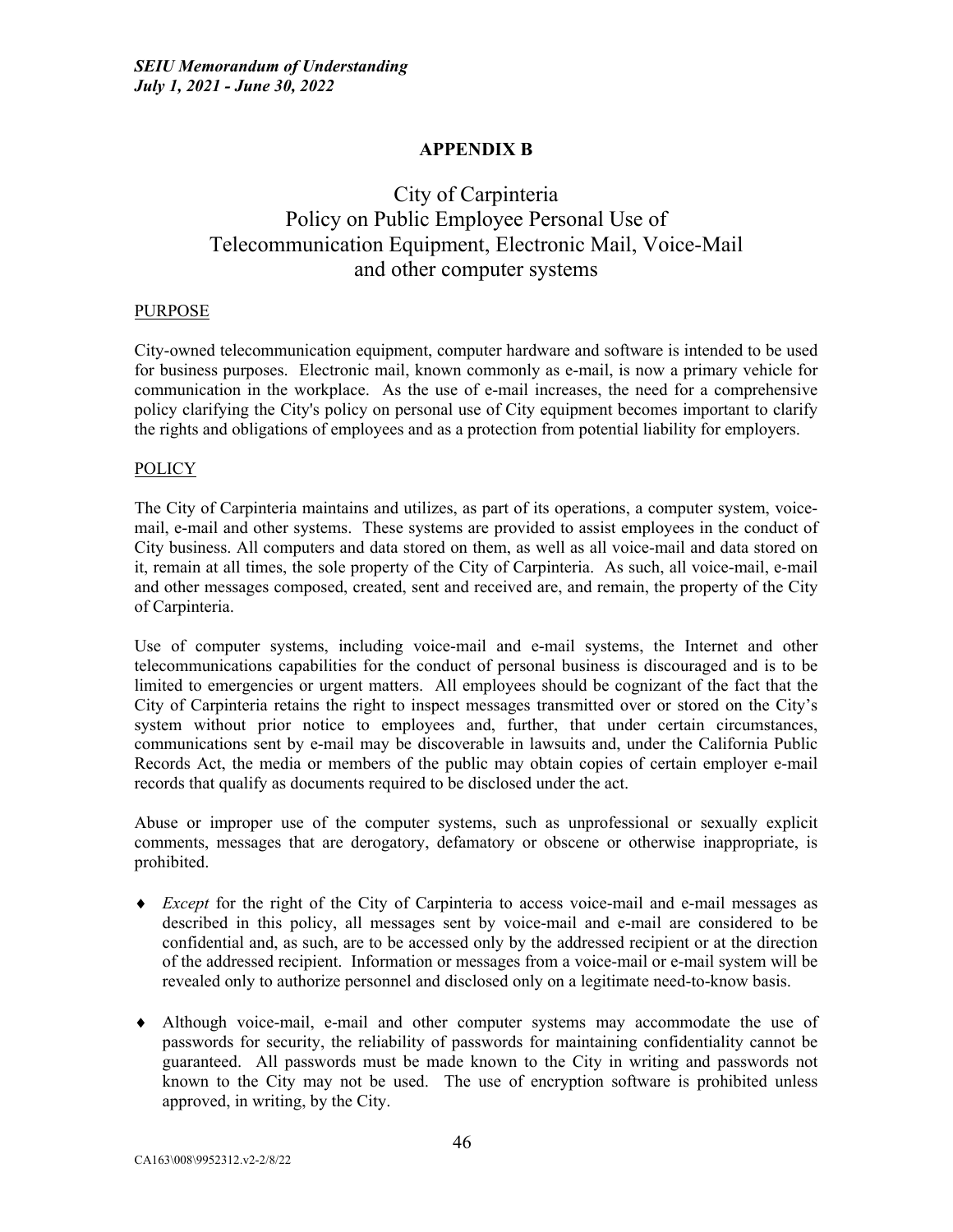## APPENDIX B

# City of Carpinteria
# Policy on Public Employee Personal Use of Telecommunication Equipment, Electronic Mail, Voice-Mail and other computer systems

### PURPOSE

City-owned telecommunication equipment, computer hardware and software is intended to be used for business purposes. Electronic mail, known commonly as e-mail, is now a primary vehicle for communication in the workplace. As the use of e-mail increases, the need for a comprehensive policy clarifying the City's policy on personal use of City equipment becomes important to clarify the rights and obligations of employees and as a protection from potential liability for employers.

### POLICY

The City of Carpinteria maintains and utilizes, as part of its operations, a computer system, voice-mail, e-mail and other systems. These systems are provided to assist employees in the conduct of City business. All computers and data stored on them, as well as all voice-mail and data stored on it, remain at all times, the sole property of the City of Carpinteria. As such, all voice-mail, e-mail and other messages composed, created, sent and received are, and remain, the property of the City of Carpinteria.

Use of computer systems, including voice-mail and e-mail systems, the Internet and other telecommunications capabilities for the conduct of personal business is discouraged and is to be limited to emergencies or urgent matters. All employees should be cognizant of the fact that the City of Carpinteria retains the right to inspect messages transmitted over or stored on the City's system without prior notice to employees and, further, that under certain circumstances, communications sent by e-mail may be discoverable in lawsuits and, under the California Public Records Act, the media or members of the public may obtain copies of certain employer e-mail records that qualify as documents required to be disclosed under the act.

Abuse or improper use of the computer systems, such as unprofessional or sexually explicit comments, messages that are derogatory, defamatory or obscene or otherwise inappropriate, is prohibited.

- *Except* for the right of the City of Carpinteria to access voice-mail and e-mail messages as described in this policy, all messages sent by voice-mail and e-mail are considered to be confidential and, as such, are to be accessed only by the addressed recipient or at the direction of the addressed recipient. Information or messages from a voice-mail or e-mail system will be revealed only to authorize personnel and disclosed only on a legitimate need-to-know basis.

- Although voice-mail, e-mail and other computer systems may accommodate the use of passwords for security, the reliability of passwords for maintaining confidentiality cannot be guaranteed. All passwords must be made known to the City in writing and passwords not known to the City may not be used. The use of encryption software is prohibited unless approved, in writing, by the City.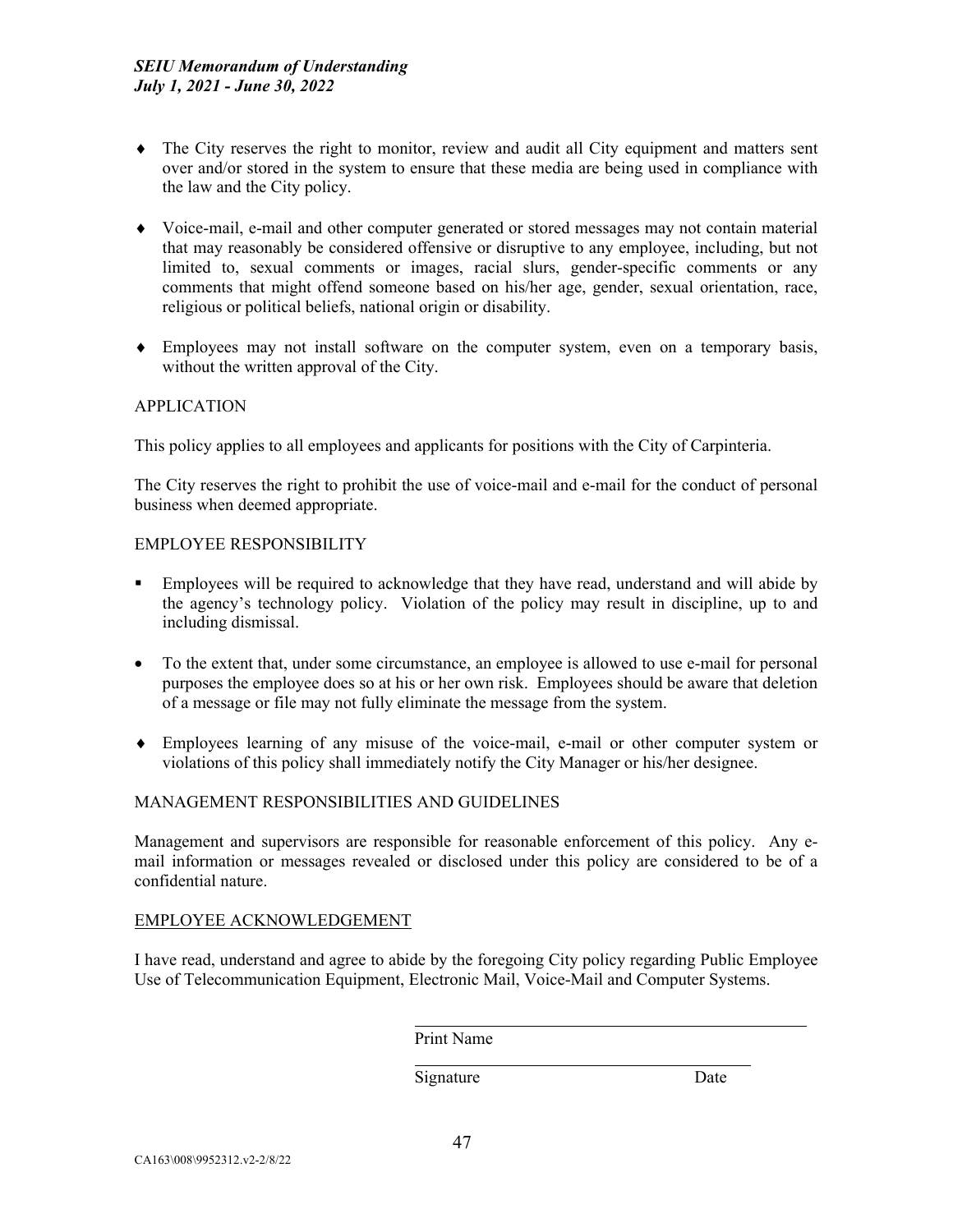- The City reserves the right to monitor, review and audit all City equipment and matters sent over and/or stored in the system to ensure that these media are being used in compliance with the law and the City policy.

- Voice-mail, e-mail and other computer generated or stored messages may not contain material that may reasonably be considered offensive or disruptive to any employee, including, but not limited to, sexual comments or images, racial slurs, gender-specific comments or any comments that might offend someone based on his/her age, gender, sexual orientation, race, religious or political beliefs, national origin or disability.

- Employees may not install software on the computer system, even on a temporary basis, without the written approval of the City.

APPLICATION

This policy applies to all employees and applicants for positions with the City of Carpinteria.

The City reserves the right to prohibit the use of voice-mail and e-mail for the conduct of personal business when deemed appropriate.

EMPLOYEE RESPONSIBILITY

- Employees will be required to acknowledge that they have read, understand and will abide by the agency's technology policy. Violation of the policy may result in discipline, up to and including dismissal.

- To the extent that, under some circumstance, an employee is allowed to use e-mail for personal purposes the employee does so at his or her own risk. Employees should be aware that deletion of a message or file may not fully eliminate the message from the system.

- Employees learning of any misuse of the voice-mail, e-mail or other computer system or violations of this policy shall immediately notify the City Manager or his/her designee.

MANAGEMENT RESPONSIBILITIES AND GUIDELINES

Management and supervisors are responsible for reasonable enforcement of this policy. Any e-mail information or messages revealed or disclosed under this policy are considered to be of a confidential nature.

<u>EMPLOYEE ACKNOWLEDGEMENT</u>

I have read, understand and agree to abide by the foregoing City policy regarding Public Employee Use of Telecommunication Equipment, Electronic Mail, Voice-Mail and Computer Systems.

\_\_\_\_\_\_\_\_\_\_\_\_\_\_\_\_\_\_\_\_\_\_\_\_\_\_\_\_\_\_\_\_\_\_\_\_\_\_\_\_
Print Name

\_\_\_\_\_\_\_\_\_\_\_\_\_\_\_\_\_\_\_\_\_\_\_\_\_\_\_\_\_\_\_\_\_\_\_\_\_\_\_\_
Signature Date

CA163\008\9952312.v2-2/8/22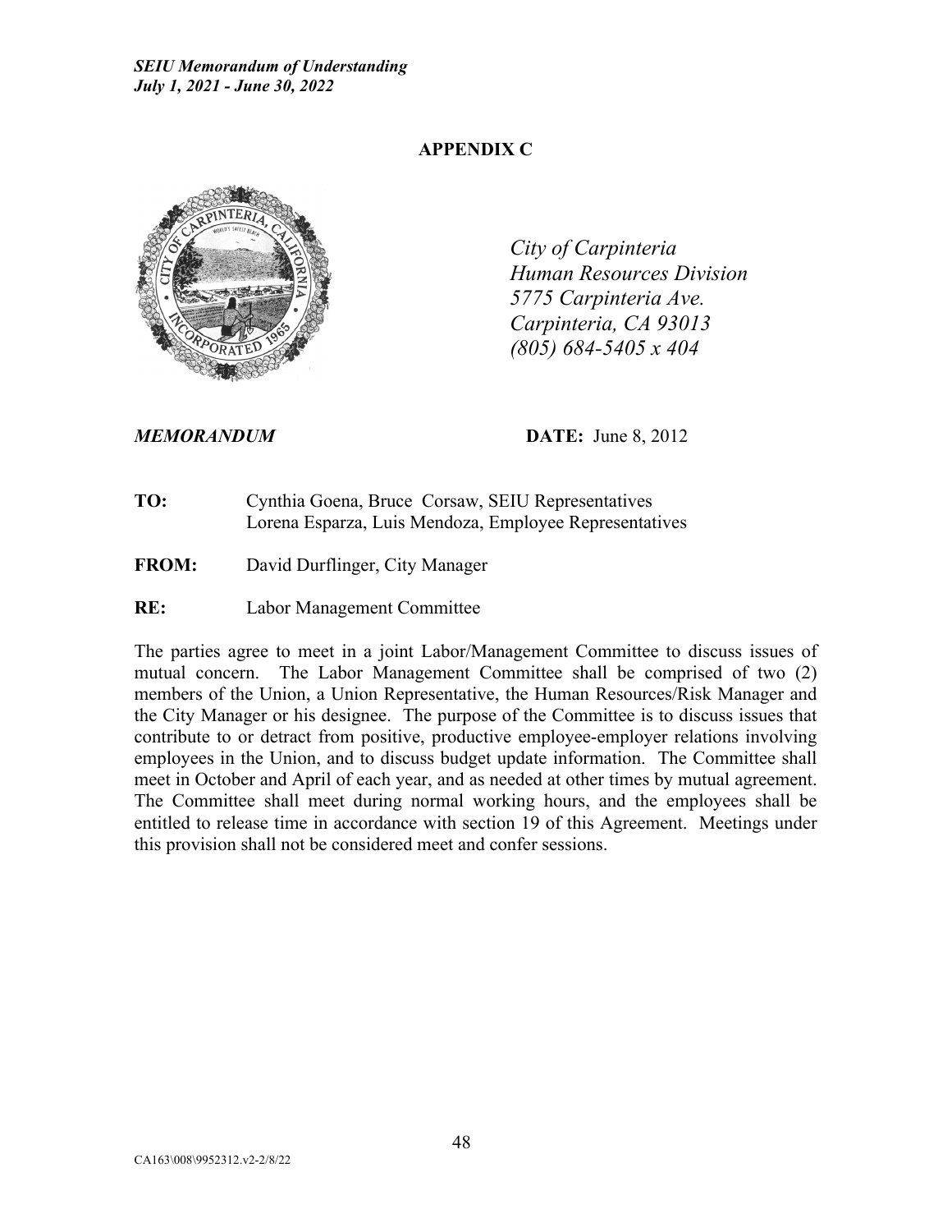## APPENDIX C

*City of Carpinteria*
*Human Resources Division*
*5775 Carpinteria Ave.*
*Carpinteria, CA 93013*
*(805) 684-5405 x 404*

***MEMORANDUM*** **DATE:** June 8, 2012

**TO:** Cynthia Goena, Bruce Corsaw, SEIU Representatives
Lorena Esparza, Luis Mendoza, Employee Representatives

**FROM:** David Durflinger, City Manager

**RE:** Labor Management Committee

The parties agree to meet in a joint Labor/Management Committee to discuss issues of mutual concern. The Labor Management Committee shall be comprised of two (2) members of the Union, a Union Representative, the Human Resources/Risk Manager and the City Manager or his designee. The purpose of the Committee is to discuss issues that contribute to or detract from positive, productive employee-employer relations involving employees in the Union, and to discuss budget update information. The Committee shall meet in October and April of each year, and as needed at other times by mutual agreement. The Committee shall meet during normal working hours, and the employees shall be entitled to release time in accordance with section 19 of this Agreement. Meetings under this provision shall not be considered meet and confer sessions.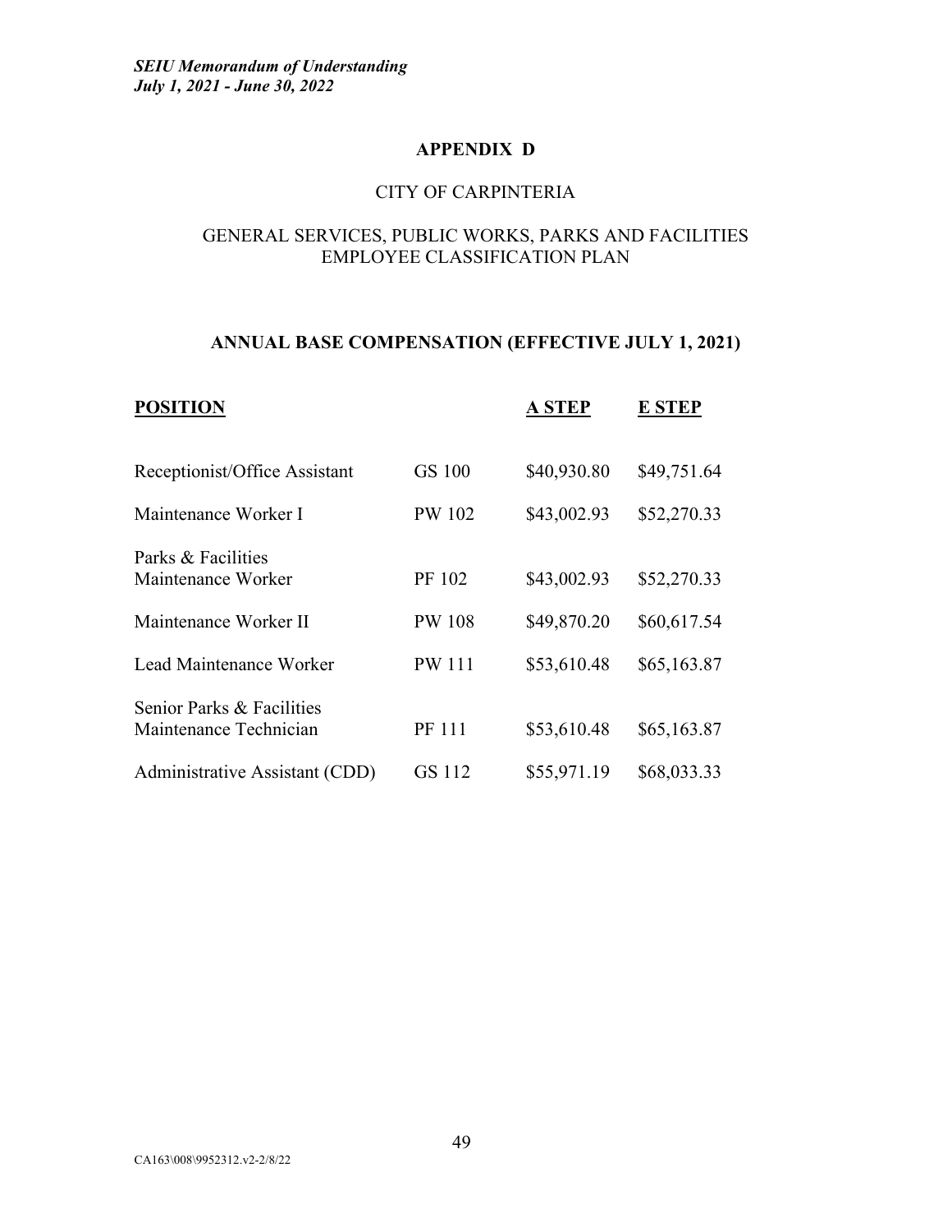## APPENDIX D

CITY OF CARPINTERIA

GENERAL SERVICES, PUBLIC WORKS, PARKS AND FACILITIES
EMPLOYEE CLASSIFICATION PLAN

### ANNUAL BASE COMPENSATION (EFFECTIVE JULY 1, 2021)

| POSITION | | A STEP | E STEP |
|---|---|---|---|
| Receptionist/Office Assistant | GS 100 | $40,930.80 | $49,751.64 |
| Maintenance Worker I | PW 102 | $43,002.93 | $52,270.33 |
| Parks & Facilities Maintenance Worker | PF 102 | $43,002.93 | $52,270.33 |
| Maintenance Worker II | PW 108 | $49,870.20 | $60,617.54 |
| Lead Maintenance Worker | PW 111 | $53,610.48 | $65,163.87 |
| Senior Parks & Facilities Maintenance Technician | PF 111 | $53,610.48 | $65,163.87 |
| Administrative Assistant (CDD) | GS 112 | $55,971.19 | $68,033.33 |

CA163\008\9952312.v2-2/8/22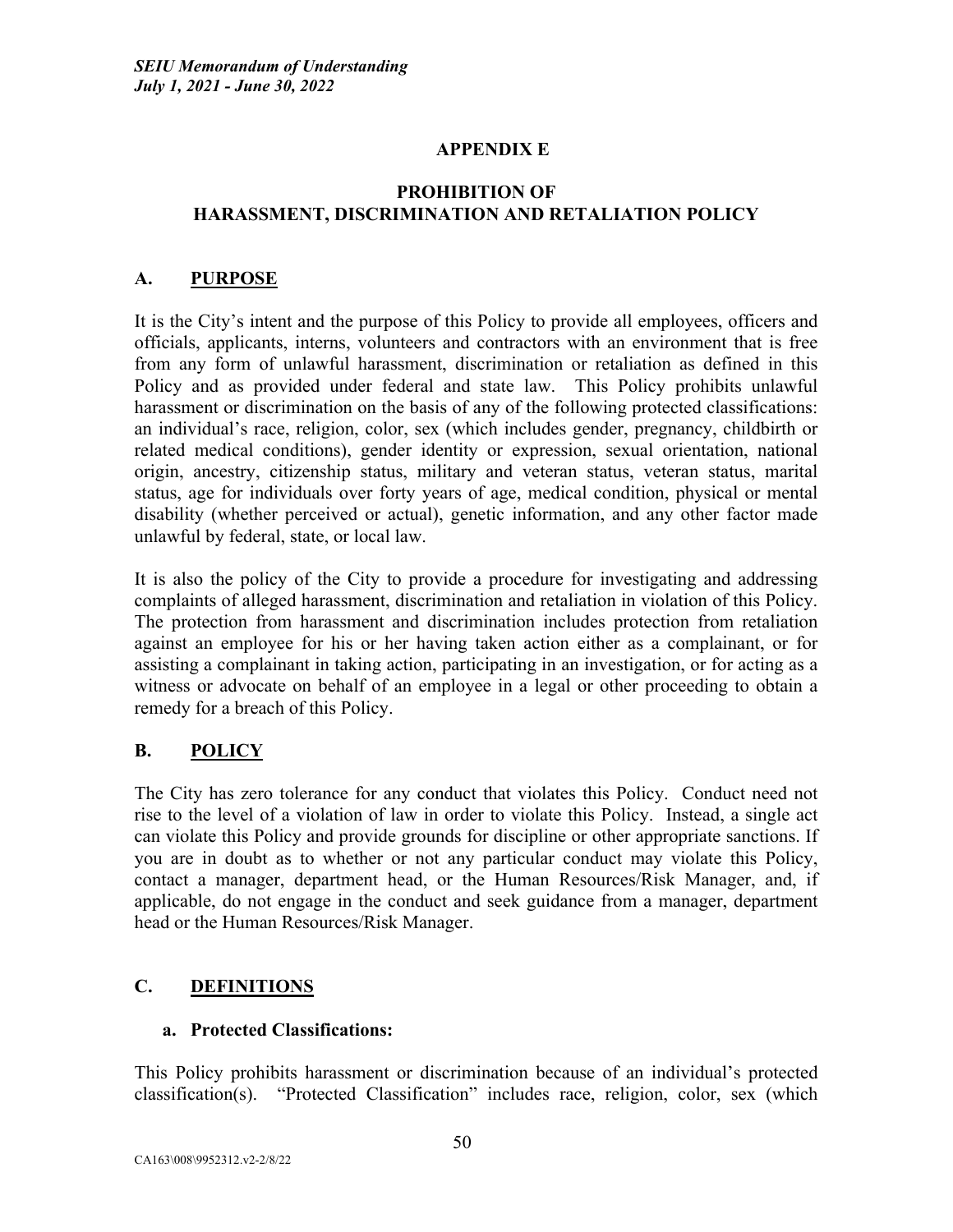## APPENDIX E

## PROHIBITION OF HARASSMENT, DISCRIMINATION AND RETALIATION POLICY

### A. PURPOSE

It is the City's intent and the purpose of this Policy to provide all employees, officers and officials, applicants, interns, volunteers and contractors with an environment that is free from any form of unlawful harassment, discrimination or retaliation as defined in this Policy and as provided under federal and state law. This Policy prohibits unlawful harassment or discrimination on the basis of any of the following protected classifications: an individual's race, religion, color, sex (which includes gender, pregnancy, childbirth or related medical conditions), gender identity or expression, sexual orientation, national origin, ancestry, citizenship status, military and veteran status, veteran status, marital status, age for individuals over forty years of age, medical condition, physical or mental disability (whether perceived or actual), genetic information, and any other factor made unlawful by federal, state, or local law.

It is also the policy of the City to provide a procedure for investigating and addressing complaints of alleged harassment, discrimination and retaliation in violation of this Policy. The protection from harassment and discrimination includes protection from retaliation against an employee for his or her having taken action either as a complainant, or for assisting a complainant in taking action, participating in an investigation, or for acting as a witness or advocate on behalf of an employee in a legal or other proceeding to obtain a remedy for a breach of this Policy.

### B. POLICY

The City has zero tolerance for any conduct that violates this Policy. Conduct need not rise to the level of a violation of law in order to violate this Policy. Instead, a single act can violate this Policy and provide grounds for discipline or other appropriate sanctions. If you are in doubt as to whether or not any particular conduct may violate this Policy, contact a manager, department head, or the Human Resources/Risk Manager, and, if applicable, do not engage in the conduct and seek guidance from a manager, department head or the Human Resources/Risk Manager.

### C. DEFINITIONS

#### a. Protected Classifications:

This Policy prohibits harassment or discrimination because of an individual's protected classification(s). "Protected Classification" includes race, religion, color, sex (which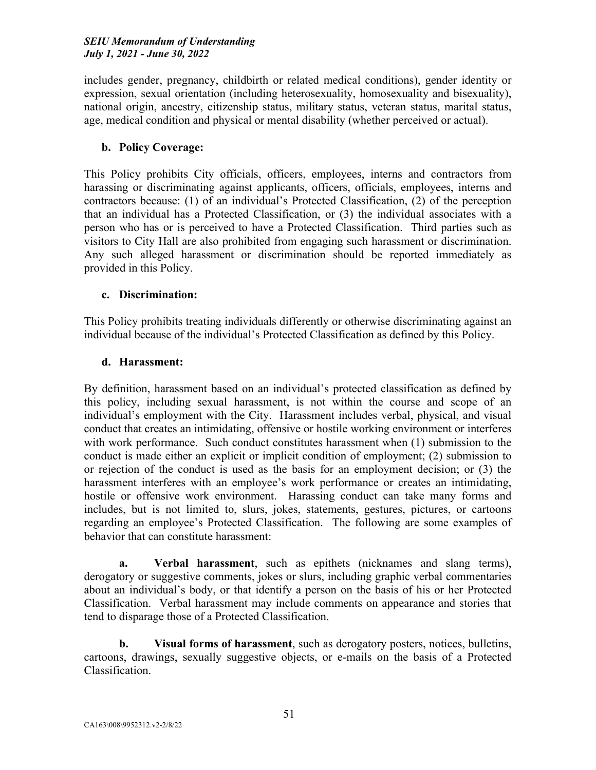includes gender, pregnancy, childbirth or related medical conditions), gender identity or expression, sexual orientation (including heterosexuality, homosexuality and bisexuality), national origin, ancestry, citizenship status, military status, veteran status, marital status, age, medical condition and physical or mental disability (whether perceived or actual).

**b. Policy Coverage:**

This Policy prohibits City officials, officers, employees, interns and contractors from harassing or discriminating against applicants, officers, officials, employees, interns and contractors because: (1) of an individual's Protected Classification, (2) of the perception that an individual has a Protected Classification, or (3) the individual associates with a person who has or is perceived to have a Protected Classification. Third parties such as visitors to City Hall are also prohibited from engaging such harassment or discrimination. Any such alleged harassment or discrimination should be reported immediately as provided in this Policy.

**c. Discrimination:**

This Policy prohibits treating individuals differently or otherwise discriminating against an individual because of the individual's Protected Classification as defined by this Policy.

**d. Harassment:**

By definition, harassment based on an individual's protected classification as defined by this policy, including sexual harassment, is not within the course and scope of an individual's employment with the City. Harassment includes verbal, physical, and visual conduct that creates an intimidating, offensive or hostile working environment or interferes with work performance. Such conduct constitutes harassment when (1) submission to the conduct is made either an explicit or implicit condition of employment; (2) submission to or rejection of the conduct is used as the basis for an employment decision; or (3) the harassment interferes with an employee's work performance or creates an intimidating, hostile or offensive work environment. Harassing conduct can take many forms and includes, but is not limited to, slurs, jokes, statements, gestures, pictures, or cartoons regarding an employee's Protected Classification. The following are some examples of behavior that can constitute harassment:

**a. Verbal harassment**, such as epithets (nicknames and slang terms), derogatory or suggestive comments, jokes or slurs, including graphic verbal commentaries about an individual's body, or that identify a person on the basis of his or her Protected Classification. Verbal harassment may include comments on appearance and stories that tend to disparage those of a Protected Classification.

**b. Visual forms of harassment**, such as derogatory posters, notices, bulletins, cartoons, drawings, sexually suggestive objects, or e-mails on the basis of a Protected Classification.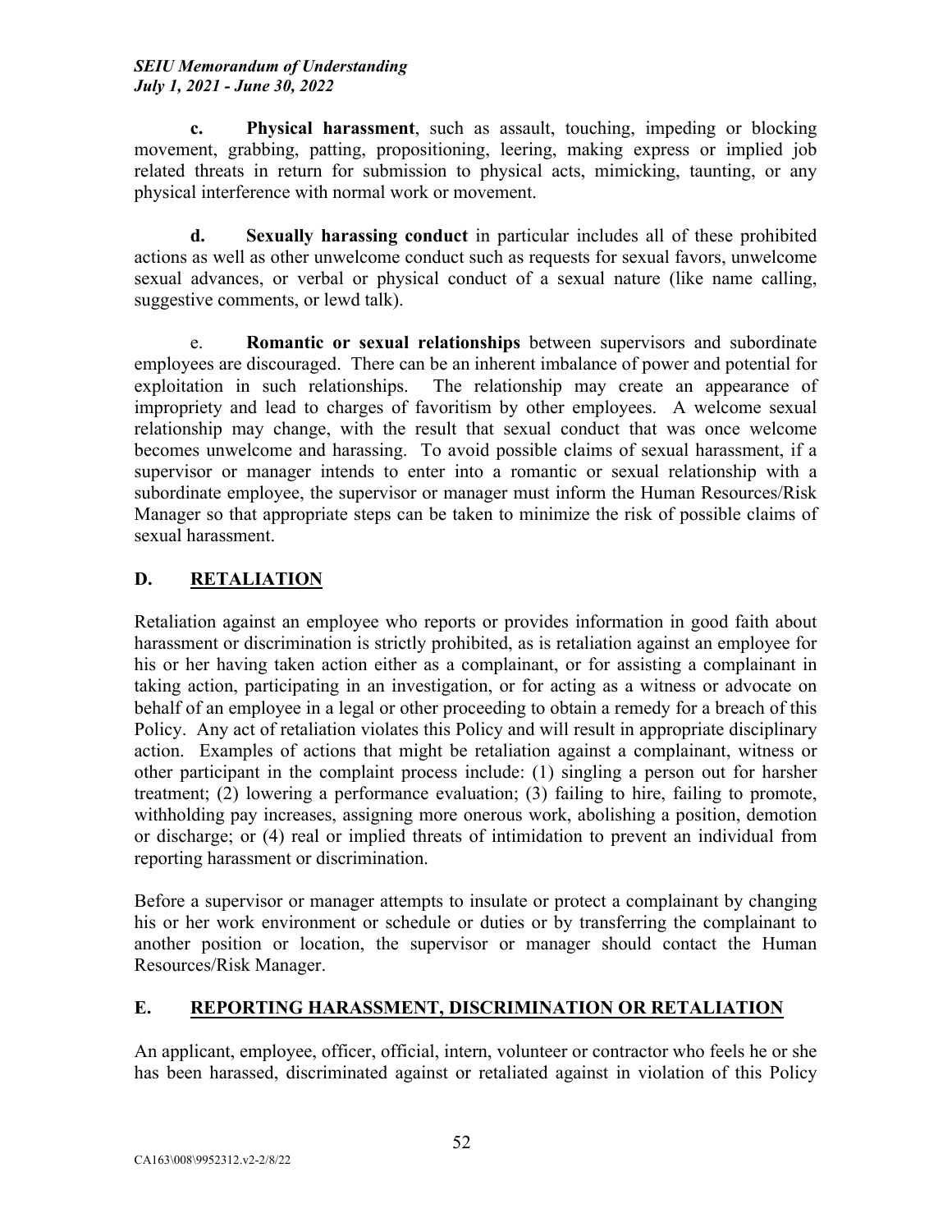**c. Physical harassment**, such as assault, touching, impeding or blocking movement, grabbing, patting, propositioning, leering, making express or implied job related threats in return for submission to physical acts, mimicking, taunting, or any physical interference with normal work or movement.

**d. Sexually harassing conduct** in particular includes all of these prohibited actions as well as other unwelcome conduct such as requests for sexual favors, unwelcome sexual advances, or verbal or physical conduct of a sexual nature (like name calling, suggestive comments, or lewd talk).

e. **Romantic or sexual relationships** between supervisors and subordinate employees are discouraged. There can be an inherent imbalance of power and potential for exploitation in such relationships. The relationship may create an appearance of impropriety and lead to charges of favoritism by other employees. A welcome sexual relationship may change, with the result that sexual conduct that was once welcome becomes unwelcome and harassing. To avoid possible claims of sexual harassment, if a supervisor or manager intends to enter into a romantic or sexual relationship with a subordinate employee, the supervisor or manager must inform the Human Resources/Risk Manager so that appropriate steps can be taken to minimize the risk of possible claims of sexual harassment.

## D. RETALIATION

Retaliation against an employee who reports or provides information in good faith about harassment or discrimination is strictly prohibited, as is retaliation against an employee for his or her having taken action either as a complainant, or for assisting a complainant in taking action, participating in an investigation, or for acting as a witness or advocate on behalf of an employee in a legal or other proceeding to obtain a remedy for a breach of this Policy. Any act of retaliation violates this Policy and will result in appropriate disciplinary action. Examples of actions that might be retaliation against a complainant, witness or other participant in the complaint process include: (1) singling a person out for harsher treatment; (2) lowering a performance evaluation; (3) failing to hire, failing to promote, withholding pay increases, assigning more onerous work, abolishing a position, demotion or discharge; or (4) real or implied threats of intimidation to prevent an individual from reporting harassment or discrimination.

Before a supervisor or manager attempts to insulate or protect a complainant by changing his or her work environment or schedule or duties or by transferring the complainant to another position or location, the supervisor or manager should contact the Human Resources/Risk Manager.

## E. REPORTING HARASSMENT, DISCRIMINATION OR RETALIATION

An applicant, employee, officer, official, intern, volunteer or contractor who feels he or she has been harassed, discriminated against or retaliated against in violation of this Policy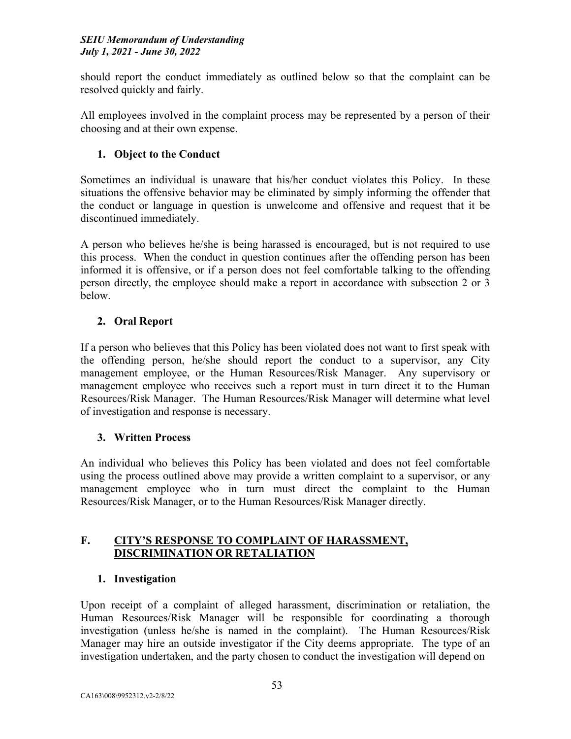should report the conduct immediately as outlined below so that the complaint can be resolved quickly and fairly.

All employees involved in the complaint process may be represented by a person of their choosing and at their own expense.

### 1. Object to the Conduct

Sometimes an individual is unaware that his/her conduct violates this Policy. In these situations the offensive behavior may be eliminated by simply informing the offender that the conduct or language in question is unwelcome and offensive and request that it be discontinued immediately.

A person who believes he/she is being harassed is encouraged, but is not required to use this process. When the conduct in question continues after the offending person has been informed it is offensive, or if a person does not feel comfortable talking to the offending person directly, the employee should make a report in accordance with subsection 2 or 3 below.

### 2. Oral Report

If a person who believes that this Policy has been violated does not want to first speak with the offending person, he/she should report the conduct to a supervisor, any City management employee, or the Human Resources/Risk Manager. Any supervisory or management employee who receives such a report must in turn direct it to the Human Resources/Risk Manager. The Human Resources/Risk Manager will determine what level of investigation and response is necessary.

### 3. Written Process

An individual who believes this Policy has been violated and does not feel comfortable using the process outlined above may provide a written complaint to a supervisor, or any management employee who in turn must direct the complaint to the Human Resources/Risk Manager, or to the Human Resources/Risk Manager directly.

## F. CITY'S RESPONSE TO COMPLAINT OF HARASSMENT, DISCRIMINATION OR RETALIATION

### 1. Investigation

Upon receipt of a complaint of alleged harassment, discrimination or retaliation, the Human Resources/Risk Manager will be responsible for coordinating a thorough investigation (unless he/she is named in the complaint). The Human Resources/Risk Manager may hire an outside investigator if the City deems appropriate. The type of an investigation undertaken, and the party chosen to conduct the investigation will depend on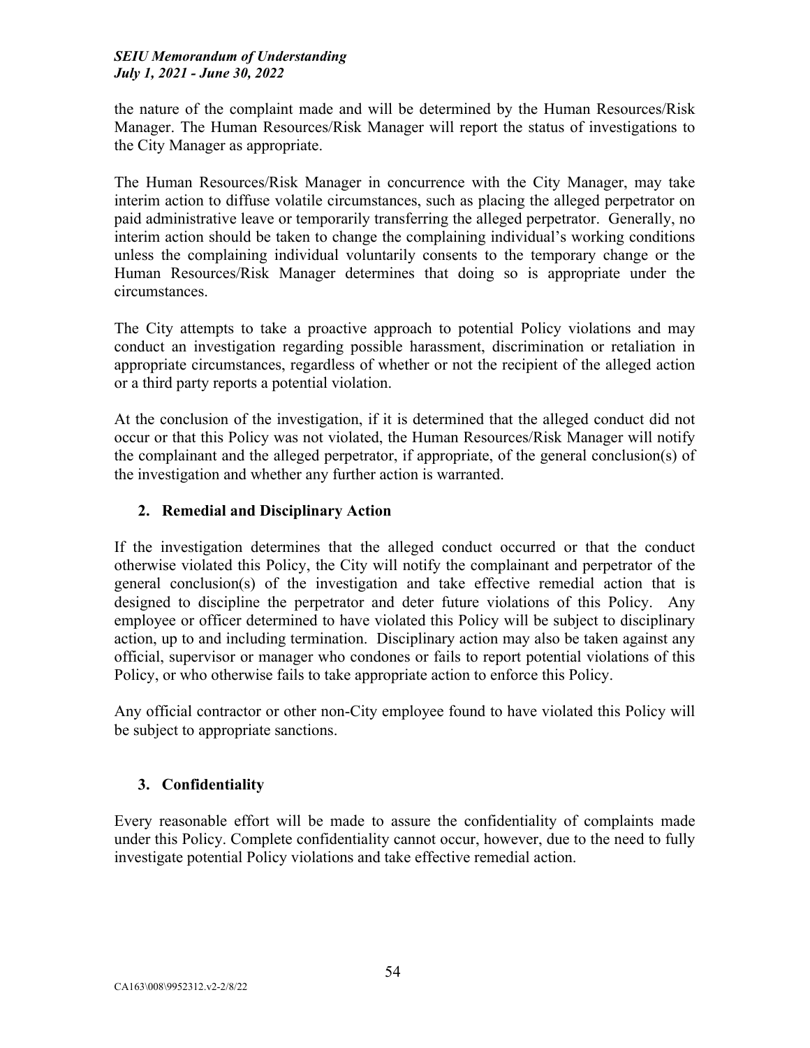the nature of the complaint made and will be determined by the Human Resources/Risk Manager. The Human Resources/Risk Manager will report the status of investigations to the City Manager as appropriate.

The Human Resources/Risk Manager in concurrence with the City Manager, may take interim action to diffuse volatile circumstances, such as placing the alleged perpetrator on paid administrative leave or temporarily transferring the alleged perpetrator. Generally, no interim action should be taken to change the complaining individual's working conditions unless the complaining individual voluntarily consents to the temporary change or the Human Resources/Risk Manager determines that doing so is appropriate under the circumstances.

The City attempts to take a proactive approach to potential Policy violations and may conduct an investigation regarding possible harassment, discrimination or retaliation in appropriate circumstances, regardless of whether or not the recipient of the alleged action or a third party reports a potential violation.

At the conclusion of the investigation, if it is determined that the alleged conduct did not occur or that this Policy was not violated, the Human Resources/Risk Manager will notify the complainant and the alleged perpetrator, if appropriate, of the general conclusion(s) of the investigation and whether any further action is warranted.

### 2. Remedial and Disciplinary Action

If the investigation determines that the alleged conduct occurred or that the conduct otherwise violated this Policy, the City will notify the complainant and perpetrator of the general conclusion(s) of the investigation and take effective remedial action that is designed to discipline the perpetrator and deter future violations of this Policy. Any employee or officer determined to have violated this Policy will be subject to disciplinary action, up to and including termination. Disciplinary action may also be taken against any official, supervisor or manager who condones or fails to report potential violations of this Policy, or who otherwise fails to take appropriate action to enforce this Policy.

Any official contractor or other non-City employee found to have violated this Policy will be subject to appropriate sanctions.

### 3. Confidentiality

Every reasonable effort will be made to assure the confidentiality of complaints made under this Policy. Complete confidentiality cannot occur, however, due to the need to fully investigate potential Policy violations and take effective remedial action.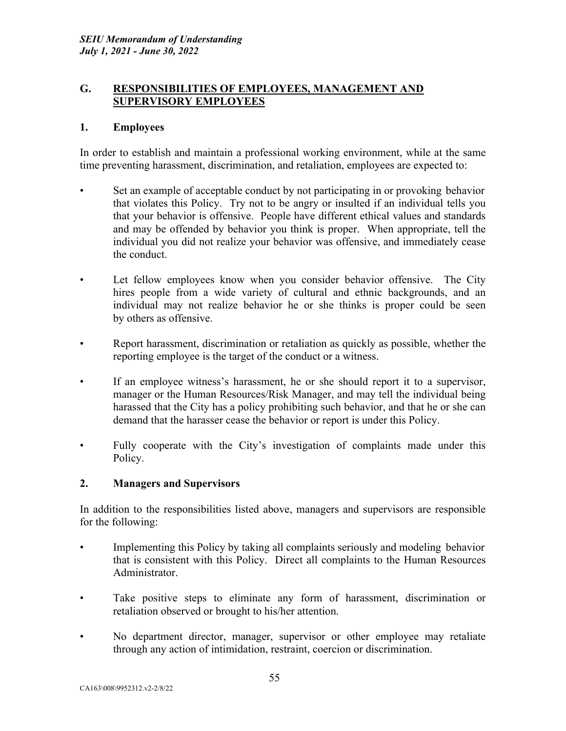## G. RESPONSIBILITIES OF EMPLOYEES, MANAGEMENT AND SUPERVISORY EMPLOYEES

### 1. Employees

In order to establish and maintain a professional working environment, while at the same time preventing harassment, discrimination, and retaliation, employees are expected to:

- Set an example of acceptable conduct by not participating in or provoking behavior that violates this Policy. Try not to be angry or insulted if an individual tells you that your behavior is offensive. People have different ethical values and standards and may be offended by behavior you think is proper. When appropriate, tell the individual you did not realize your behavior was offensive, and immediately cease the conduct.
- Let fellow employees know when you consider behavior offensive. The City hires people from a wide variety of cultural and ethnic backgrounds, and an individual may not realize behavior he or she thinks is proper could be seen by others as offensive.
- Report harassment, discrimination or retaliation as quickly as possible, whether the reporting employee is the target of the conduct or a witness.
- If an employee witness's harassment, he or she should report it to a supervisor, manager or the Human Resources/Risk Manager, and may tell the individual being harassed that the City has a policy prohibiting such behavior, and that he or she can demand that the harasser cease the behavior or report is under this Policy.
- Fully cooperate with the City's investigation of complaints made under this Policy.

### 2. Managers and Supervisors

In addition to the responsibilities listed above, managers and supervisors are responsible for the following:

- Implementing this Policy by taking all complaints seriously and modeling behavior that is consistent with this Policy. Direct all complaints to the Human Resources Administrator.
- Take positive steps to eliminate any form of harassment, discrimination or retaliation observed or brought to his/her attention.
- No department director, manager, supervisor or other employee may retaliate through any action of intimidation, restraint, coercion or discrimination.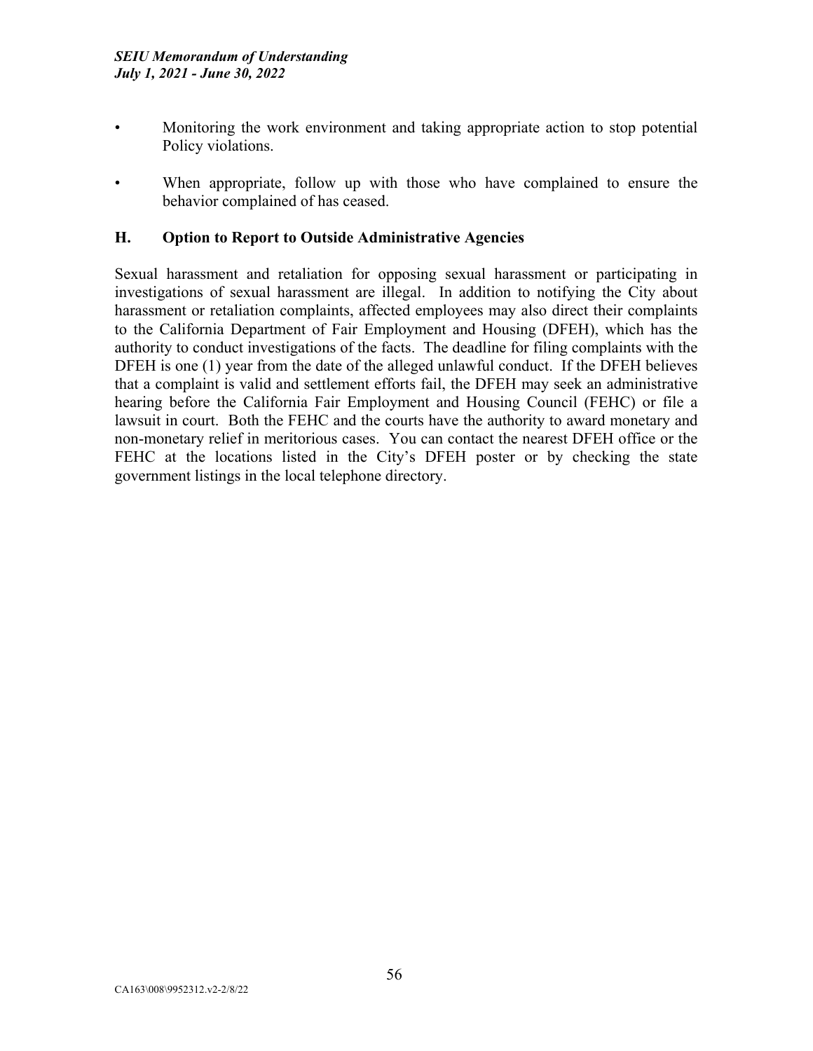- Monitoring the work environment and taking appropriate action to stop potential Policy violations.

- When appropriate, follow up with those who have complained to ensure the behavior complained of has ceased.

## H. Option to Report to Outside Administrative Agencies

Sexual harassment and retaliation for opposing sexual harassment or participating in investigations of sexual harassment are illegal. In addition to notifying the City about harassment or retaliation complaints, affected employees may also direct their complaints to the California Department of Fair Employment and Housing (DFEH), which has the authority to conduct investigations of the facts. The deadline for filing complaints with the DFEH is one (1) year from the date of the alleged unlawful conduct. If the DFEH believes that a complaint is valid and settlement efforts fail, the DFEH may seek an administrative hearing before the California Fair Employment and Housing Council (FEHC) or file a lawsuit in court. Both the FEHC and the courts have the authority to award monetary and non-monetary relief in meritorious cases. You can contact the nearest DFEH office or the FEHC at the locations listed in the City's DFEH poster or by checking the state government listings in the local telephone directory.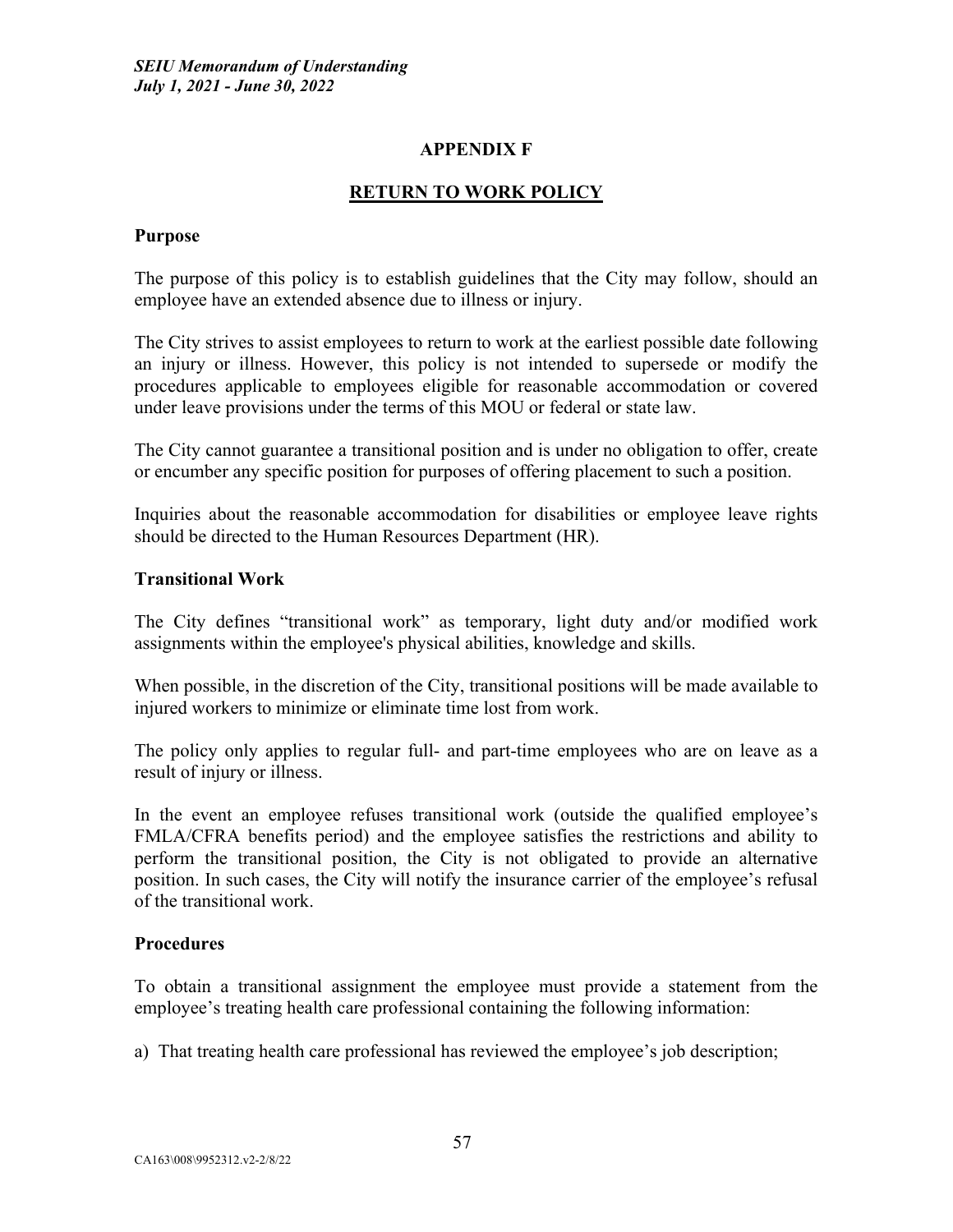## APPENDIX F

## RETURN TO WORK POLICY

**Purpose**

The purpose of this policy is to establish guidelines that the City may follow, should an employee have an extended absence due to illness or injury.

The City strives to assist employees to return to work at the earliest possible date following an injury or illness. However, this policy is not intended to supersede or modify the procedures applicable to employees eligible for reasonable accommodation or covered under leave provisions under the terms of this MOU or federal or state law.

The City cannot guarantee a transitional position and is under no obligation to offer, create or encumber any specific position for purposes of offering placement to such a position.

Inquiries about the reasonable accommodation for disabilities or employee leave rights should be directed to the Human Resources Department (HR).

**Transitional Work**

The City defines "transitional work" as temporary, light duty and/or modified work assignments within the employee's physical abilities, knowledge and skills.

When possible, in the discretion of the City, transitional positions will be made available to injured workers to minimize or eliminate time lost from work.

The policy only applies to regular full- and part-time employees who are on leave as a result of injury or illness.

In the event an employee refuses transitional work (outside the qualified employee's FMLA/CFRA benefits period) and the employee satisfies the restrictions and ability to perform the transitional position, the City is not obligated to provide an alternative position. In such cases, the City will notify the insurance carrier of the employee's refusal of the transitional work.

**Procedures**

To obtain a transitional assignment the employee must provide a statement from the employee's treating health care professional containing the following information:

a) That treating health care professional has reviewed the employee's job description;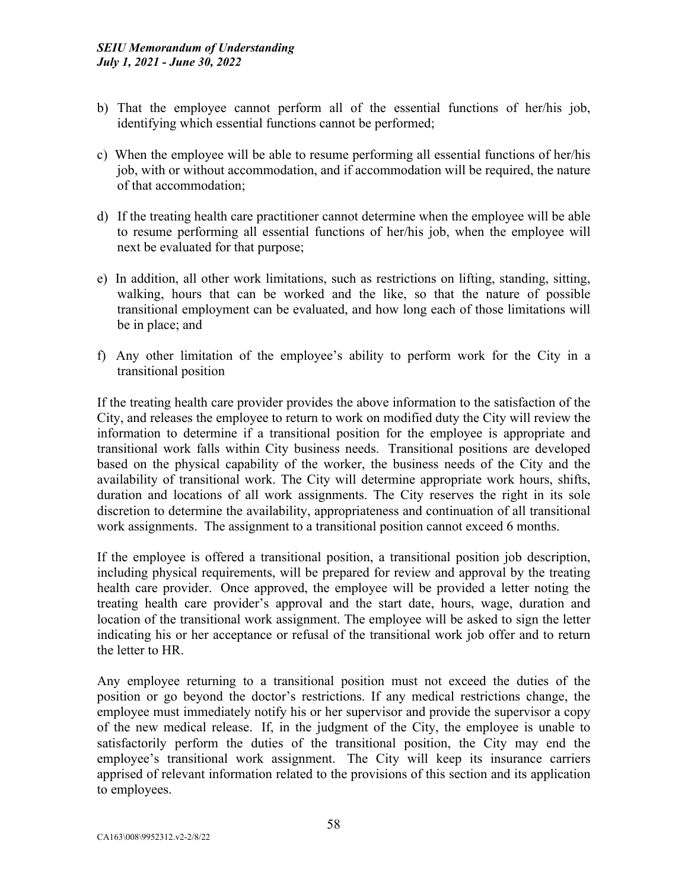b) That the employee cannot perform all of the essential functions of her/his job, identifying which essential functions cannot be performed;

c) When the employee will be able to resume performing all essential functions of her/his job, with or without accommodation, and if accommodation will be required, the nature of that accommodation;

d) If the treating health care practitioner cannot determine when the employee will be able to resume performing all essential functions of her/his job, when the employee will next be evaluated for that purpose;

e) In addition, all other work limitations, such as restrictions on lifting, standing, sitting, walking, hours that can be worked and the like, so that the nature of possible transitional employment can be evaluated, and how long each of those limitations will be in place; and

f) Any other limitation of the employee's ability to perform work for the City in a transitional position

If the treating health care provider provides the above information to the satisfaction of the City, and releases the employee to return to work on modified duty the City will review the information to determine if a transitional position for the employee is appropriate and transitional work falls within City business needs. Transitional positions are developed based on the physical capability of the worker, the business needs of the City and the availability of transitional work. The City will determine appropriate work hours, shifts, duration and locations of all work assignments. The City reserves the right in its sole discretion to determine the availability, appropriateness and continuation of all transitional work assignments. The assignment to a transitional position cannot exceed 6 months.

If the employee is offered a transitional position, a transitional position job description, including physical requirements, will be prepared for review and approval by the treating health care provider. Once approved, the employee will be provided a letter noting the treating health care provider's approval and the start date, hours, wage, duration and location of the transitional work assignment. The employee will be asked to sign the letter indicating his or her acceptance or refusal of the transitional work job offer and to return the letter to HR.

Any employee returning to a transitional position must not exceed the duties of the position or go beyond the doctor's restrictions. If any medical restrictions change, the employee must immediately notify his or her supervisor and provide the supervisor a copy of the new medical release. If, in the judgment of the City, the employee is unable to satisfactorily perform the duties of the transitional position, the City may end the employee's transitional work assignment. The City will keep its insurance carriers apprised of relevant information related to the provisions of this section and its application to employees.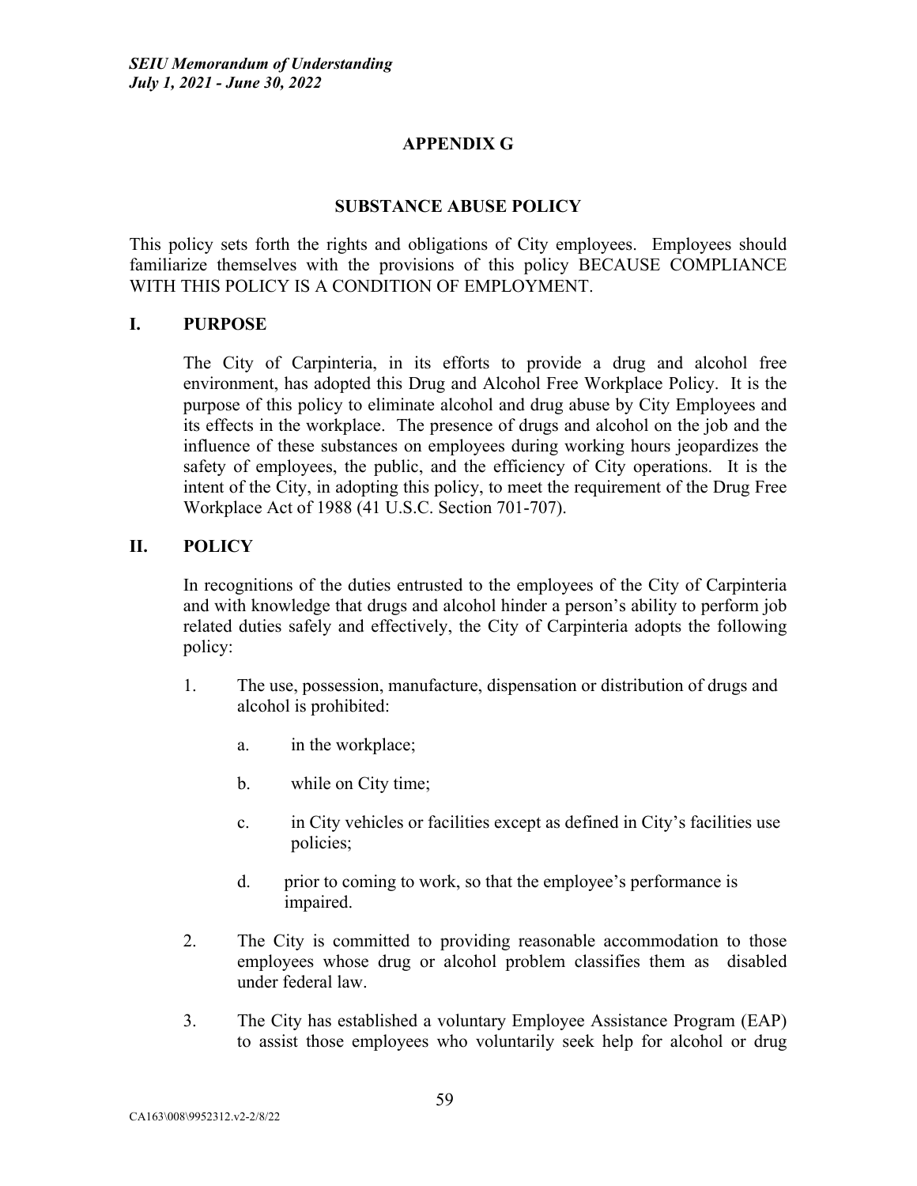## APPENDIX G

## SUBSTANCE ABUSE POLICY

This policy sets forth the rights and obligations of City employees. Employees should familiarize themselves with the provisions of this policy BECAUSE COMPLIANCE WITH THIS POLICY IS A CONDITION OF EMPLOYMENT.

### I. PURPOSE

The City of Carpinteria, in its efforts to provide a drug and alcohol free environment, has adopted this Drug and Alcohol Free Workplace Policy. It is the purpose of this policy to eliminate alcohol and drug abuse by City Employees and its effects in the workplace. The presence of drugs and alcohol on the job and the influence of these substances on employees during working hours jeopardizes the safety of employees, the public, and the efficiency of City operations. It is the intent of the City, in adopting this policy, to meet the requirement of the Drug Free Workplace Act of 1988 (41 U.S.C. Section 701-707).

### II. POLICY

In recognitions of the duties entrusted to the employees of the City of Carpinteria and with knowledge that drugs and alcohol hinder a person's ability to perform job related duties safely and effectively, the City of Carpinteria adopts the following policy:

1. The use, possession, manufacture, dispensation or distribution of drugs and alcohol is prohibited:

   a. in the workplace;

   b. while on City time;

   c. in City vehicles or facilities except as defined in City's facilities use policies;

   d. prior to coming to work, so that the employee's performance is impaired.

2. The City is committed to providing reasonable accommodation to those employees whose drug or alcohol problem classifies them as disabled under federal law.

3. The City has established a voluntary Employee Assistance Program (EAP) to assist those employees who voluntarily seek help for alcohol or drug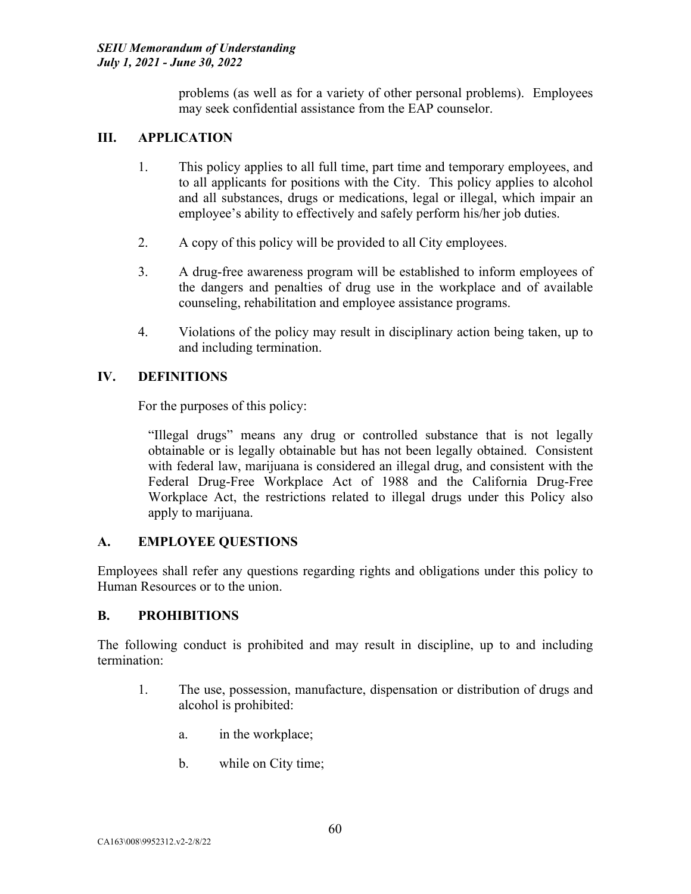problems (as well as for a variety of other personal problems). Employees may seek confidential assistance from the EAP counselor.

## III. APPLICATION

1. This policy applies to all full time, part time and temporary employees, and to all applicants for positions with the City. This policy applies to alcohol and all substances, drugs or medications, legal or illegal, which impair an employee's ability to effectively and safely perform his/her job duties.

2. A copy of this policy will be provided to all City employees.

3. A drug-free awareness program will be established to inform employees of the dangers and penalties of drug use in the workplace and of available counseling, rehabilitation and employee assistance programs.

4. Violations of the policy may result in disciplinary action being taken, up to and including termination.

## IV. DEFINITIONS

For the purposes of this policy:

"Illegal drugs" means any drug or controlled substance that is not legally obtainable or is legally obtainable but has not been legally obtained. Consistent with federal law, marijuana is considered an illegal drug, and consistent with the Federal Drug-Free Workplace Act of 1988 and the California Drug-Free Workplace Act, the restrictions related to illegal drugs under this Policy also apply to marijuana.

## A. EMPLOYEE QUESTIONS

Employees shall refer any questions regarding rights and obligations under this policy to Human Resources or to the union.

## B. PROHIBITIONS

The following conduct is prohibited and may result in discipline, up to and including termination:

1. The use, possession, manufacture, dispensation or distribution of drugs and alcohol is prohibited:

   a. in the workplace;

   b. while on City time;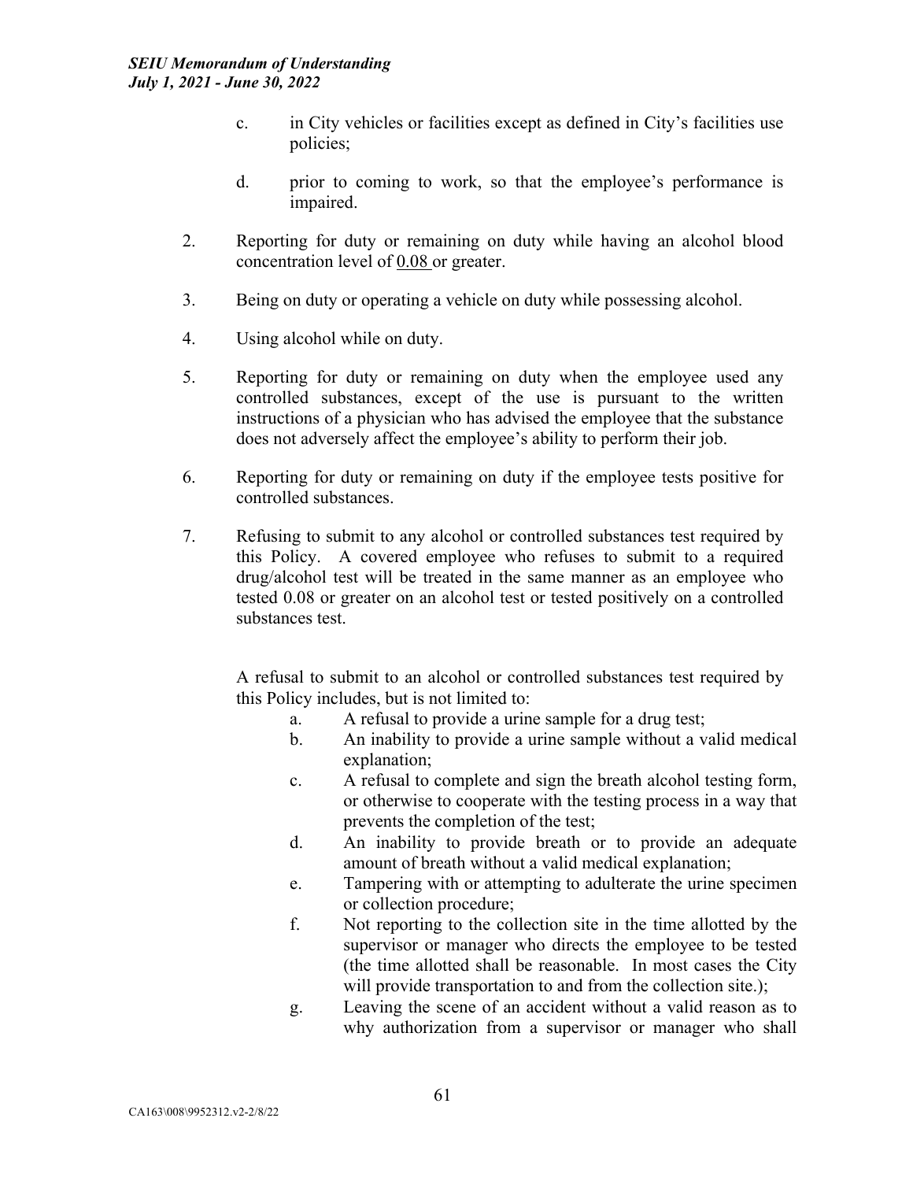c. in City vehicles or facilities except as defined in City's facilities use policies;

d. prior to coming to work, so that the employee's performance is impaired.

2. Reporting for duty or remaining on duty while having an alcohol blood concentration level of 0.08 or greater.

3. Being on duty or operating a vehicle on duty while possessing alcohol.

4. Using alcohol while on duty.

5. Reporting for duty or remaining on duty when the employee used any controlled substances, except of the use is pursuant to the written instructions of a physician who has advised the employee that the substance does not adversely affect the employee's ability to perform their job.

6. Reporting for duty or remaining on duty if the employee tests positive for controlled substances.

7. Refusing to submit to any alcohol or controlled substances test required by this Policy. A covered employee who refuses to submit to a required drug/alcohol test will be treated in the same manner as an employee who tested 0.08 or greater on an alcohol test or tested positively on a controlled substances test.

A refusal to submit to an alcohol or controlled substances test required by this Policy includes, but is not limited to:

a. A refusal to provide a urine sample for a drug test;
b. An inability to provide a urine sample without a valid medical explanation;
c. A refusal to complete and sign the breath alcohol testing form, or otherwise to cooperate with the testing process in a way that prevents the completion of the test;
d. An inability to provide breath or to provide an adequate amount of breath without a valid medical explanation;
e. Tampering with or attempting to adulterate the urine specimen or collection procedure;
f. Not reporting to the collection site in the time allotted by the supervisor or manager who directs the employee to be tested (the time allotted shall be reasonable. In most cases the City will provide transportation to and from the collection site.);
g. Leaving the scene of an accident without a valid reason as to why authorization from a supervisor or manager who shall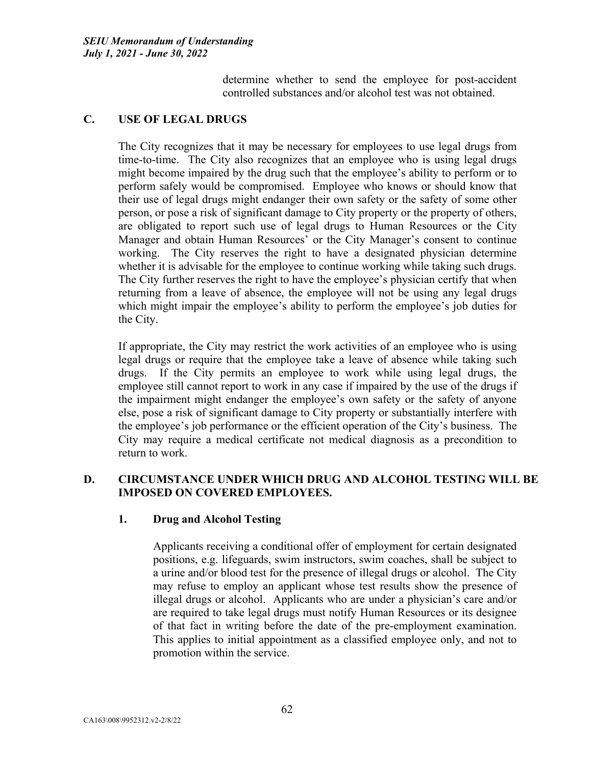determine whether to send the employee for post-accident controlled substances and/or alcohol test was not obtained.

## C. USE OF LEGAL DRUGS

The City recognizes that it may be necessary for employees to use legal drugs from time-to-time. The City also recognizes that an employee who is using legal drugs might become impaired by the drug such that the employee's ability to perform or to perform safely would be compromised. Employee who knows or should know that their use of legal drugs might endanger their own safety or the safety of some other person, or pose a risk of significant damage to City property or the property of others, are obligated to report such use of legal drugs to Human Resources or the City Manager and obtain Human Resources' or the City Manager's consent to continue working. The City reserves the right to have a designated physician determine whether it is advisable for the employee to continue working while taking such drugs. The City further reserves the right to have the employee's physician certify that when returning from a leave of absence, the employee will not be using any legal drugs which might impair the employee's ability to perform the employee's job duties for the City.

If appropriate, the City may restrict the work activities of an employee who is using legal drugs or require that the employee take a leave of absence while taking such drugs. If the City permits an employee to work while using legal drugs, the employee still cannot report to work in any case if impaired by the use of the drugs if the impairment might endanger the employee's own safety or the safety of anyone else, pose a risk of significant damage to City property or substantially interfere with the employee's job performance or the efficient operation of the City's business. The City may require a medical certificate not medical diagnosis as a precondition to return to work.

## D. CIRCUMSTANCE UNDER WHICH DRUG AND ALCOHOL TESTING WILL BE IMPOSED ON COVERED EMPLOYEES.

### 1. Drug and Alcohol Testing

Applicants receiving a conditional offer of employment for certain designated positions, e.g. lifeguards, swim instructors, swim coaches, shall be subject to a urine and/or blood test for the presence of illegal drugs or alcohol. The City may refuse to employ an applicant whose test results show the presence of illegal drugs or alcohol. Applicants who are under a physician's care and/or are required to take legal drugs must notify Human Resources or its designee of that fact in writing before the date of the pre-employment examination. This applies to initial appointment as a classified employee only, and not to promotion within the service.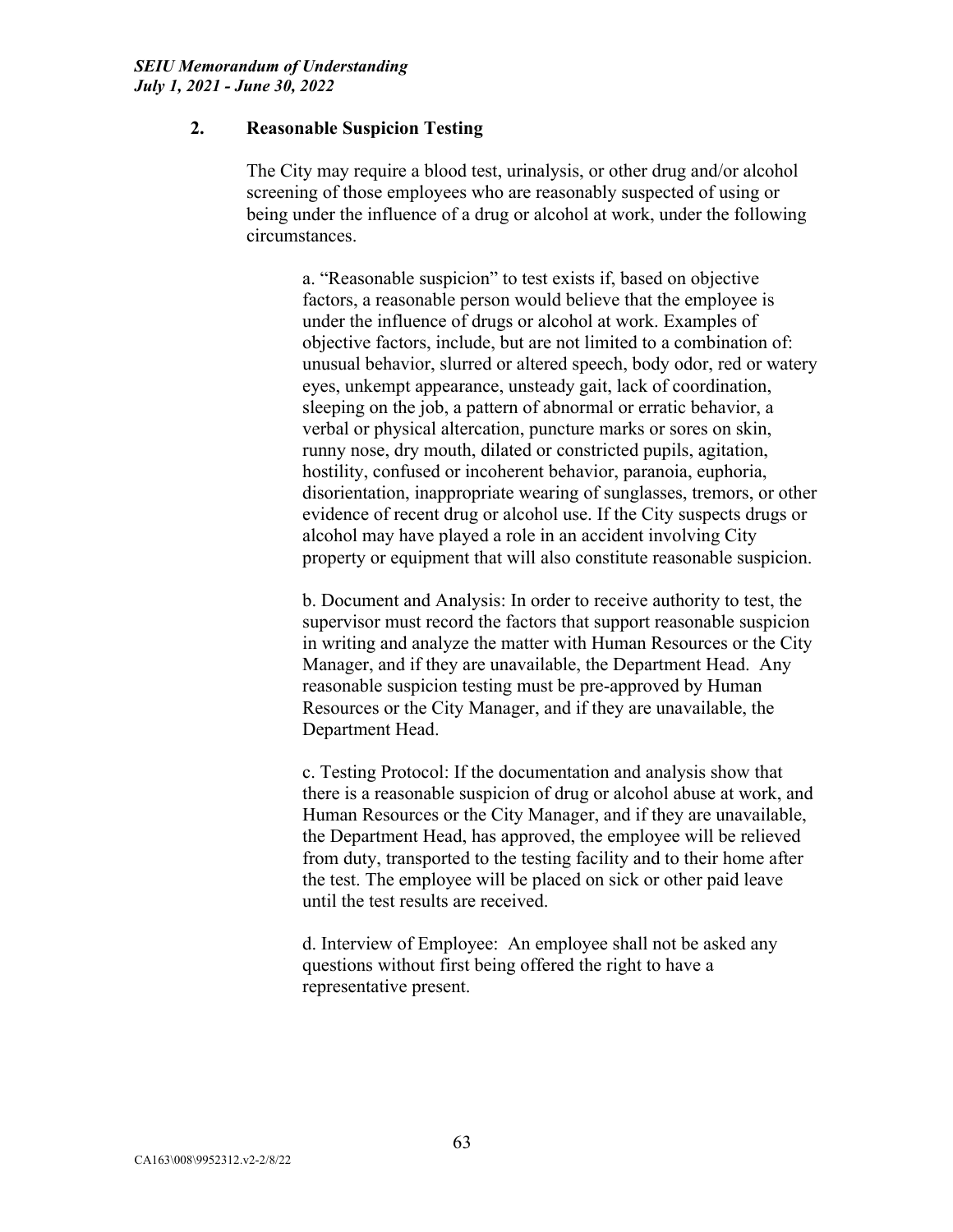## 2. Reasonable Suspicion Testing

The City may require a blood test, urinalysis, or other drug and/or alcohol screening of those employees who are reasonably suspected of using or being under the influence of a drug or alcohol at work, under the following circumstances.

a. "Reasonable suspicion" to test exists if, based on objective factors, a reasonable person would believe that the employee is under the influence of drugs or alcohol at work. Examples of objective factors, include, but are not limited to a combination of: unusual behavior, slurred or altered speech, body odor, red or watery eyes, unkempt appearance, unsteady gait, lack of coordination, sleeping on the job, a pattern of abnormal or erratic behavior, a verbal or physical altercation, puncture marks or sores on skin, runny nose, dry mouth, dilated or constricted pupils, agitation, hostility, confused or incoherent behavior, paranoia, euphoria, disorientation, inappropriate wearing of sunglasses, tremors, or other evidence of recent drug or alcohol use. If the City suspects drugs or alcohol may have played a role in an accident involving City property or equipment that will also constitute reasonable suspicion.

b. Document and Analysis: In order to receive authority to test, the supervisor must record the factors that support reasonable suspicion in writing and analyze the matter with Human Resources or the City Manager, and if they are unavailable, the Department Head. Any reasonable suspicion testing must be pre-approved by Human Resources or the City Manager, and if they are unavailable, the Department Head.

c. Testing Protocol: If the documentation and analysis show that there is a reasonable suspicion of drug or alcohol abuse at work, and Human Resources or the City Manager, and if they are unavailable, the Department Head, has approved, the employee will be relieved from duty, transported to the testing facility and to their home after the test. The employee will be placed on sick or other paid leave until the test results are received.

d. Interview of Employee: An employee shall not be asked any questions without first being offered the right to have a representative present.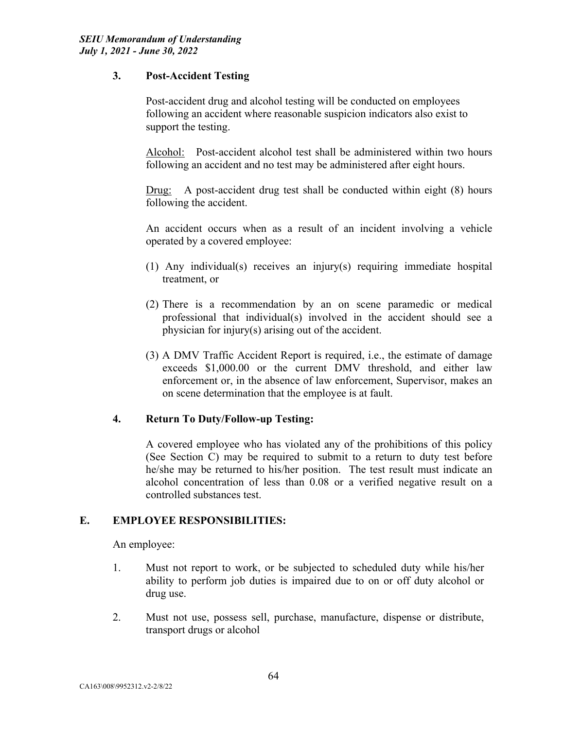### 3. Post-Accident Testing

Post-accident drug and alcohol testing will be conducted on employees following an accident where reasonable suspicion indicators also exist to support the testing.

<u>Alcohol:</u> Post-accident alcohol test shall be administered within two hours following an accident and no test may be administered after eight hours.

<u>Drug:</u> A post-accident drug test shall be conducted within eight (8) hours following the accident.

An accident occurs when as a result of an incident involving a vehicle operated by a covered employee:

(1) Any individual(s) receives an injury(s) requiring immediate hospital treatment, or

(2) There is a recommendation by an on scene paramedic or medical professional that individual(s) involved in the accident should see a physician for injury(s) arising out of the accident.

(3) A DMV Traffic Accident Report is required, i.e., the estimate of damage exceeds $1,000.00 or the current DMV threshold, and either law enforcement or, in the absence of law enforcement, Supervisor, makes an on scene determination that the employee is at fault.

### 4. Return To Duty/Follow-up Testing:

A covered employee who has violated any of the prohibitions of this policy (See Section C) may be required to submit to a return to duty test before he/she may be returned to his/her position. The test result must indicate an alcohol concentration of less than 0.08 or a verified negative result on a controlled substances test.

## E. EMPLOYEE RESPONSIBILITIES:

An employee:

1. Must not report to work, or be subjected to scheduled duty while his/her ability to perform job duties is impaired due to on or off duty alcohol or drug use.

2. Must not use, possess sell, purchase, manufacture, dispense or distribute, transport drugs or alcohol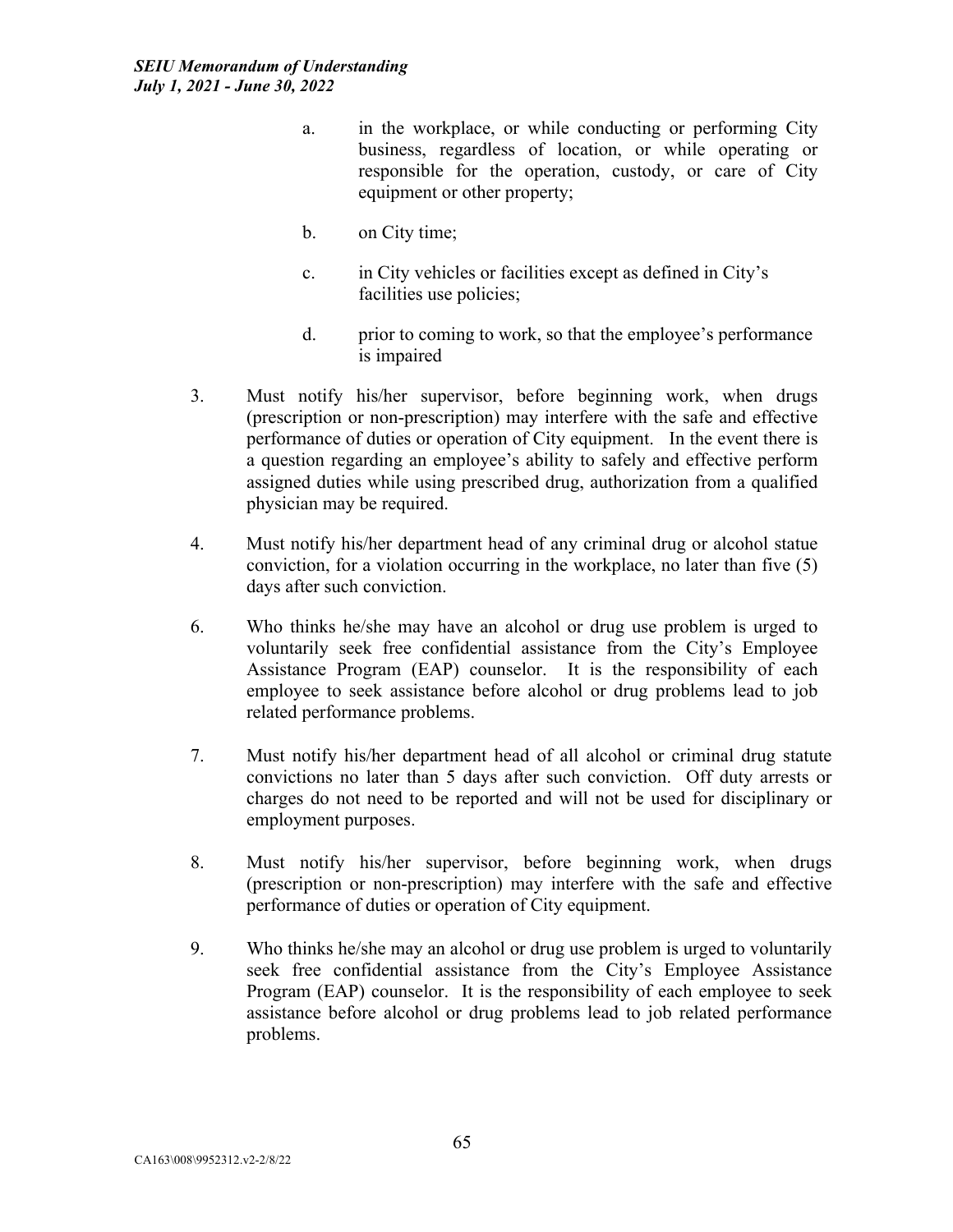a. in the workplace, or while conducting or performing City business, regardless of location, or while operating or responsible for the operation, custody, or care of City equipment or other property;

b. on City time;

c. in City vehicles or facilities except as defined in City's facilities use policies;

d. prior to coming to work, so that the employee's performance is impaired

3. Must notify his/her supervisor, before beginning work, when drugs (prescription or non-prescription) may interfere with the safe and effective performance of duties or operation of City equipment. In the event there is a question regarding an employee's ability to safely and effective perform assigned duties while using prescribed drug, authorization from a qualified physician may be required.

4. Must notify his/her department head of any criminal drug or alcohol statue conviction, for a violation occurring in the workplace, no later than five (5) days after such conviction.

6. Who thinks he/she may have an alcohol or drug use problem is urged to voluntarily seek free confidential assistance from the City's Employee Assistance Program (EAP) counselor. It is the responsibility of each employee to seek assistance before alcohol or drug problems lead to job related performance problems.

7. Must notify his/her department head of all alcohol or criminal drug statute convictions no later than 5 days after such conviction. Off duty arrests or charges do not need to be reported and will not be used for disciplinary or employment purposes.

8. Must notify his/her supervisor, before beginning work, when drugs (prescription or non-prescription) may interfere with the safe and effective performance of duties or operation of City equipment.

9. Who thinks he/she may an alcohol or drug use problem is urged to voluntarily seek free confidential assistance from the City's Employee Assistance Program (EAP) counselor. It is the responsibility of each employee to seek assistance before alcohol or drug problems lead to job related performance problems.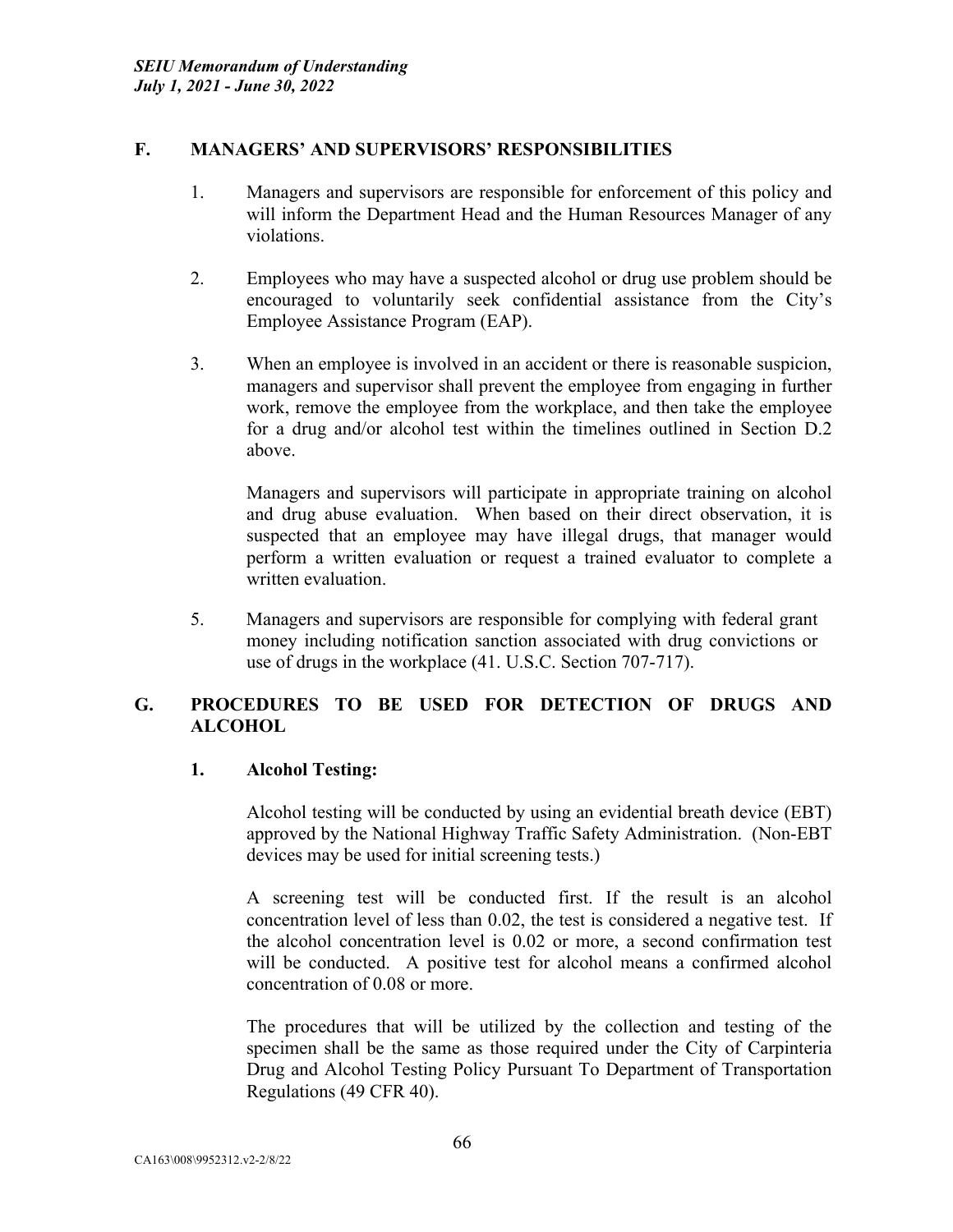## F. MANAGERS' AND SUPERVISORS' RESPONSIBILITIES

1. Managers and supervisors are responsible for enforcement of this policy and will inform the Department Head and the Human Resources Manager of any violations.

2. Employees who may have a suspected alcohol or drug use problem should be encouraged to voluntarily seek confidential assistance from the City's Employee Assistance Program (EAP).

3. When an employee is involved in an accident or there is reasonable suspicion, managers and supervisor shall prevent the employee from engaging in further work, remove the employee from the workplace, and then take the employee for a drug and/or alcohol test within the timelines outlined in Section D.2 above.

   Managers and supervisors will participate in appropriate training on alcohol and drug abuse evaluation. When based on their direct observation, it is suspected that an employee may have illegal drugs, that manager would perform a written evaluation or request a trained evaluator to complete a written evaluation.

5. Managers and supervisors are responsible for complying with federal grant money including notification sanction associated with drug convictions or use of drugs in the workplace (41. U.S.C. Section 707-717).

## G. PROCEDURES TO BE USED FOR DETECTION OF DRUGS AND ALCOHOL

### 1. Alcohol Testing:

Alcohol testing will be conducted by using an evidential breath device (EBT) approved by the National Highway Traffic Safety Administration. (Non-EBT devices may be used for initial screening tests.)

A screening test will be conducted first. If the result is an alcohol concentration level of less than 0.02, the test is considered a negative test. If the alcohol concentration level is 0.02 or more, a second confirmation test will be conducted. A positive test for alcohol means a confirmed alcohol concentration of 0.08 or more.

The procedures that will be utilized by the collection and testing of the specimen shall be the same as those required under the City of Carpinteria Drug and Alcohol Testing Policy Pursuant To Department of Transportation Regulations (49 CFR 40).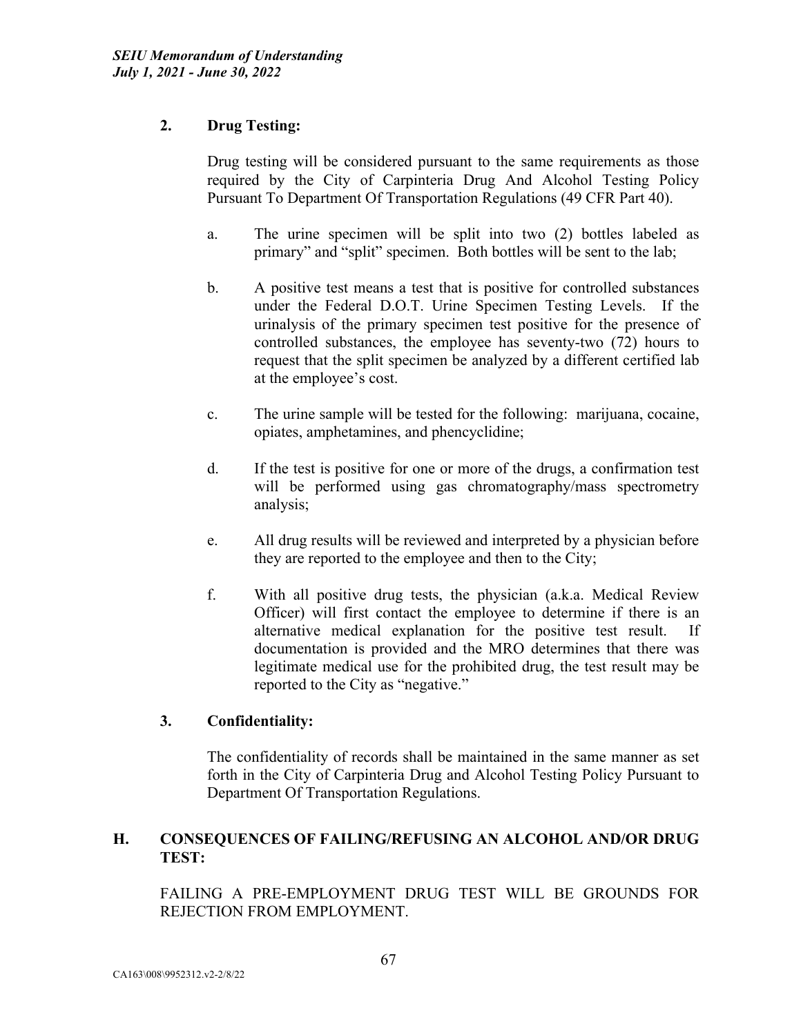### 2. Drug Testing:

Drug testing will be considered pursuant to the same requirements as those required by the City of Carpinteria Drug And Alcohol Testing Policy Pursuant To Department Of Transportation Regulations (49 CFR Part 40).

a. The urine specimen will be split into two (2) bottles labeled as primary" and "split" specimen. Both bottles will be sent to the lab;

b. A positive test means a test that is positive for controlled substances under the Federal D.O.T. Urine Specimen Testing Levels. If the urinalysis of the primary specimen test positive for the presence of controlled substances, the employee has seventy-two (72) hours to request that the split specimen be analyzed by a different certified lab at the employee's cost.

c. The urine sample will be tested for the following: marijuana, cocaine, opiates, amphetamines, and phencyclidine;

d. If the test is positive for one or more of the drugs, a confirmation test will be performed using gas chromatography/mass spectrometry analysis;

e. All drug results will be reviewed and interpreted by a physician before they are reported to the employee and then to the City;

f. With all positive drug tests, the physician (a.k.a. Medical Review Officer) will first contact the employee to determine if there is an alternative medical explanation for the positive test result. If documentation is provided and the MRO determines that there was legitimate medical use for the prohibited drug, the test result may be reported to the City as "negative."

### 3. Confidentiality:

The confidentiality of records shall be maintained in the same manner as set forth in the City of Carpinteria Drug and Alcohol Testing Policy Pursuant to Department Of Transportation Regulations.

## H. CONSEQUENCES OF FAILING/REFUSING AN ALCOHOL AND/OR DRUG TEST:

FAILING A PRE-EMPLOYMENT DRUG TEST WILL BE GROUNDS FOR REJECTION FROM EMPLOYMENT.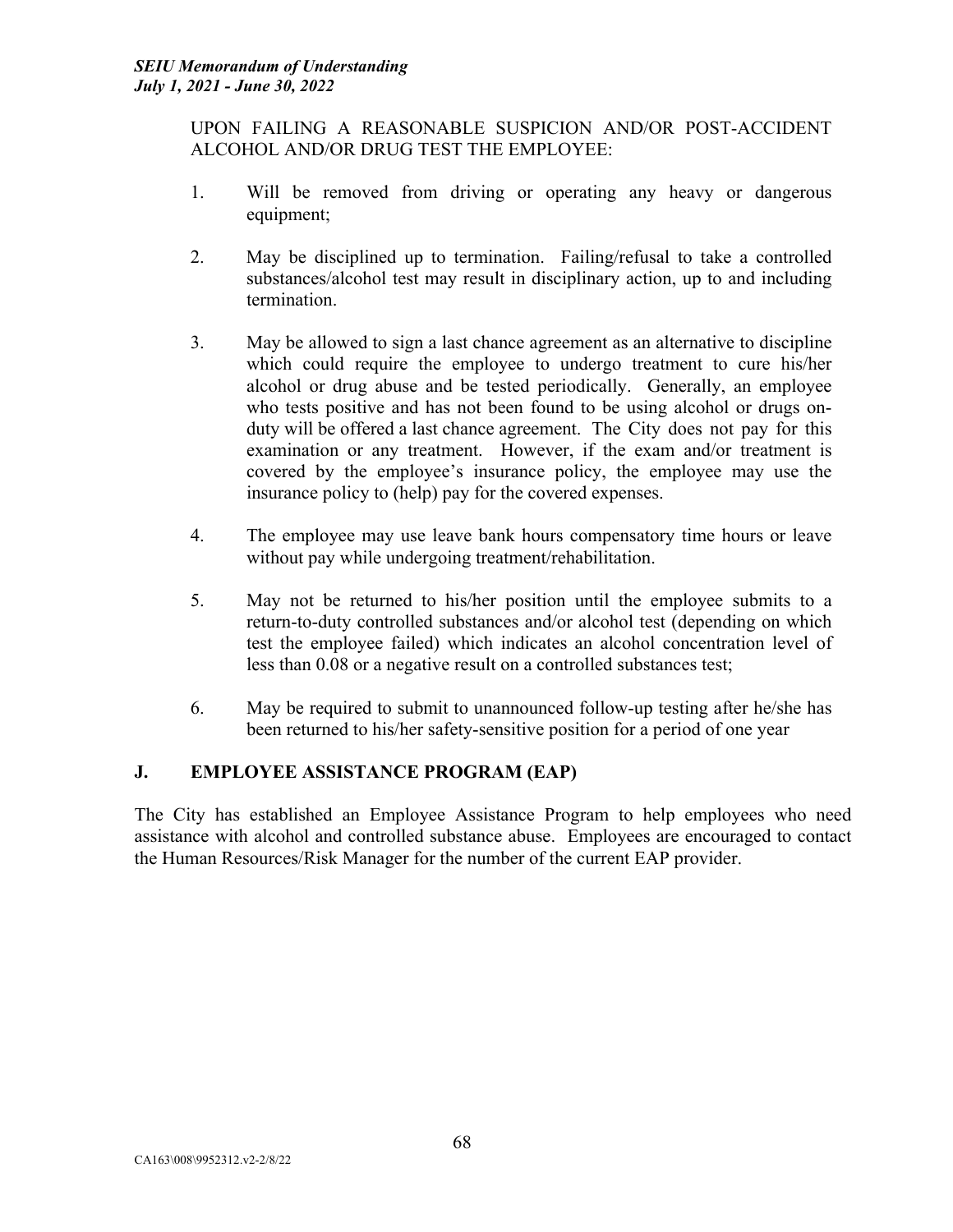UPON FAILING A REASONABLE SUSPICION AND/OR POST-ACCIDENT ALCOHOL AND/OR DRUG TEST THE EMPLOYEE:

1. Will be removed from driving or operating any heavy or dangerous equipment;

2. May be disciplined up to termination. Failing/refusal to take a controlled substances/alcohol test may result in disciplinary action, up to and including termination.

3. May be allowed to sign a last chance agreement as an alternative to discipline which could require the employee to undergo treatment to cure his/her alcohol or drug abuse and be tested periodically. Generally, an employee who tests positive and has not been found to be using alcohol or drugs on-duty will be offered a last chance agreement. The City does not pay for this examination or any treatment. However, if the exam and/or treatment is covered by the employee's insurance policy, the employee may use the insurance policy to (help) pay for the covered expenses.

4. The employee may use leave bank hours compensatory time hours or leave without pay while undergoing treatment/rehabilitation.

5. May not be returned to his/her position until the employee submits to a return-to-duty controlled substances and/or alcohol test (depending on which test the employee failed) which indicates an alcohol concentration level of less than 0.08 or a negative result on a controlled substances test;

6. May be required to submit to unannounced follow-up testing after he/she has been returned to his/her safety-sensitive position for a period of one year

## J. EMPLOYEE ASSISTANCE PROGRAM (EAP)

The City has established an Employee Assistance Program to help employees who need assistance with alcohol and controlled substance abuse. Employees are encouraged to contact the Human Resources/Risk Manager for the number of the current EAP provider.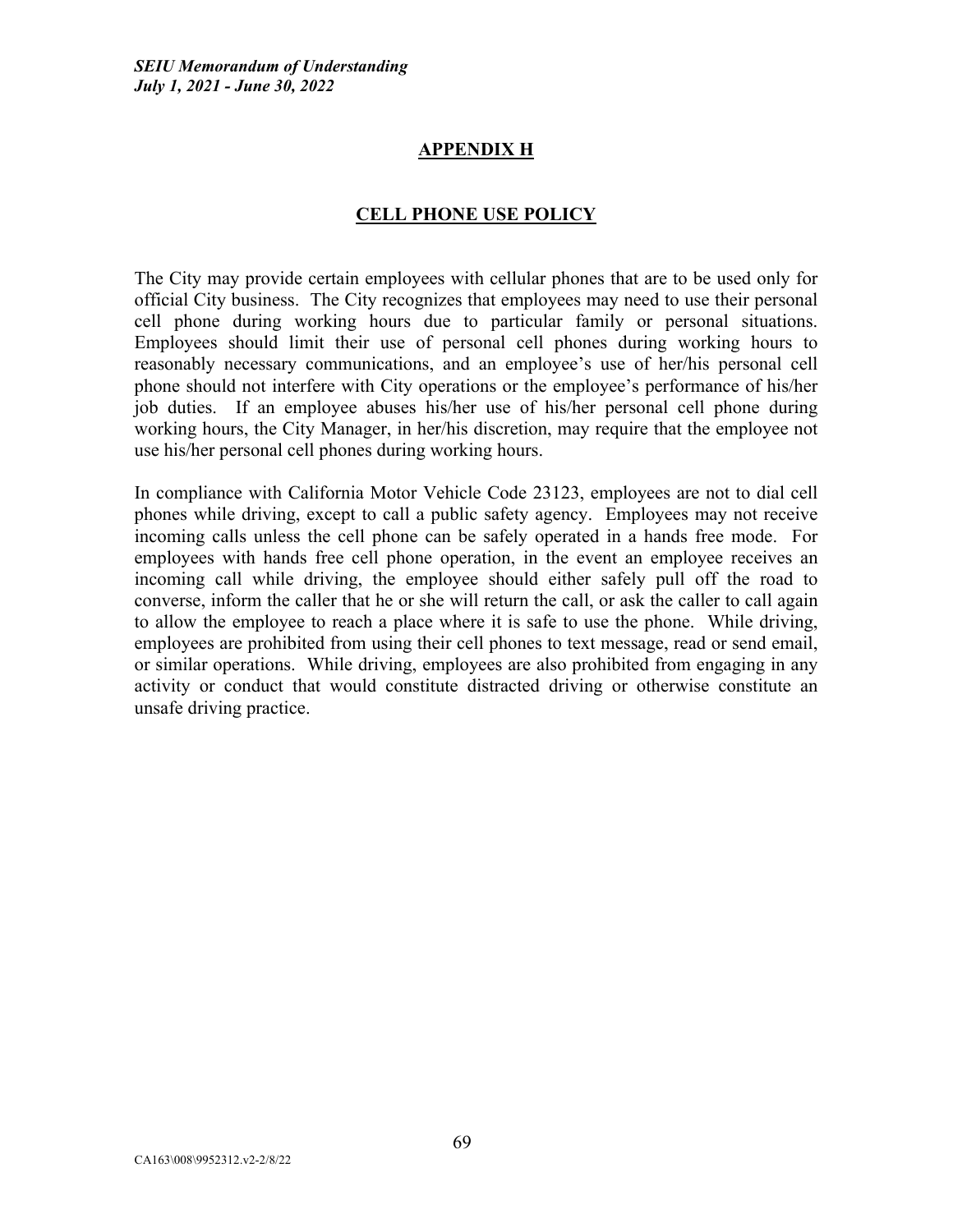## APPENDIX H

## CELL PHONE USE POLICY

The City may provide certain employees with cellular phones that are to be used only for official City business. The City recognizes that employees may need to use their personal cell phone during working hours due to particular family or personal situations. Employees should limit their use of personal cell phones during working hours to reasonably necessary communications, and an employee's use of her/his personal cell phone should not interfere with City operations or the employee's performance of his/her job duties. If an employee abuses his/her use of his/her personal cell phone during working hours, the City Manager, in her/his discretion, may require that the employee not use his/her personal cell phones during working hours.

In compliance with California Motor Vehicle Code 23123, employees are not to dial cell phones while driving, except to call a public safety agency. Employees may not receive incoming calls unless the cell phone can be safely operated in a hands free mode. For employees with hands free cell phone operation, in the event an employee receives an incoming call while driving, the employee should either safely pull off the road to converse, inform the caller that he or she will return the call, or ask the caller to call again to allow the employee to reach a place where it is safe to use the phone. While driving, employees are prohibited from using their cell phones to text message, read or send email, or similar operations. While driving, employees are also prohibited from engaging in any activity or conduct that would constitute distracted driving or otherwise constitute an unsafe driving practice.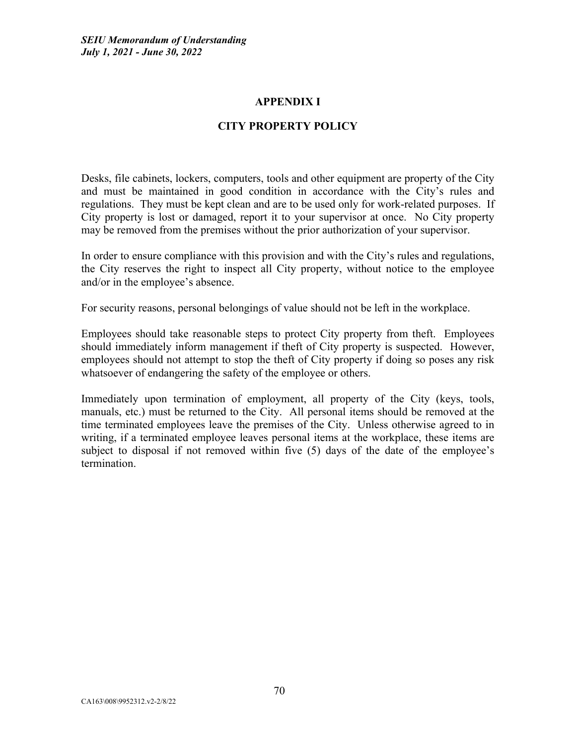# APPENDIX I

## CITY PROPERTY POLICY

Desks, file cabinets, lockers, computers, tools and other equipment are property of the City and must be maintained in good condition in accordance with the City's rules and regulations. They must be kept clean and are to be used only for work-related purposes. If City property is lost or damaged, report it to your supervisor at once. No City property may be removed from the premises without the prior authorization of your supervisor.

In order to ensure compliance with this provision and with the City's rules and regulations, the City reserves the right to inspect all City property, without notice to the employee and/or in the employee's absence.

For security reasons, personal belongings of value should not be left in the workplace.

Employees should take reasonable steps to protect City property from theft. Employees should immediately inform management if theft of City property is suspected. However, employees should not attempt to stop the theft of City property if doing so poses any risk whatsoever of endangering the safety of the employee or others.

Immediately upon termination of employment, all property of the City (keys, tools, manuals, etc.) must be returned to the City. All personal items should be removed at the time terminated employees leave the premises of the City. Unless otherwise agreed to in writing, if a terminated employee leaves personal items at the workplace, these items are subject to disposal if not removed within five (5) days of the date of the employee's termination.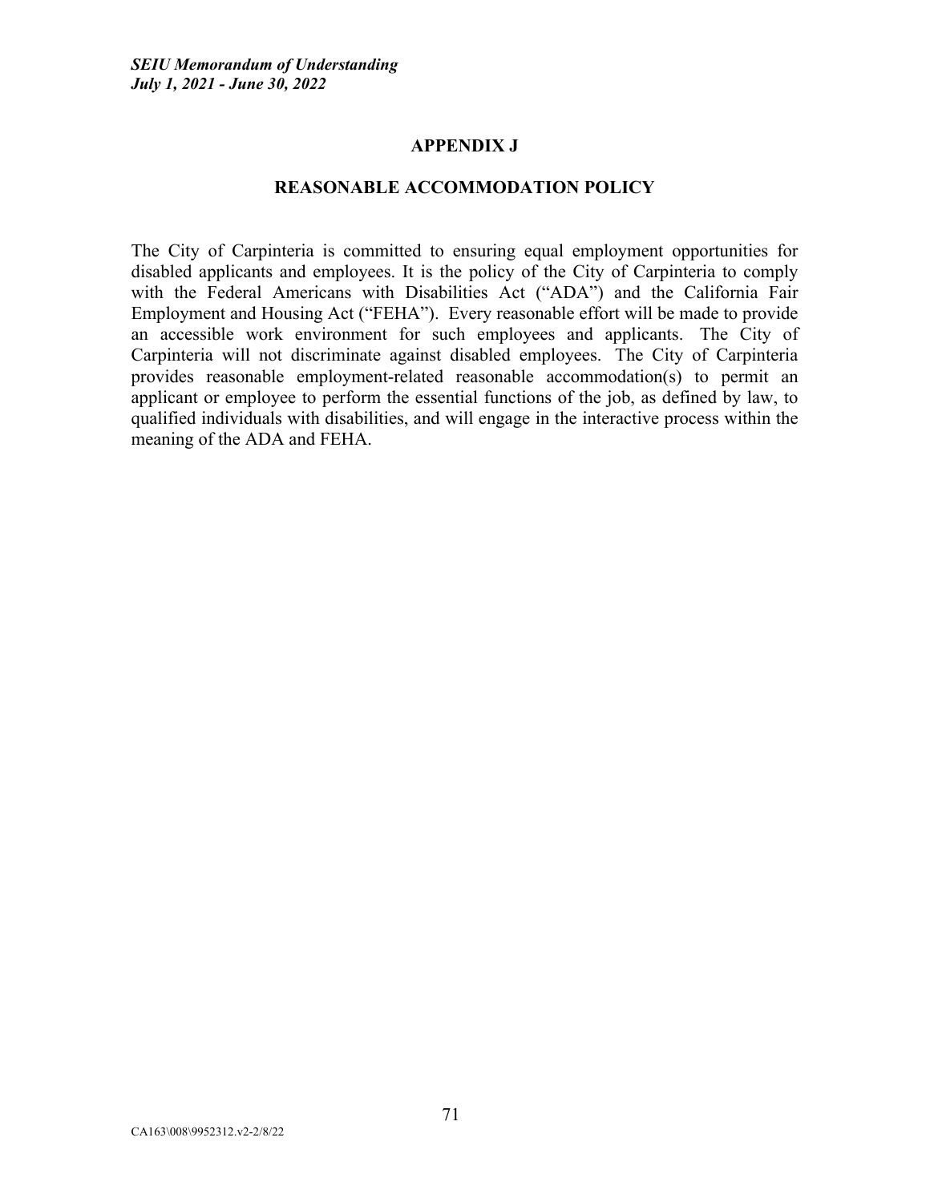## APPENDIX J

## REASONABLE ACCOMMODATION POLICY

The City of Carpinteria is committed to ensuring equal employment opportunities for disabled applicants and employees. It is the policy of the City of Carpinteria to comply with the Federal Americans with Disabilities Act ("ADA") and the California Fair Employment and Housing Act ("FEHA"). Every reasonable effort will be made to provide an accessible work environment for such employees and applicants. The City of Carpinteria will not discriminate against disabled employees. The City of Carpinteria provides reasonable employment-related reasonable accommodation(s) to permit an applicant or employee to perform the essential functions of the job, as defined by law, to qualified individuals with disabilities, and will engage in the interactive process within the meaning of the ADA and FEHA.